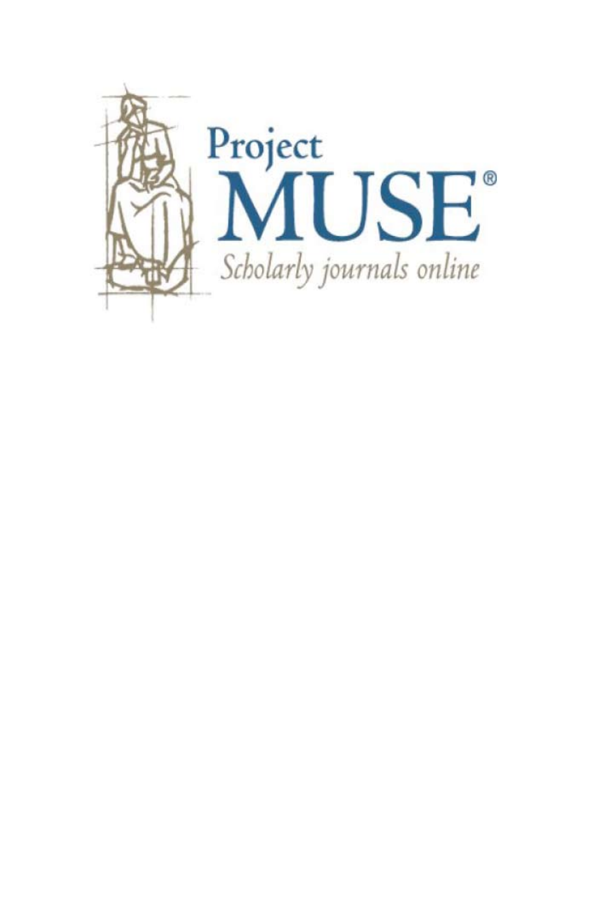Project
MUSE®
*Scholarly journals online*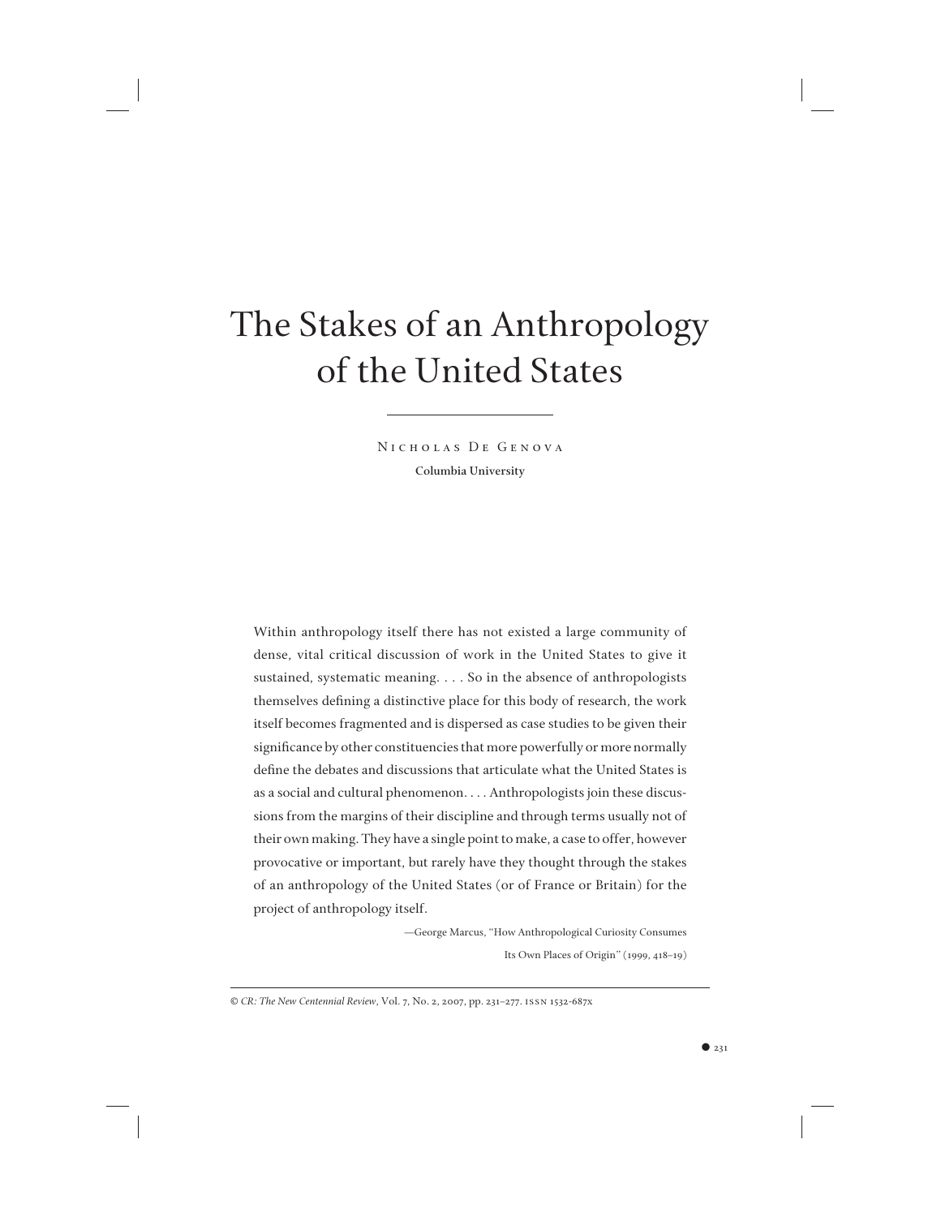# The Stakes of an Anthropology of the United States

NICHOLAS DE GENOVA

**Columbia University**

> Within anthropology itself there has not existed a large community of dense, vital critical discussion of work in the United States to give it sustained, systematic meaning. . . . So in the absence of anthropologists themselves defining a distinctive place for this body of research, the work itself becomes fragmented and is dispersed as case studies to be given their significance by other constituencies that more powerfully or more normally define the debates and discussions that articulate what the United States is as a social and cultural phenomenon. . . . Anthropologists join these discussions from the margins of their discipline and through terms usually not of their own making. They have a single point to make, a case to offer, however provocative or important, but rarely have they thought through the stakes of an anthropology of the United States (or of France or Britain) for the project of anthropology itself.
>
> —George Marcus, "How Anthropological Curiosity Consumes Its Own Places of Origin" (1999, 418–19)

© *CR: The New Centennial Review*, Vol. 7, No. 2, 2007, pp. 231–277. ISSN 1532-687X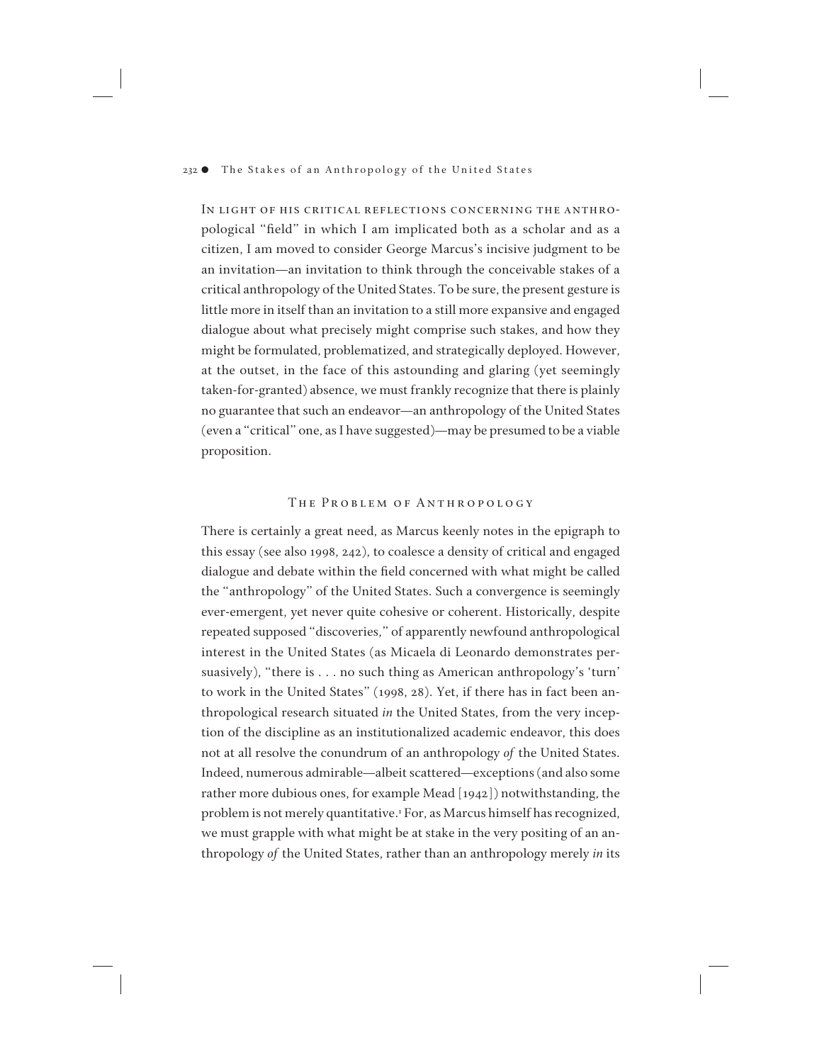In light of his critical reflections concerning the anthropological "field" in which I am implicated both as a scholar and as a citizen, I am moved to consider George Marcus's incisive judgment to be an invitation—an invitation to think through the conceivable stakes of a critical anthropology of the United States. To be sure, the present gesture is little more in itself than an invitation to a still more expansive and engaged dialogue about what precisely might comprise such stakes, and how they might be formulated, problematized, and strategically deployed. However, at the outset, in the face of this astounding and glaring (yet seemingly taken-for-granted) absence, we must frankly recognize that there is plainly no guarantee that such an endeavor—an anthropology of the United States (even a "critical" one, as I have suggested)—may be presumed to be a viable proposition.

## The Problem of Anthropology

There is certainly a great need, as Marcus keenly notes in the epigraph to this essay (see also 1998, 242), to coalesce a density of critical and engaged dialogue and debate within the field concerned with what might be called the "anthropology" of the United States. Such a convergence is seemingly ever-emergent, yet never quite cohesive or coherent. Historically, despite repeated supposed "discoveries," of apparently newfound anthropological interest in the United States (as Micaela di Leonardo demonstrates persuasively), "there is . . . no such thing as American anthropology's 'turn' to work in the United States" (1998, 28). Yet, if there has in fact been anthropological research situated *in* the United States, from the very inception of the discipline as an institutionalized academic endeavor, this does not at all resolve the conundrum of an anthropology *of* the United States. Indeed, numerous admirable—albeit scattered—exceptions (and also some rather more dubious ones, for example Mead [1942]) notwithstanding, the problem is not merely quantitative.[1] For, as Marcus himself has recognized, we must grapple with what might be at stake in the very positing of an anthropology *of* the United States, rather than an anthropology merely *in* its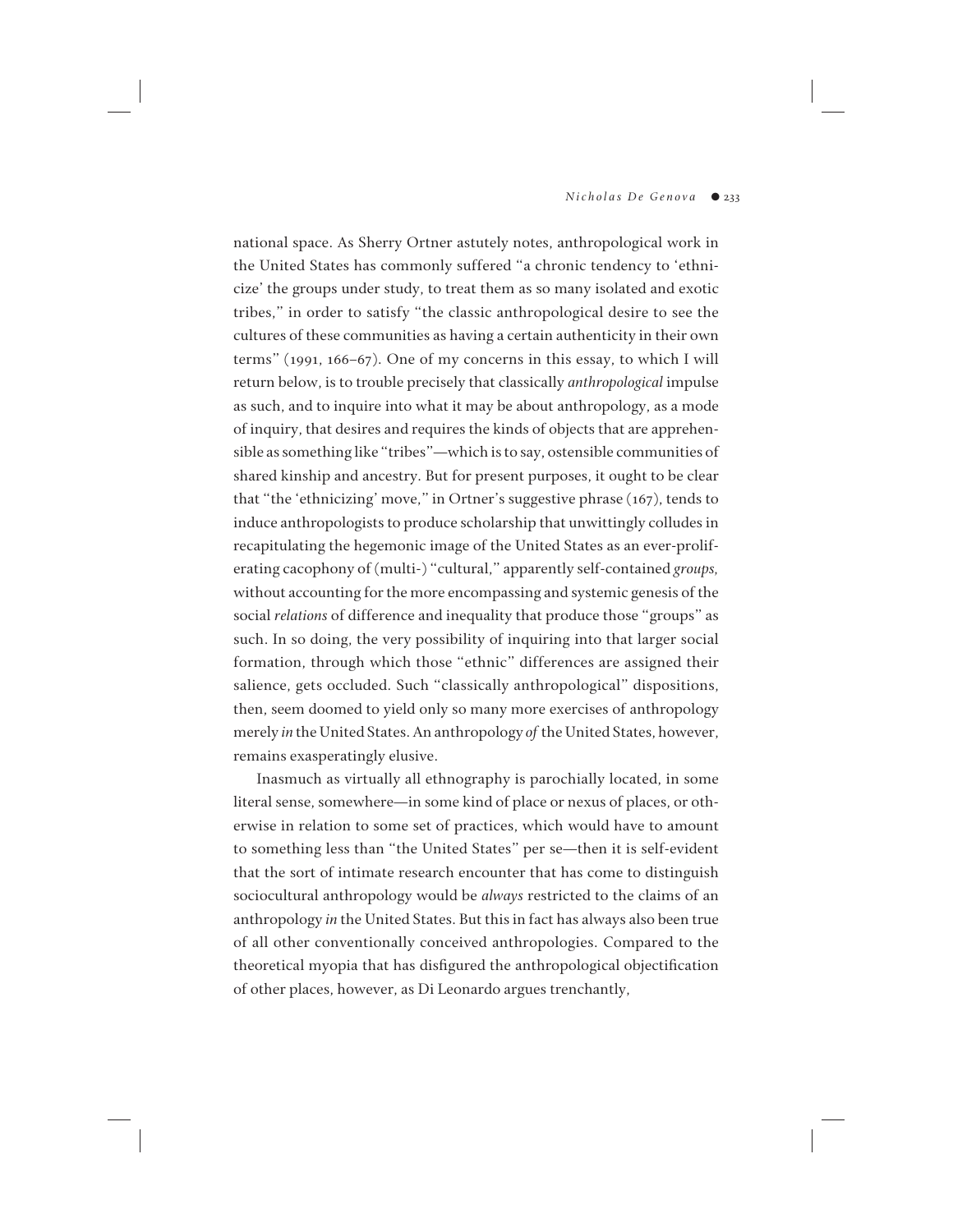national space. As Sherry Ortner astutely notes, anthropological work in the United States has commonly suffered "a chronic tendency to 'ethnicize' the groups under study, to treat them as so many isolated and exotic tribes," in order to satisfy "the classic anthropological desire to see the cultures of these communities as having a certain authenticity in their own terms" (1991, 166–67). One of my concerns in this essay, to which I will return below, is to trouble precisely that classically *anthropological* impulse as such, and to inquire into what it may be about anthropology, as a mode of inquiry, that desires and requires the kinds of objects that are apprehensible as something like "tribes"—which is to say, ostensible communities of shared kinship and ancestry. But for present purposes, it ought to be clear that "the 'ethnicizing' move," in Ortner's suggestive phrase (167), tends to induce anthropologists to produce scholarship that unwittingly colludes in recapitulating the hegemonic image of the United States as an ever-proliferating cacophony of (multi-) "cultural," apparently self-contained *groups*, without accounting for the more encompassing and systemic genesis of the social *relations* of difference and inequality that produce those "groups" as such. In so doing, the very possibility of inquiring into that larger social formation, through which those "ethnic" differences are assigned their salience, gets occluded. Such "classically anthropological" dispositions, then, seem doomed to yield only so many more exercises of anthropology merely *in* the United States. An anthropology *of* the United States, however, remains exasperatingly elusive.

Inasmuch as virtually all ethnography is parochially located, in some literal sense, somewhere—in some kind of place or nexus of places, or otherwise in relation to some set of practices, which would have to amount to something less than "the United States" per se—then it is self-evident that the sort of intimate research encounter that has come to distinguish sociocultural anthropology would be *always* restricted to the claims of an anthropology *in* the United States. But this in fact has always also been true of all other conventionally conceived anthropologies. Compared to the theoretical myopia that has disfigured the anthropological objectification of other places, however, as Di Leonardo argues trenchantly,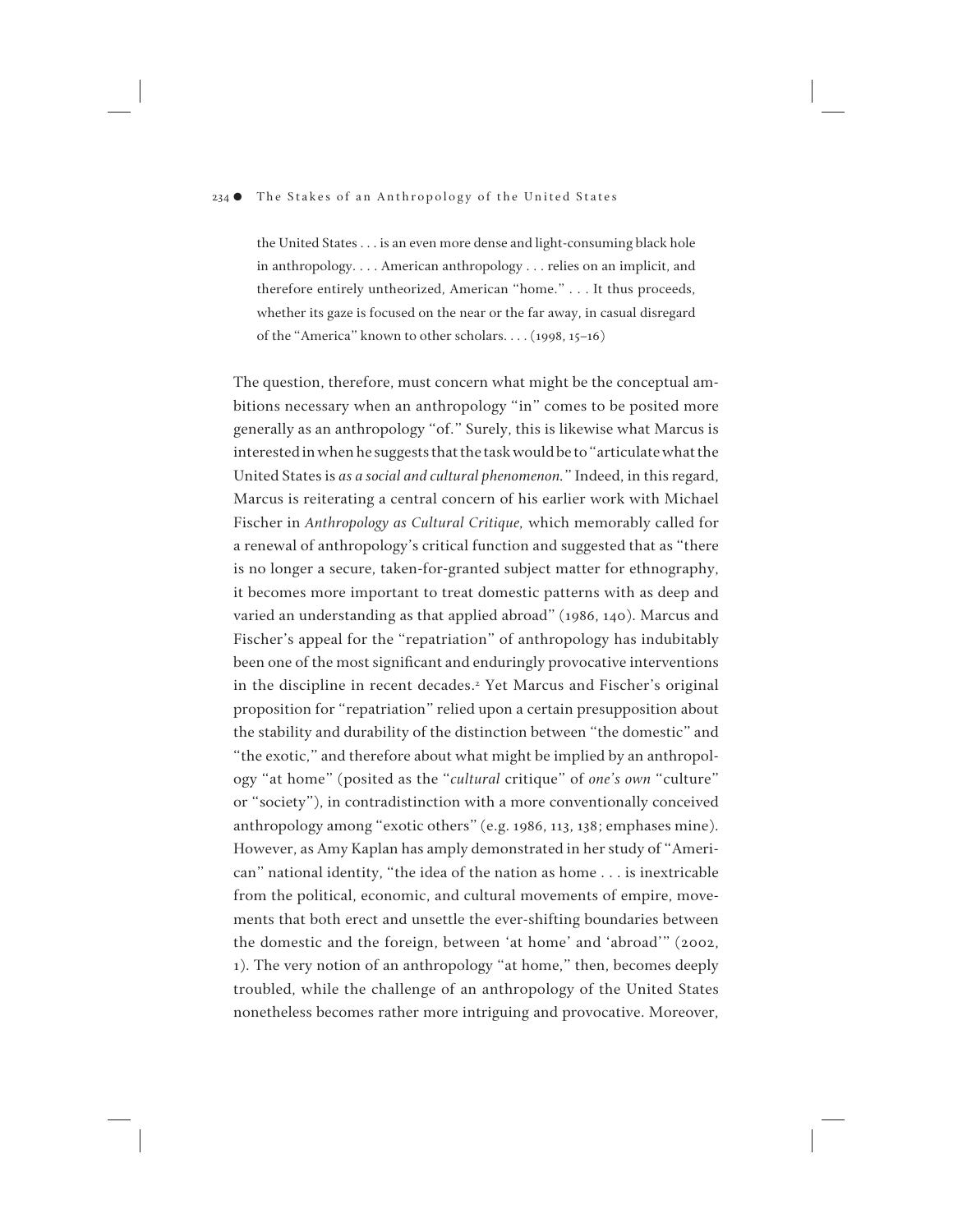> the United States . . . is an even more dense and light-consuming black hole in anthropology. . . . American anthropology . . . relies on an implicit, and therefore entirely untheorized, American "home." . . . It thus proceeds, whether its gaze is focused on the near or the far away, in casual disregard of the "America" known to other scholars. . . . (1998, 15–16)

The question, therefore, must concern what might be the conceptual ambitions necessary when an anthropology "in" comes to be posited more generally as an anthropology "of." Surely, this is likewise what Marcus is interested in when he suggests that the task would be to "articulate what the United States is *as a social and cultural phenomenon.*" Indeed, in this regard, Marcus is reiterating a central concern of his earlier work with Michael Fischer in *Anthropology as Cultural Critique*, which memorably called for a renewal of anthropology's critical function and suggested that as "there is no longer a secure, taken-for-granted subject matter for ethnography, it becomes more important to treat domestic patterns with as deep and varied an understanding as that applied abroad" (1986, 140). Marcus and Fischer's appeal for the "repatriation" of anthropology has indubitably been one of the most significant and enduringly provocative interventions in the discipline in recent decades.[2] Yet Marcus and Fischer's original proposition for "repatriation" relied upon a certain presupposition about the stability and durability of the distinction between "the domestic" and "the exotic," and therefore about what might be implied by an anthropology "at home" (posited as the "*cultural* critique" of *one's own* "culture" or "society"), in contradistinction with a more conventionally conceived anthropology among "exotic others" (e.g. 1986, 113, 138; emphases mine). However, as Amy Kaplan has amply demonstrated in her study of "American" national identity, "the idea of the nation as home . . . is inextricable from the political, economic, and cultural movements of empire, movements that both erect and unsettle the ever-shifting boundaries between the domestic and the foreign, between 'at home' and 'abroad'" (2002, 1). The very notion of an anthropology "at home," then, becomes deeply troubled, while the challenge of an anthropology of the United States nonetheless becomes rather more intriguing and provocative. Moreover,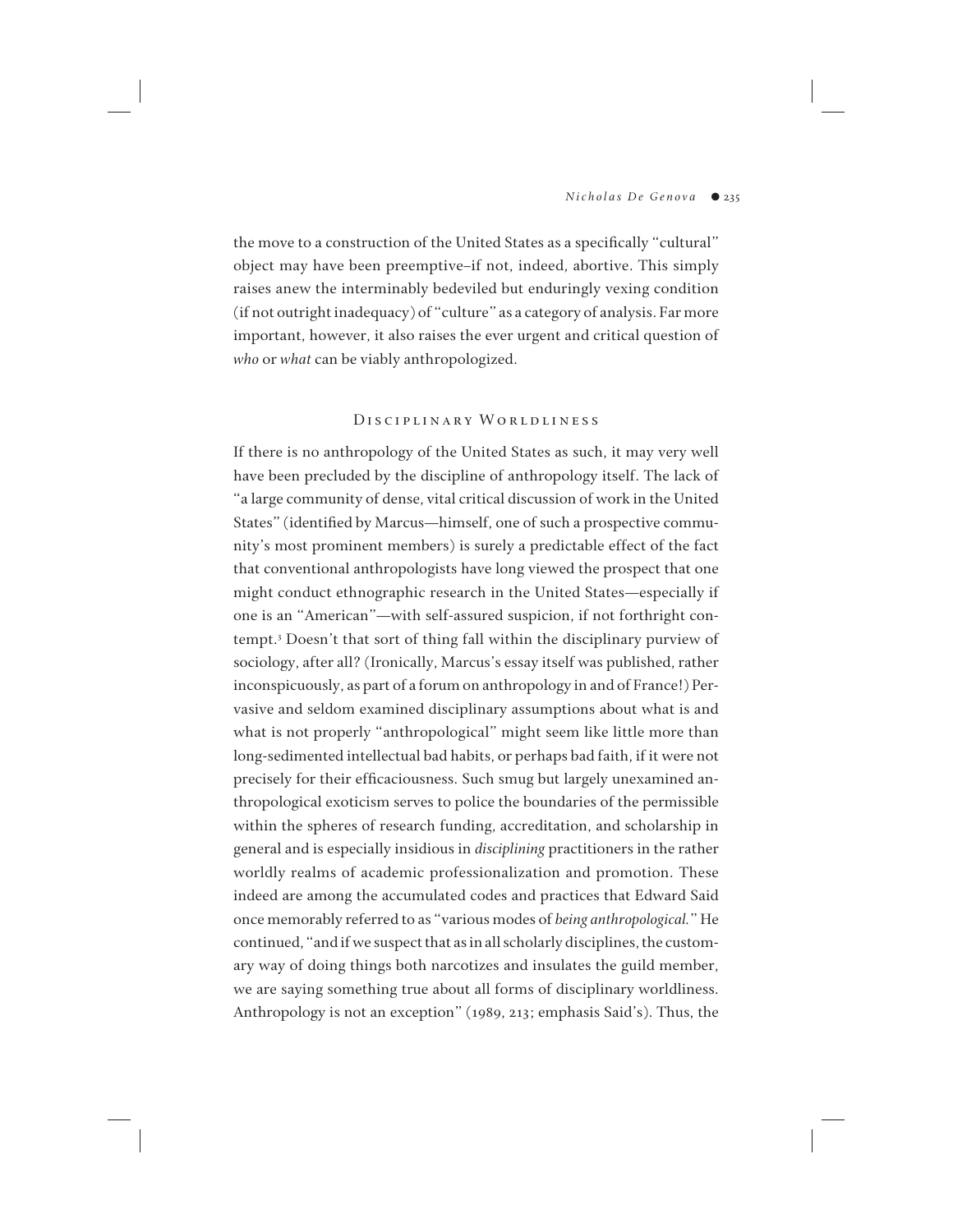the move to a construction of the United States as a specifically "cultural" object may have been preemptive–if not, indeed, abortive. This simply raises anew the interminably bedeviled but enduringly vexing condition (if not outright inadequacy) of "culture" as a category of analysis. Far more important, however, it also raises the ever urgent and critical question of *who* or *what* can be viably anthropologized.

## Disciplinary Worldliness

If there is no anthropology of the United States as such, it may very well have been precluded by the discipline of anthropology itself. The lack of "a large community of dense, vital critical discussion of work in the United States" (identified by Marcus—himself, one of such a prospective community's most prominent members) is surely a predictable effect of the fact that conventional anthropologists have long viewed the prospect that one might conduct ethnographic research in the United States—especially if one is an "American"—with self-assured suspicion, if not forthright contempt.[3] Doesn't that sort of thing fall within the disciplinary purview of sociology, after all? (Ironically, Marcus's essay itself was published, rather inconspicuously, as part of a forum on anthropology in and of France!) Pervasive and seldom examined disciplinary assumptions about what is and what is not properly "anthropological" might seem like little more than long-sedimented intellectual bad habits, or perhaps bad faith, if it were not precisely for their efficaciousness. Such smug but largely unexamined anthropological exoticism serves to police the boundaries of the permissible within the spheres of research funding, accreditation, and scholarship in general and is especially insidious in *disciplining* practitioners in the rather worldly realms of academic professionalization and promotion. These indeed are among the accumulated codes and practices that Edward Said once memorably referred to as "various modes of *being anthropological.*" He continued, "and if we suspect that as in all scholarly disciplines, the customary way of doing things both narcotizes and insulates the guild member, we are saying something true about all forms of disciplinary worldliness. Anthropology is not an exception" (1989, 213; emphasis Said's). Thus, the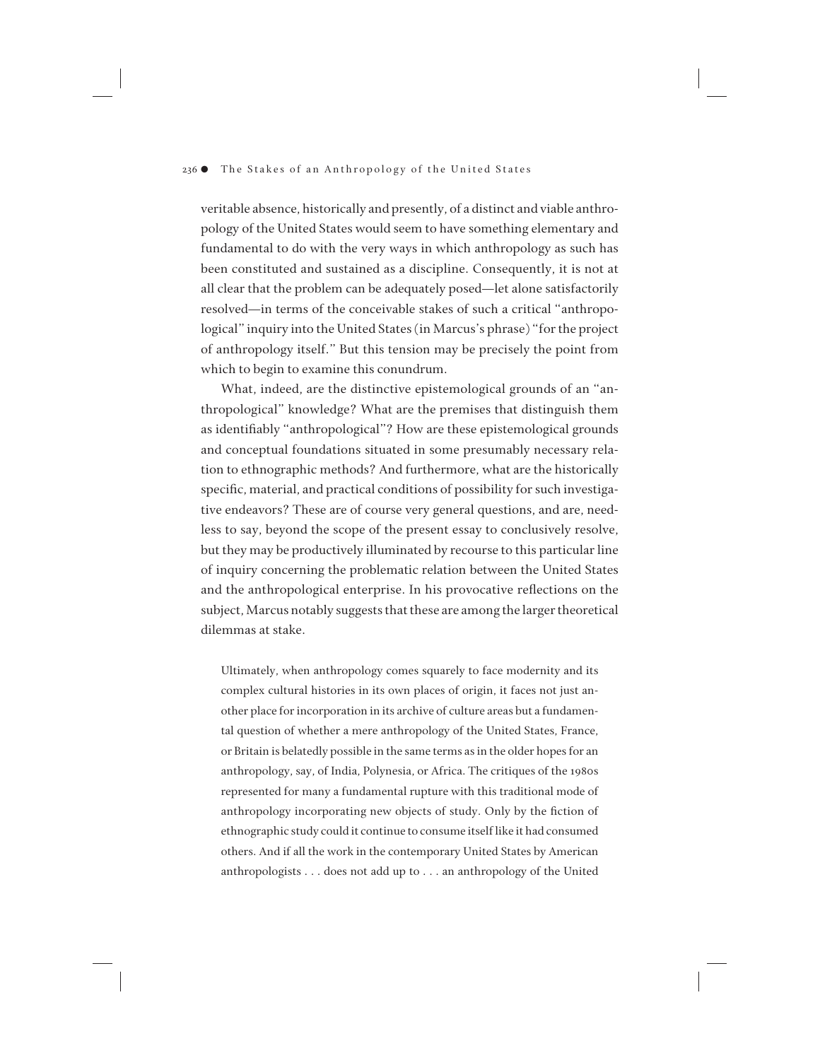veritable absence, historically and presently, of a distinct and viable anthropology of the United States would seem to have something elementary and fundamental to do with the very ways in which anthropology as such has been constituted and sustained as a discipline. Consequently, it is not at all clear that the problem can be adequately posed—let alone satisfactorily resolved—in terms of the conceivable stakes of such a critical "anthropological" inquiry into the United States (in Marcus's phrase) "for the project of anthropology itself." But this tension may be precisely the point from which to begin to examine this conundrum.

What, indeed, are the distinctive epistemological grounds of an "anthropological" knowledge? What are the premises that distinguish them as identifiably "anthropological"? How are these epistemological grounds and conceptual foundations situated in some presumably necessary relation to ethnographic methods? And furthermore, what are the historically specific, material, and practical conditions of possibility for such investigative endeavors? These are of course very general questions, and are, needless to say, beyond the scope of the present essay to conclusively resolve, but they may be productively illuminated by recourse to this particular line of inquiry concerning the problematic relation between the United States and the anthropological enterprise. In his provocative reflections on the subject, Marcus notably suggests that these are among the larger theoretical dilemmas at stake.

> Ultimately, when anthropology comes squarely to face modernity and its complex cultural histories in its own places of origin, it faces not just another place for incorporation in its archive of culture areas but a fundamental question of whether a mere anthropology of the United States, France, or Britain is belatedly possible in the same terms as in the older hopes for an anthropology, say, of India, Polynesia, or Africa. The critiques of the 1980s represented for many a fundamental rupture with this traditional mode of anthropology incorporating new objects of study. Only by the fiction of ethnographic study could it continue to consume itself like it had consumed others. And if all the work in the contemporary United States by American anthropologists . . . does not add up to . . . an anthropology of the United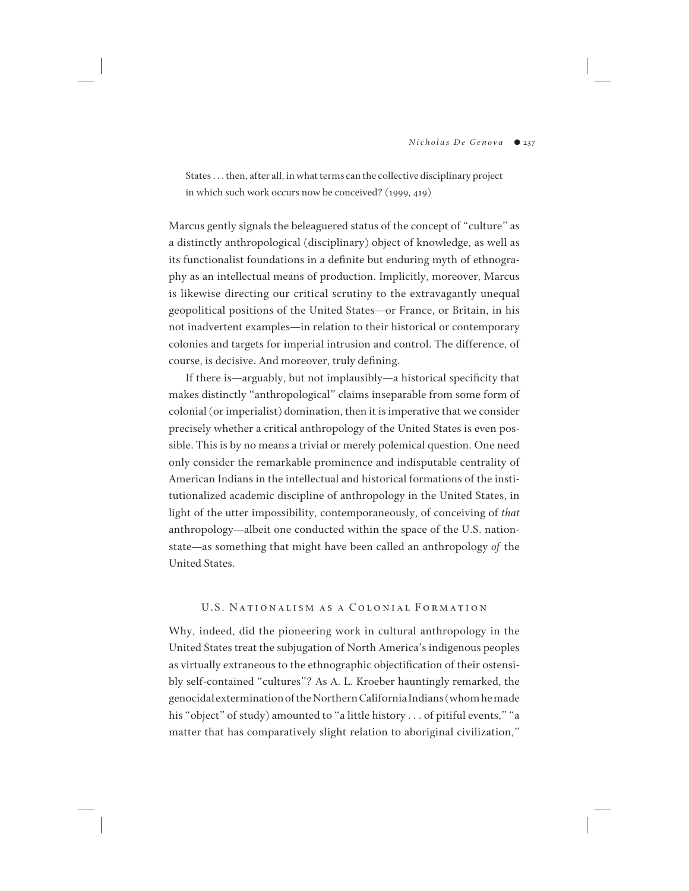> States . . . then, after all, in what terms can the collective disciplinary project in which such work occurs now be conceived? (1999, 419)

Marcus gently signals the beleaguered status of the concept of "culture" as a distinctly anthropological (disciplinary) object of knowledge, as well as its functionalist foundations in a definite but enduring myth of ethnography as an intellectual means of production. Implicitly, moreover, Marcus is likewise directing our critical scrutiny to the extravagantly unequal geopolitical positions of the United States—or France, or Britain, in his not inadvertent examples—in relation to their historical or contemporary colonies and targets for imperial intrusion and control. The difference, of course, is decisive. And moreover, truly defining.

If there is—arguably, but not implausibly—a historical specificity that makes distinctly "anthropological" claims inseparable from some form of colonial (or imperialist) domination, then it is imperative that we consider precisely whether a critical anthropology of the United States is even possible. This is by no means a trivial or merely polemical question. One need only consider the remarkable prominence and indisputable centrality of American Indians in the intellectual and historical formations of the institutionalized academic discipline of anthropology in the United States, in light of the utter impossibility, contemporaneously, of conceiving of *that* anthropology—albeit one conducted within the space of the U.S. nation-state—as something that might have been called an anthropology *of* the United States.

## U.S. Nationalism as a Colonial Formation

Why, indeed, did the pioneering work in cultural anthropology in the United States treat the subjugation of North America's indigenous peoples as virtually extraneous to the ethnographic objectification of their ostensibly self-contained "cultures"? As A. L. Kroeber hauntingly remarked, the genocidal extermination of the Northern California Indians (whom he made his "object" of study) amounted to "a little history . . . of pitiful events," "a matter that has comparatively slight relation to aboriginal civilization,"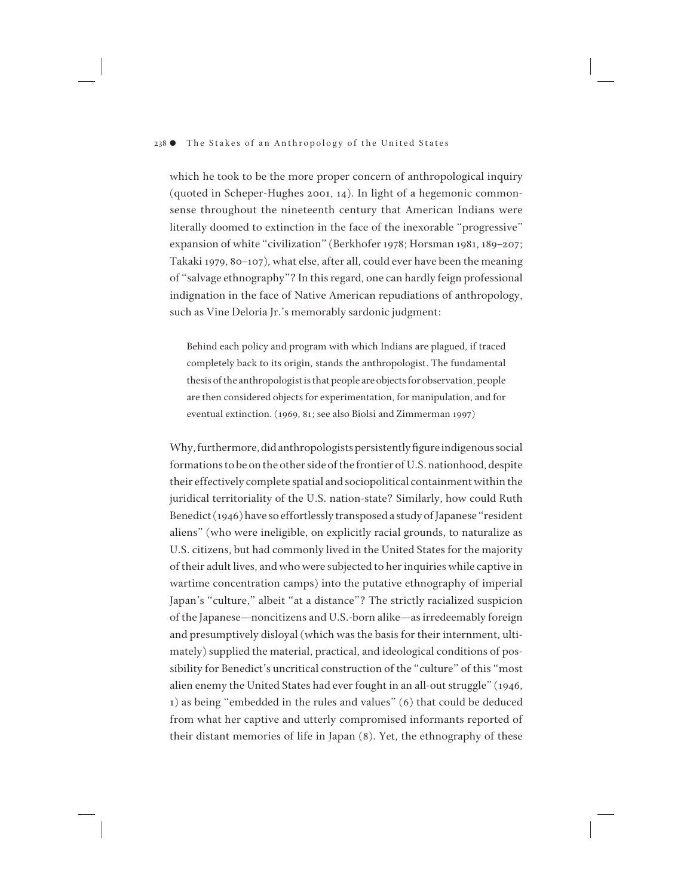which he took to be the more proper concern of anthropological inquiry (quoted in Scheper-Hughes 2001, 14). In light of a hegemonic commonsense throughout the nineteenth century that American Indians were literally doomed to extinction in the face of the inexorable "progressive" expansion of white "civilization" (Berkhofer 1978; Horsman 1981, 189–207; Takaki 1979, 80–107), what else, after all, could ever have been the meaning of "salvage ethnography"? In this regard, one can hardly feign professional indignation in the face of Native American repudiations of anthropology, such as Vine Deloria Jr.'s memorably sardonic judgment:

> Behind each policy and program with which Indians are plagued, if traced completely back to its origin, stands the anthropologist. The fundamental thesis of the anthropologist is that people are objects for observation, people are then considered objects for experimentation, for manipulation, and for eventual extinction. (1969, 81; see also Biolsi and Zimmerman 1997)

Why, furthermore, did anthropologists persistently figure indigenous social formations to be on the other side of the frontier of U.S. nationhood, despite their effectively complete spatial and sociopolitical containment within the juridical territoriality of the U.S. nation-state? Similarly, how could Ruth Benedict (1946) have so effortlessly transposed a study of Japanese "resident aliens" (who were ineligible, on explicitly racial grounds, to naturalize as U.S. citizens, but had commonly lived in the United States for the majority of their adult lives, and who were subjected to her inquiries while captive in wartime concentration camps) into the putative ethnography of imperial Japan's "culture," albeit "at a distance"? The strictly racialized suspicion of the Japanese—noncitizens and U.S.-born alike—as irredeemably foreign and presumptively disloyal (which was the basis for their internment, ultimately) supplied the material, practical, and ideological conditions of possibility for Benedict's uncritical construction of the "culture" of this "most alien enemy the United States had ever fought in an all-out struggle" (1946, 1) as being "embedded in the rules and values" (6) that could be deduced from what her captive and utterly compromised informants reported of their distant memories of life in Japan (8). Yet, the ethnography of these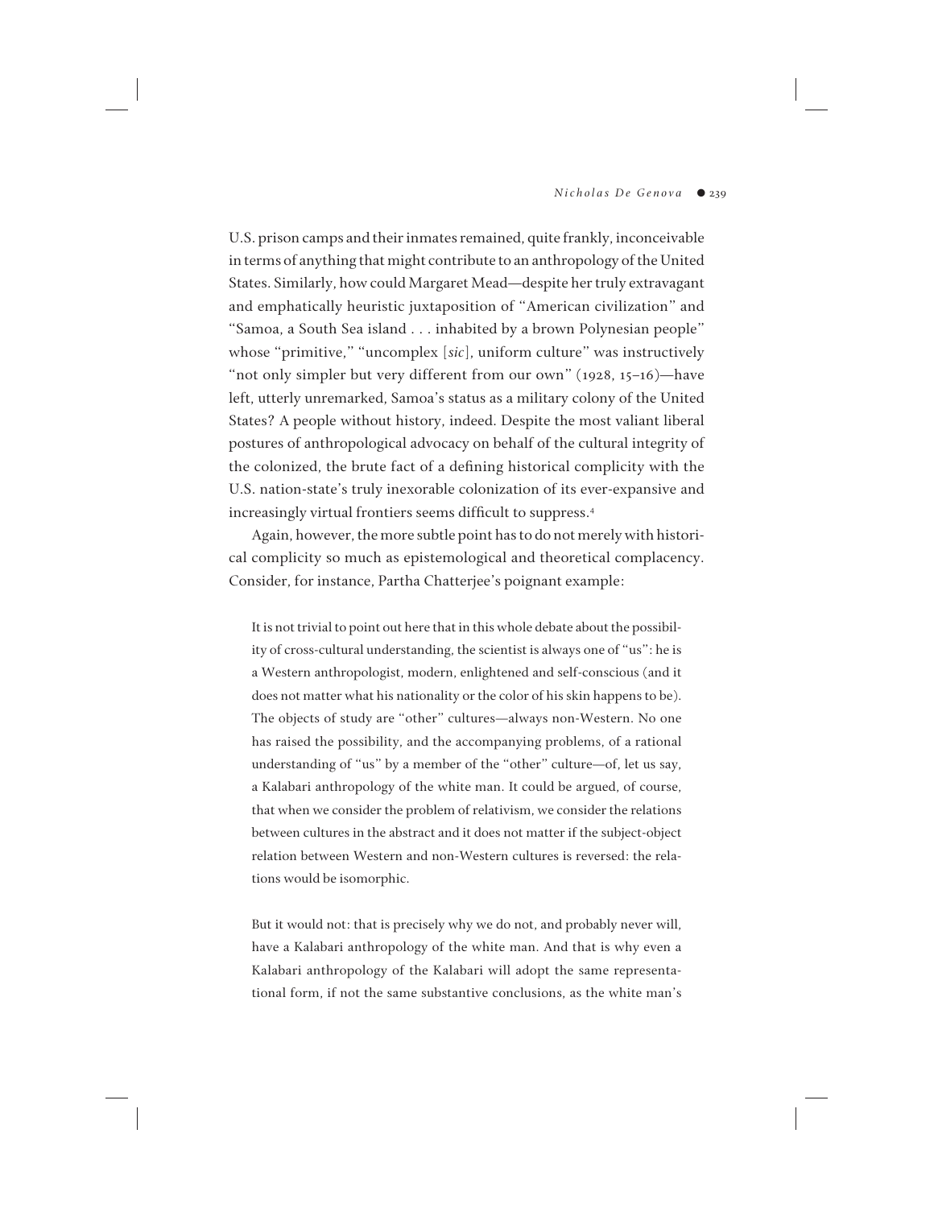U.S. prison camps and their inmates remained, quite frankly, inconceivable in terms of anything that might contribute to an anthropology of the United States. Similarly, how could Margaret Mead—despite her truly extravagant and emphatically heuristic juxtaposition of "American civilization" and "Samoa, a South Sea island . . . inhabited by a brown Polynesian people" whose "primitive," "uncomplex [*sic*], uniform culture" was instructively "not only simpler but very different from our own" (1928, 15–16)—have left, utterly unremarked, Samoa's status as a military colony of the United States? A people without history, indeed. Despite the most valiant liberal postures of anthropological advocacy on behalf of the cultural integrity of the colonized, the brute fact of a defining historical complicity with the U.S. nation-state's truly inexorable colonization of its ever-expansive and increasingly virtual frontiers seems difficult to suppress.[4]

Again, however, the more subtle point has to do not merely with historical complicity so much as epistemological and theoretical complacency. Consider, for instance, Partha Chatterjee's poignant example:

> It is not trivial to point out here that in this whole debate about the possibility of cross-cultural understanding, the scientist is always one of "us": he is a Western anthropologist, modern, enlightened and self-conscious (and it does not matter what his nationality or the color of his skin happens to be). The objects of study are "other" cultures—always non-Western. No one has raised the possibility, and the accompanying problems, of a rational understanding of "us" by a member of the "other" culture—of, let us say, a Kalabari anthropology of the white man. It could be argued, of course, that when we consider the problem of relativism, we consider the relations between cultures in the abstract and it does not matter if the subject-object relation between Western and non-Western cultures is reversed: the relations would be isomorphic.
>
> But it would not: that is precisely why we do not, and probably never will, have a Kalabari anthropology of the white man. And that is why even a Kalabari anthropology of the Kalabari will adopt the same representational form, if not the same substantive conclusions, as the white man's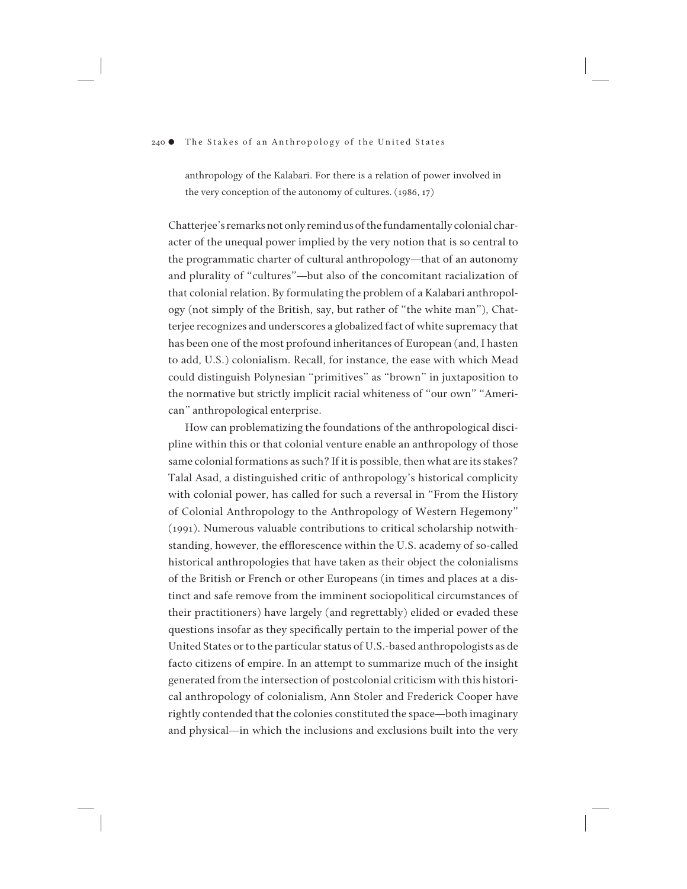anthropology of the Kalabari. For there is a relation of power involved in the very conception of the autonomy of cultures. (1986, 17)

Chatterjee's remarks not only remind us of the fundamentally colonial character of the unequal power implied by the very notion that is so central to the programmatic charter of cultural anthropology—that of an autonomy and plurality of "cultures"—but also of the concomitant racialization of that colonial relation. By formulating the problem of a Kalabari anthropology (not simply of the British, say, but rather of "the white man"), Chatterjee recognizes and underscores a globalized fact of white supremacy that has been one of the most profound inheritances of European (and, I hasten to add, U.S.) colonialism. Recall, for instance, the ease with which Mead could distinguish Polynesian "primitives" as "brown" in juxtaposition to the normative but strictly implicit racial whiteness of "our own" "American" anthropological enterprise.

How can problematizing the foundations of the anthropological discipline within this or that colonial venture enable an anthropology of those same colonial formations as such? If it is possible, then what are its stakes? Talal Asad, a distinguished critic of anthropology's historical complicity with colonial power, has called for such a reversal in "From the History of Colonial Anthropology to the Anthropology of Western Hegemony" (1991). Numerous valuable contributions to critical scholarship notwithstanding, however, the efflorescence within the U.S. academy of so-called historical anthropologies that have taken as their object the colonialisms of the British or French or other Europeans (in times and places at a distinct and safe remove from the imminent sociopolitical circumstances of their practitioners) have largely (and regrettably) elided or evaded these questions insofar as they specifically pertain to the imperial power of the United States or to the particular status of U.S.-based anthropologists as de facto citizens of empire. In an attempt to summarize much of the insight generated from the intersection of postcolonial criticism with this historical anthropology of colonialism, Ann Stoler and Frederick Cooper have rightly contended that the colonies constituted the space—both imaginary and physical—in which the inclusions and exclusions built into the very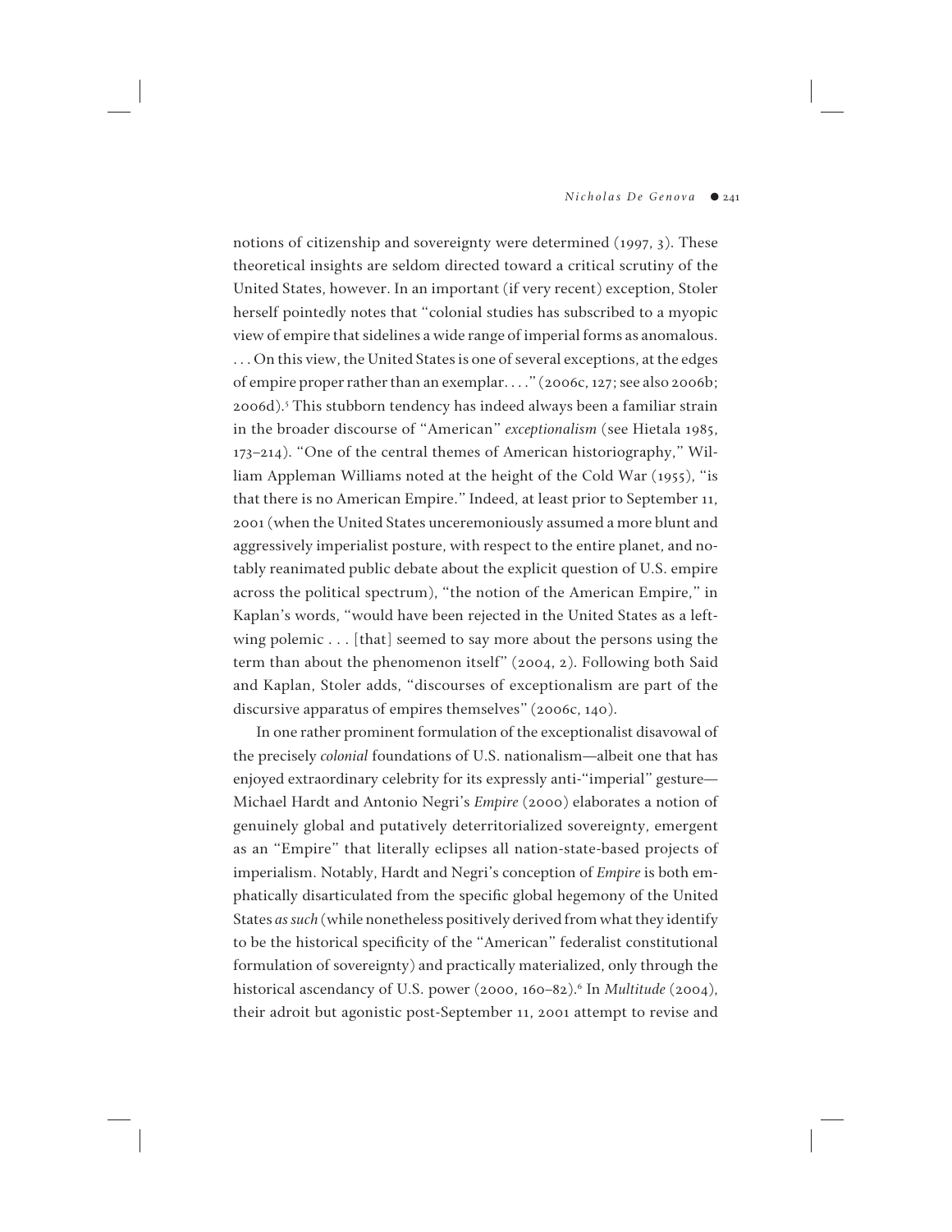notions of citizenship and sovereignty were determined (1997, 3). These theoretical insights are seldom directed toward a critical scrutiny of the United States, however. In an important (if very recent) exception, Stoler herself pointedly notes that "colonial studies has subscribed to a myopic view of empire that sidelines a wide range of imperial forms as anomalous. . . . On this view, the United States is one of several exceptions, at the edges of empire proper rather than an exemplar. . . ." (2006c, 127; see also 2006b; 2006d).[5] This stubborn tendency has indeed always been a familiar strain in the broader discourse of "American" *exceptionalism* (see Hietala 1985, 173–214). "One of the central themes of American historiography," William Appleman Williams noted at the height of the Cold War (1955), "is that there is no American Empire." Indeed, at least prior to September 11, 2001 (when the United States unceremoniously assumed a more blunt and aggressively imperialist posture, with respect to the entire planet, and notably reanimated public debate about the explicit question of U.S. empire across the political spectrum), "the notion of the American Empire," in Kaplan's words, "would have been rejected in the United States as a left-wing polemic . . . [that] seemed to say more about the persons using the term than about the phenomenon itself" (2004, 2). Following both Said and Kaplan, Stoler adds, "discourses of exceptionalism are part of the discursive apparatus of empires themselves" (2006c, 140).

In one rather prominent formulation of the exceptionalist disavowal of the precisely *colonial* foundations of U.S. nationalism—albeit one that has enjoyed extraordinary celebrity for its expressly anti-"imperial" gesture—Michael Hardt and Antonio Negri's *Empire* (2000) elaborates a notion of genuinely global and putatively deterritorialized sovereignty, emergent as an "Empire" that literally eclipses all nation-state-based projects of imperialism. Notably, Hardt and Negri's conception of *Empire* is both emphatically disarticulated from the specific global hegemony of the United States *as such* (while nonetheless positively derived from what they identify to be the historical specificity of the "American" federalist constitutional formulation of sovereignty) and practically materialized, only through the historical ascendancy of U.S. power (2000, 160–82).[6] In *Multitude* (2004), their adroit but agonistic post-September 11, 2001 attempt to revise and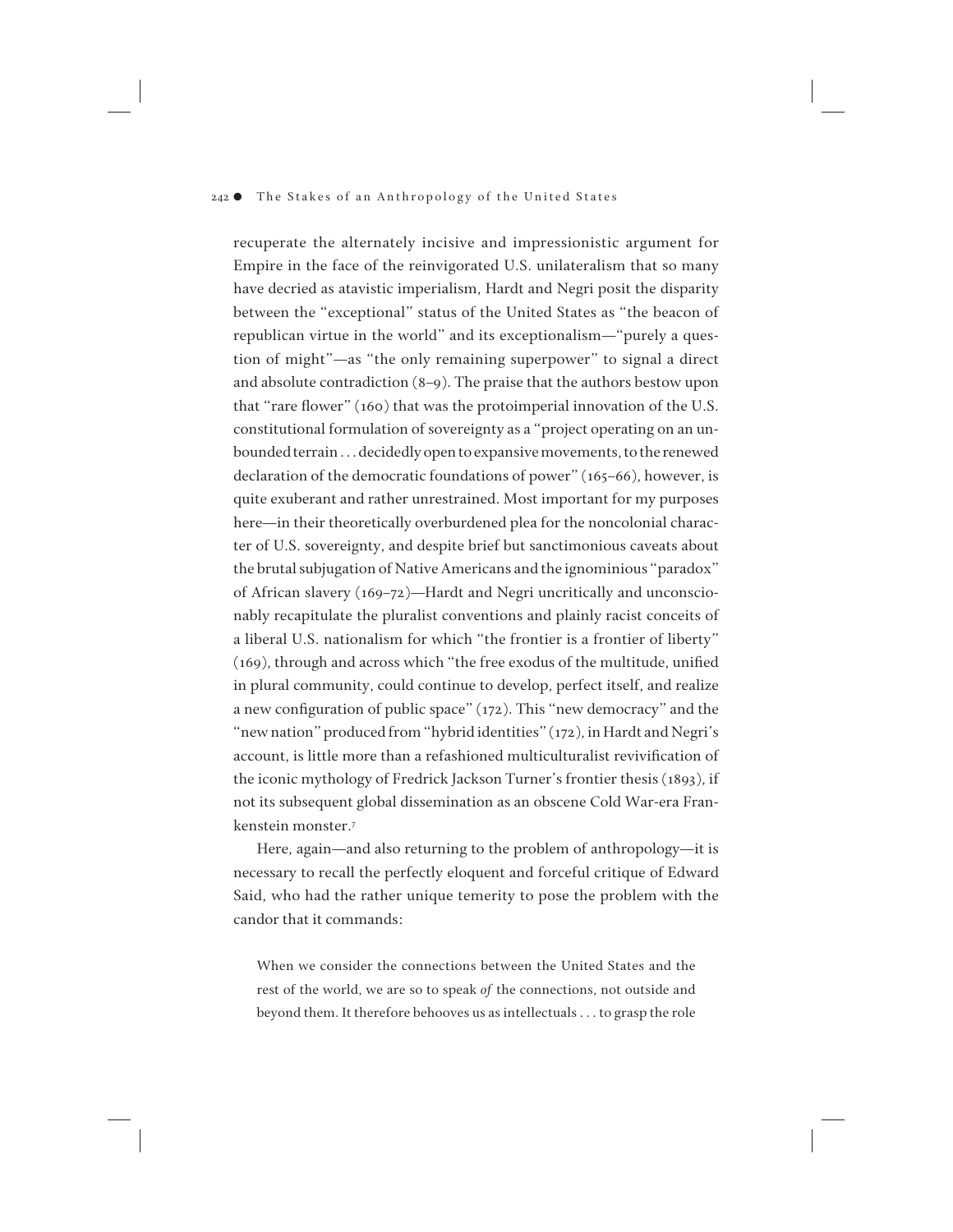recuperate the alternately incisive and impressionistic argument for Empire in the face of the reinvigorated U.S. unilateralism that so many have decried as atavistic imperialism, Hardt and Negri posit the disparity between the "exceptional" status of the United States as "the beacon of republican virtue in the world" and its exceptionalism—"purely a question of might"—as "the only remaining superpower" to signal a direct and absolute contradiction (8–9). The praise that the authors bestow upon that "rare flower" (160) that was the protoimperial innovation of the U.S. constitutional formulation of sovereignty as a "project operating on an unbounded terrain . . . decidedly open to expansive movements, to the renewed declaration of the democratic foundations of power" (165–66), however, is quite exuberant and rather unrestrained. Most important for my purposes here—in their theoretically overburdened plea for the noncolonial character of U.S. sovereignty, and despite brief but sanctimonious caveats about the brutal subjugation of Native Americans and the ignominious "paradox" of African slavery (169–72)—Hardt and Negri uncritically and unconscionably recapitulate the pluralist conventions and plainly racist conceits of a liberal U.S. nationalism for which "the frontier is a frontier of liberty" (169), through and across which "the free exodus of the multitude, unified in plural community, could continue to develop, perfect itself, and realize a new configuration of public space" (172). This "new democracy" and the "new nation" produced from "hybrid identities" (172), in Hardt and Negri's account, is little more than a refashioned multiculturalist revivification of the iconic mythology of Fredrick Jackson Turner's frontier thesis (1893), if not its subsequent global dissemination as an obscene Cold War-era Frankenstein monster.[7]

Here, again—and also returning to the problem of anthropology—it is necessary to recall the perfectly eloquent and forceful critique of Edward Said, who had the rather unique temerity to pose the problem with the candor that it commands:

> When we consider the connections between the United States and the rest of the world, we are so to speak *of* the connections, not outside and beyond them. It therefore behooves us as intellectuals . . . to grasp the role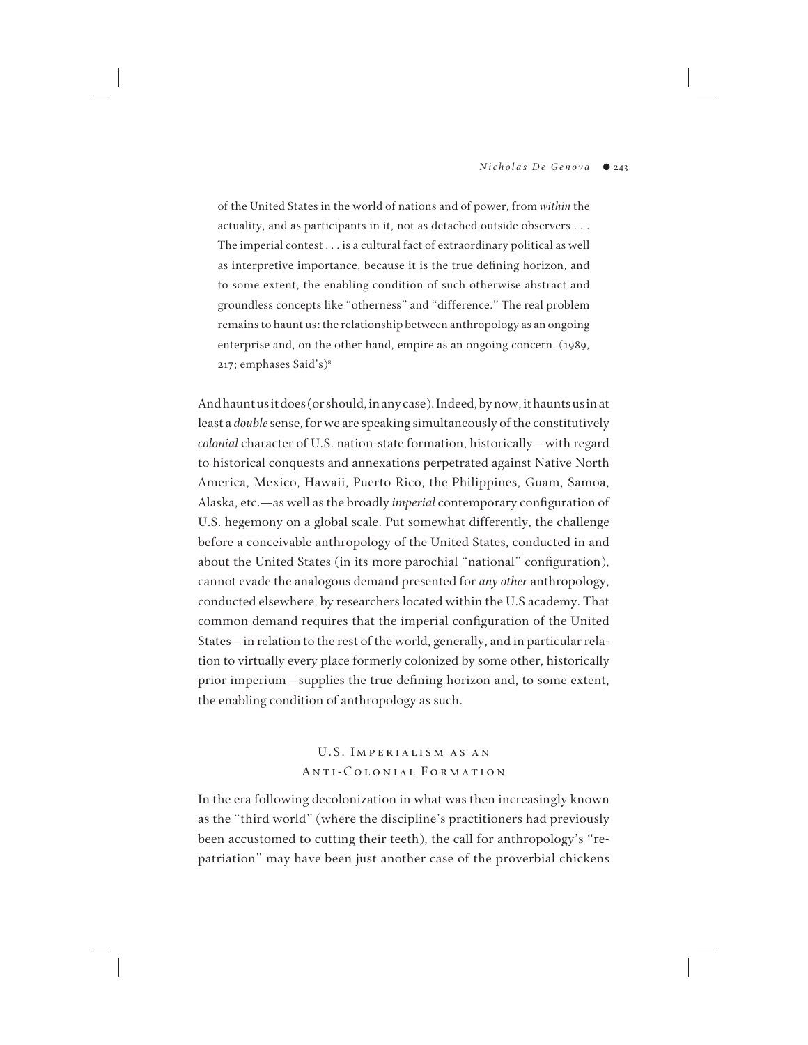> of the United States in the world of nations and of power, from *within* the actuality, and as participants in it, not as detached outside observers . . . The imperial contest . . . is a cultural fact of extraordinary political as well as interpretive importance, because it is the true defining horizon, and to some extent, the enabling condition of such otherwise abstract and groundless concepts like "otherness" and "difference." The real problem remains to haunt us: the relationship between anthropology as an ongoing enterprise and, on the other hand, empire as an ongoing concern. (1989, 217; emphases Said's)[8]

And haunt us it does (or should, in any case). Indeed, by now, it haunts us in at least a *double* sense, for we are speaking simultaneously of the constitutively *colonial* character of U.S. nation-state formation, historically—with regard to historical conquests and annexations perpetrated against Native North America, Mexico, Hawaii, Puerto Rico, the Philippines, Guam, Samoa, Alaska, etc.—as well as the broadly *imperial* contemporary configuration of U.S. hegemony on a global scale. Put somewhat differently, the challenge before a conceivable anthropology of the United States, conducted in and about the United States (in its more parochial "national" configuration), cannot evade the analogous demand presented for *any other* anthropology, conducted elsewhere, by researchers located within the U.S academy. That common demand requires that the imperial configuration of the United States—in relation to the rest of the world, generally, and in particular relation to virtually every place formerly colonized by some other, historically prior imperium—supplies the true defining horizon and, to some extent, the enabling condition of anthropology as such.

## U.S. Imperialism as an Anti-Colonial Formation

In the era following decolonization in what was then increasingly known as the "third world" (where the discipline's practitioners had previously been accustomed to cutting their teeth), the call for anthropology's "repatriation" may have been just another case of the proverbial chickens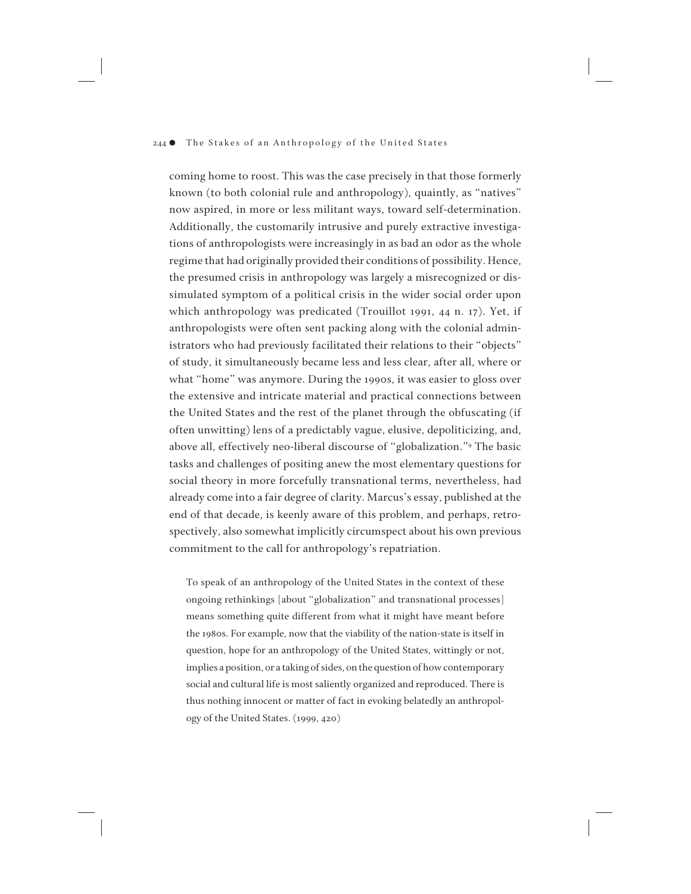coming home to roost. This was the case precisely in that those formerly known (to both colonial rule and anthropology), quaintly, as "natives" now aspired, in more or less militant ways, toward self-determination. Additionally, the customarily intrusive and purely extractive investigations of anthropologists were increasingly in as bad an odor as the whole regime that had originally provided their conditions of possibility. Hence, the presumed crisis in anthropology was largely a misrecognized or dissimulated symptom of a political crisis in the wider social order upon which anthropology was predicated (Trouillot 1991, 44 n. 17). Yet, if anthropologists were often sent packing along with the colonial administrators who had previously facilitated their relations to their "objects" of study, it simultaneously became less and less clear, after all, where or what "home" was anymore. During the 1990s, it was easier to gloss over the extensive and intricate material and practical connections between the United States and the rest of the planet through the obfuscating (if often unwitting) lens of a predictably vague, elusive, depoliticizing, and, above all, effectively neo-liberal discourse of "globalization."[9] The basic tasks and challenges of positing anew the most elementary questions for social theory in more forcefully transnational terms, nevertheless, had already come into a fair degree of clarity. Marcus's essay, published at the end of that decade, is keenly aware of this problem, and perhaps, retrospectively, also somewhat implicitly circumspect about his own previous commitment to the call for anthropology's repatriation.

> To speak of an anthropology of the United States in the context of these ongoing rethinkings [about "globalization" and transnational processes] means something quite different from what it might have meant before the 1980s. For example, now that the viability of the nation-state is itself in question, hope for an anthropology of the United States, wittingly or not, implies a position, or a taking of sides, on the question of how contemporary social and cultural life is most saliently organized and reproduced. There is thus nothing innocent or matter of fact in evoking belatedly an anthropology of the United States. (1999, 420)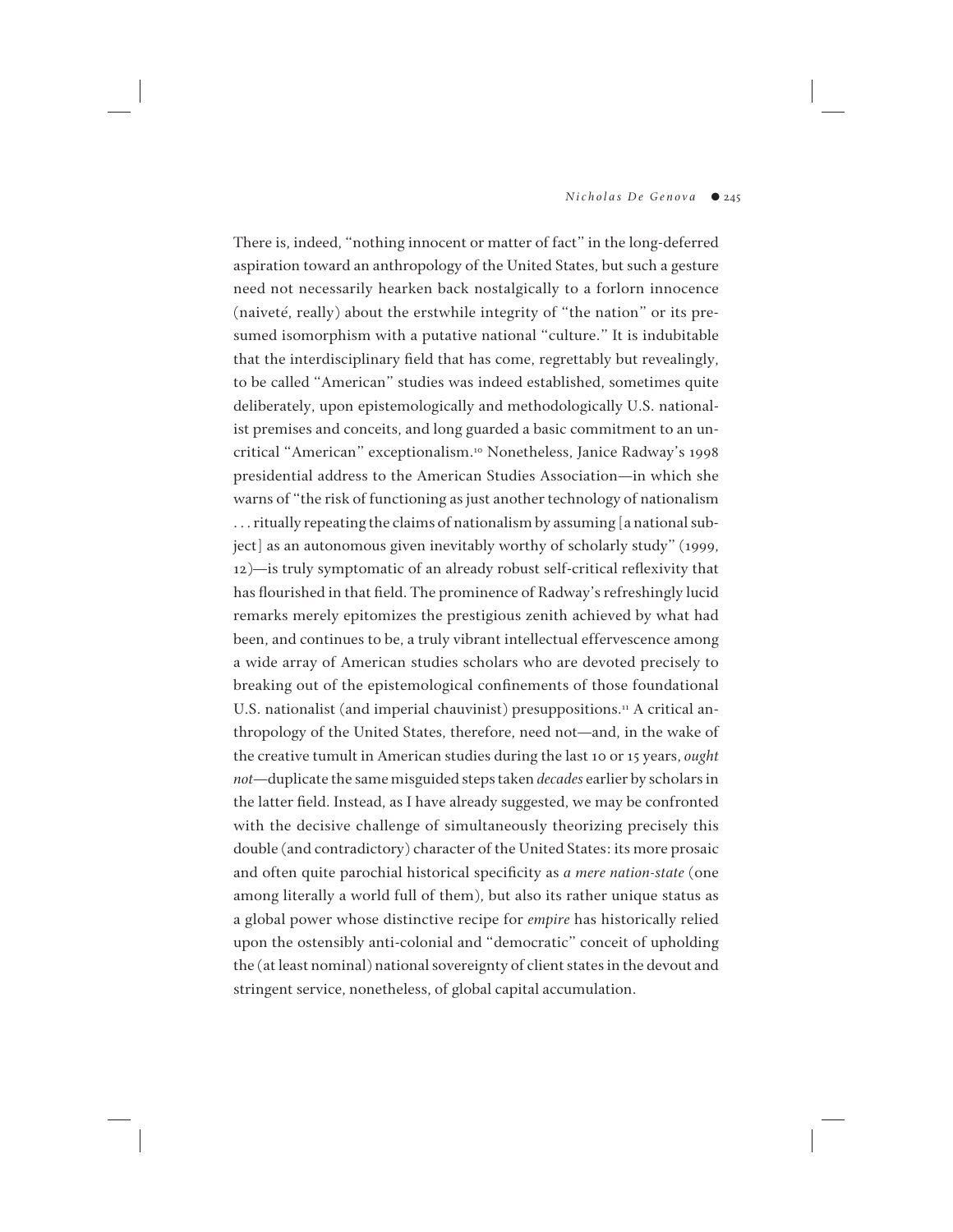There is, indeed, "nothing innocent or matter of fact" in the long-deferred aspiration toward an anthropology of the United States, but such a gesture need not necessarily hearken back nostalgically to a forlorn innocence (naiveté, really) about the erstwhile integrity of "the nation" or its presumed isomorphism with a putative national "culture." It is indubitable that the interdisciplinary field that has come, regrettably but revealingly, to be called "American" studies was indeed established, sometimes quite deliberately, upon epistemologically and methodologically U.S. nationalist premises and conceits, and long guarded a basic commitment to an uncritical "American" exceptionalism.[10] Nonetheless, Janice Radway's 1998 presidential address to the American Studies Association—in which she warns of "the risk of functioning as just another technology of nationalism . . . ritually repeating the claims of nationalism by assuming [a national subject] as an autonomous given inevitably worthy of scholarly study" (1999, 12)—is truly symptomatic of an already robust self-critical reflexivity that has flourished in that field. The prominence of Radway's refreshingly lucid remarks merely epitomizes the prestigious zenith achieved by what had been, and continues to be, a truly vibrant intellectual effervescence among a wide array of American studies scholars who are devoted precisely to breaking out of the epistemological confinements of those foundational U.S. nationalist (and imperial chauvinist) presuppositions.[11] A critical anthropology of the United States, therefore, need not—and, in the wake of the creative tumult in American studies during the last 10 or 15 years, *ought not*—duplicate the same misguided steps taken *decades* earlier by scholars in the latter field. Instead, as I have already suggested, we may be confronted with the decisive challenge of simultaneously theorizing precisely this double (and contradictory) character of the United States: its more prosaic and often quite parochial historical specificity as *a mere nation-state* (one among literally a world full of them), but also its rather unique status as a global power whose distinctive recipe for *empire* has historically relied upon the ostensibly anti-colonial and "democratic" conceit of upholding the (at least nominal) national sovereignty of client states in the devout and stringent service, nonetheless, of global capital accumulation.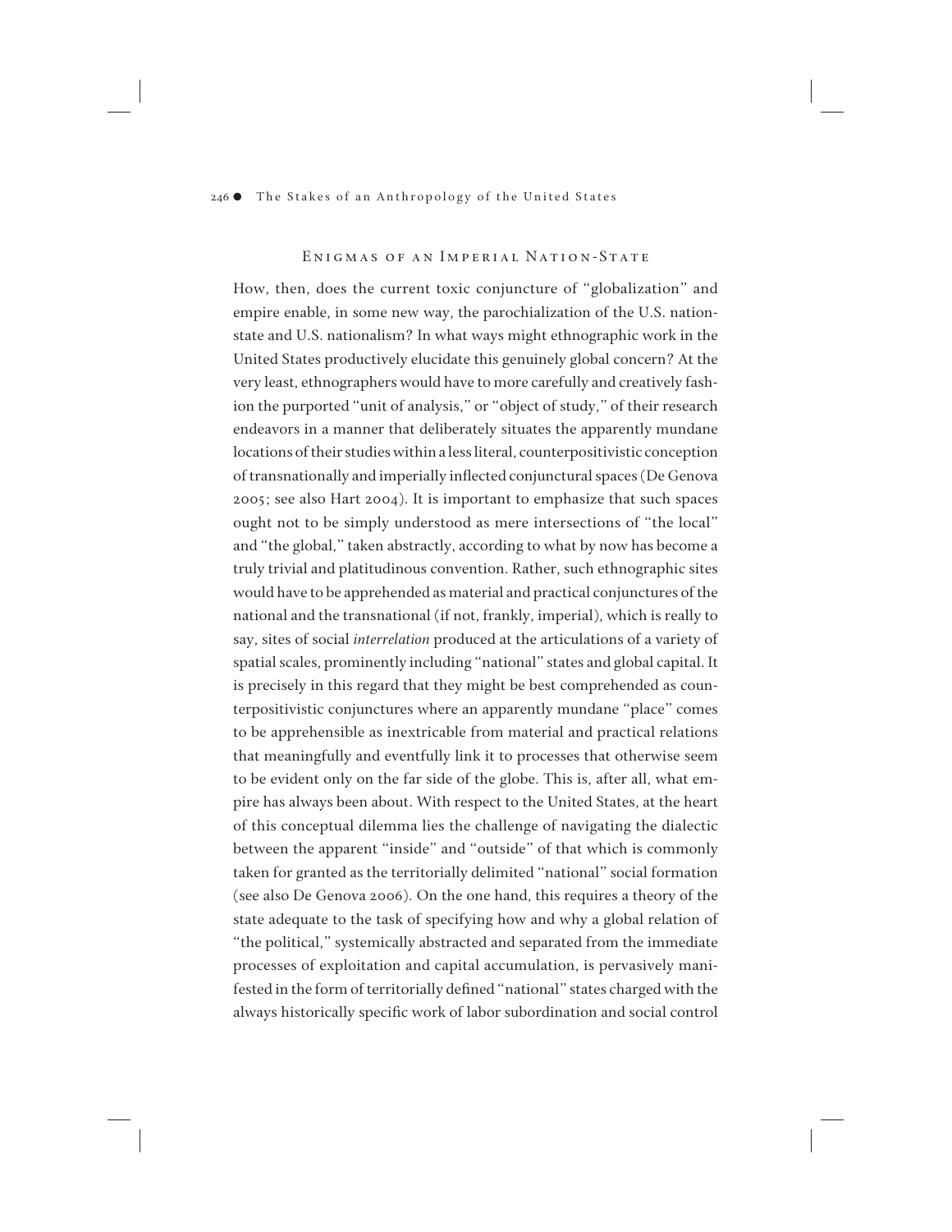## Enigmas of an Imperial Nation-State

How, then, does the current toxic conjuncture of "globalization" and empire enable, in some new way, the parochialization of the U.S. nation-state and U.S. nationalism? In what ways might ethnographic work in the United States productively elucidate this genuinely global concern? At the very least, ethnographers would have to more carefully and creatively fashion the purported "unit of analysis," or "object of study," of their research endeavors in a manner that deliberately situates the apparently mundane locations of their studies within a less literal, counterpositivistic conception of transnationally and imperially inflected conjunctural spaces (De Genova 2005; see also Hart 2004). It is important to emphasize that such spaces ought not to be simply understood as mere intersections of "the local" and "the global," taken abstractly, according to what by now has become a truly trivial and platitudinous convention. Rather, such ethnographic sites would have to be apprehended as material and practical conjunctures of the national and the transnational (if not, frankly, imperial), which is really to say, sites of social *interrelation* produced at the articulations of a variety of spatial scales, prominently including "national" states and global capital. It is precisely in this regard that they might be best comprehended as counterpositivistic conjunctures where an apparently mundane "place" comes to be apprehensible as inextricable from material and practical relations that meaningfully and eventfully link it to processes that otherwise seem to be evident only on the far side of the globe. This is, after all, what empire has always been about. With respect to the United States, at the heart of this conceptual dilemma lies the challenge of navigating the dialectic between the apparent "inside" and "outside" of that which is commonly taken for granted as the territorially delimited "national" social formation (see also De Genova 2006). On the one hand, this requires a theory of the state adequate to the task of specifying how and why a global relation of "the political," systemically abstracted and separated from the immediate processes of exploitation and capital accumulation, is pervasively manifested in the form of territorially defined "national" states charged with the always historically specific work of labor subordination and social control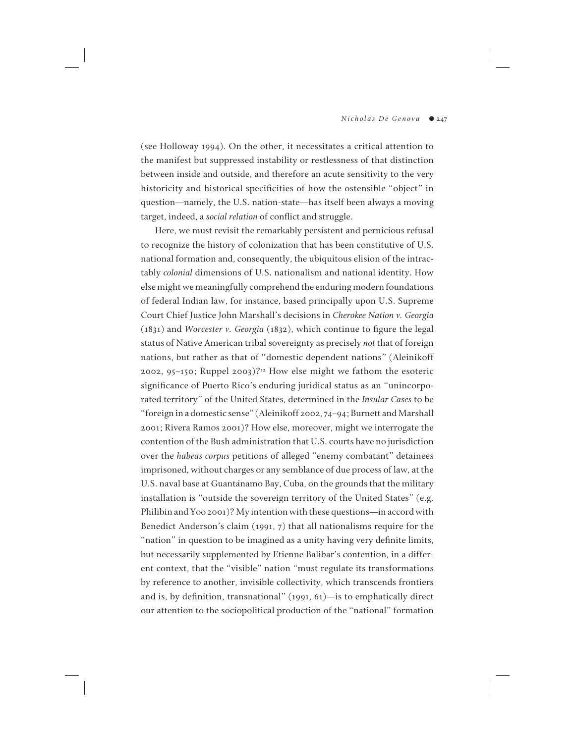(see Holloway 1994). On the other, it necessitates a critical attention to the manifest but suppressed instability or restlessness of that distinction between inside and outside, and therefore an acute sensitivity to the very historicity and historical specificities of how the ostensible "object" in question—namely, the U.S. nation-state—has itself been always a moving target, indeed, a *social relation* of conflict and struggle.

Here, we must revisit the remarkably persistent and pernicious refusal to recognize the history of colonization that has been constitutive of U.S. national formation and, consequently, the ubiquitous elision of the intractably *colonial* dimensions of U.S. nationalism and national identity. How else might we meaningfully comprehend the enduring modern foundations of federal Indian law, for instance, based principally upon U.S. Supreme Court Chief Justice John Marshall's decisions in *Cherokee Nation v. Georgia* (1831) and *Worcester v. Georgia* (1832), which continue to figure the legal status of Native American tribal sovereignty as precisely *not* that of foreign nations, but rather as that of "domestic dependent nations" (Aleinikoff 2002, 95–150; Ruppel 2003)?[12] How else might we fathom the esoteric significance of Puerto Rico's enduring juridical status as an "unincorporated territory" of the United States, determined in the *Insular Cases* to be "foreign in a domestic sense" (Aleinikoff 2002, 74–94; Burnett and Marshall 2001; Rivera Ramos 2001)? How else, moreover, might we interrogate the contention of the Bush administration that U.S. courts have no jurisdiction over the *habeas corpus* petitions of alleged "enemy combatant" detainees imprisoned, without charges or any semblance of due process of law, at the U.S. naval base at Guantánamo Bay, Cuba, on the grounds that the military installation is "outside the sovereign territory of the United States" (e.g. Philibin and Yoo 2001)? My intention with these questions—in accord with Benedict Anderson's claim (1991, 7) that all nationalisms require for the "nation" in question to be imagined as a unity having very definite limits, but necessarily supplemented by Etienne Balibar's contention, in a different context, that the "visible" nation "must regulate its transformations by reference to another, invisible collectivity, which transcends frontiers and is, by definition, transnational" (1991, 61)—is to emphatically direct our attention to the sociopolitical production of the "national" formation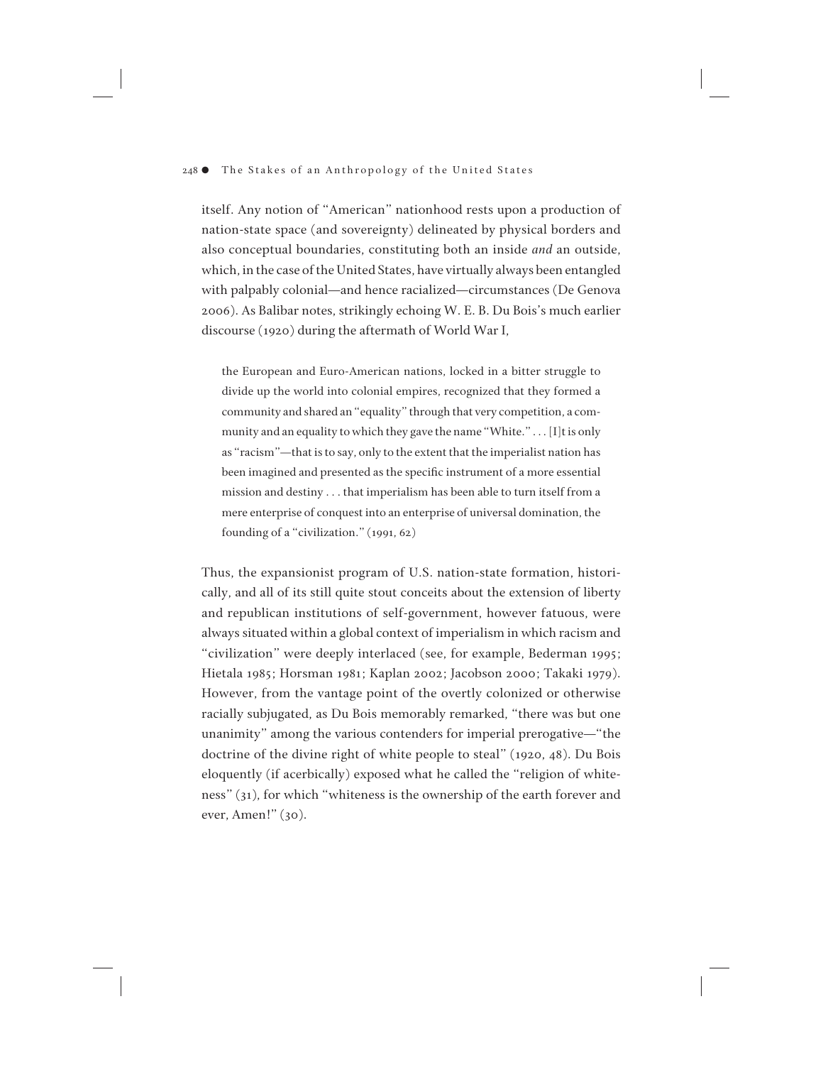itself. Any notion of "American" nationhood rests upon a production of nation-state space (and sovereignty) delineated by physical borders and also conceptual boundaries, constituting both an inside *and* an outside, which, in the case of the United States, have virtually always been entangled with palpably colonial—and hence racialized—circumstances (De Genova 2006). As Balibar notes, strikingly echoing W. E. B. Du Bois's much earlier discourse (1920) during the aftermath of World War I,

> the European and Euro-American nations, locked in a bitter struggle to divide up the world into colonial empires, recognized that they formed a community and shared an "equality" through that very competition, a community and an equality to which they gave the name "White." . . . [I]t is only as "racism"—that is to say, only to the extent that the imperialist nation has been imagined and presented as the specific instrument of a more essential mission and destiny . . . that imperialism has been able to turn itself from a mere enterprise of conquest into an enterprise of universal domination, the founding of a "civilization." (1991, 62)

Thus, the expansionist program of U.S. nation-state formation, historically, and all of its still quite stout conceits about the extension of liberty and republican institutions of self-government, however fatuous, were always situated within a global context of imperialism in which racism and "civilization" were deeply interlaced (see, for example, Bederman 1995; Hietala 1985; Horsman 1981; Kaplan 2002; Jacobson 2000; Takaki 1979). However, from the vantage point of the overtly colonized or otherwise racially subjugated, as Du Bois memorably remarked, "there was but one unanimity" among the various contenders for imperial prerogative—"the doctrine of the divine right of white people to steal" (1920, 48). Du Bois eloquently (if acerbically) exposed what he called the "religion of whiteness" (31), for which "whiteness is the ownership of the earth forever and ever, Amen!" (30).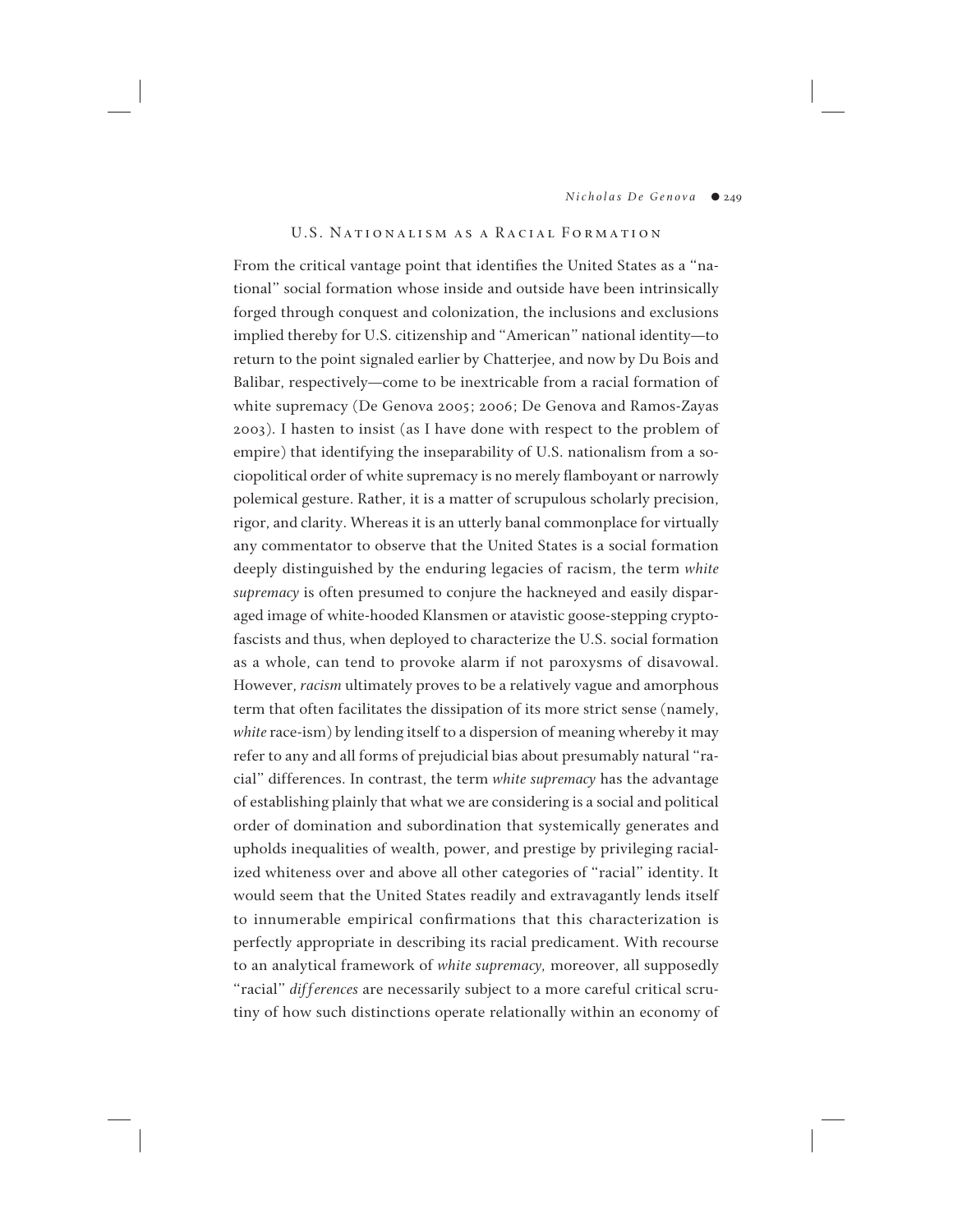## U.S. Nationalism as a Racial Formation

From the critical vantage point that identifies the United States as a "national" social formation whose inside and outside have been intrinsically forged through conquest and colonization, the inclusions and exclusions implied thereby for U.S. citizenship and "American" national identity—to return to the point signaled earlier by Chatterjee, and now by Du Bois and Balibar, respectively—come to be inextricable from a racial formation of white supremacy (De Genova 2005; 2006; De Genova and Ramos-Zayas 2003). I hasten to insist (as I have done with respect to the problem of empire) that identifying the inseparability of U.S. nationalism from a sociopolitical order of white supremacy is no merely flamboyant or narrowly polemical gesture. Rather, it is a matter of scrupulous scholarly precision, rigor, and clarity. Whereas it is an utterly banal commonplace for virtually any commentator to observe that the United States is a social formation deeply distinguished by the enduring legacies of racism, the term *white supremacy* is often presumed to conjure the hackneyed and easily disparaged image of white-hooded Klansmen or atavistic goose-stepping crypto-fascists and thus, when deployed to characterize the U.S. social formation as a whole, can tend to provoke alarm if not paroxysms of disavowal. However, *racism* ultimately proves to be a relatively vague and amorphous term that often facilitates the dissipation of its more strict sense (namely, *white* race-ism) by lending itself to a dispersion of meaning whereby it may refer to any and all forms of prejudicial bias about presumably natural "racial" differences. In contrast, the term *white supremacy* has the advantage of establishing plainly that what we are considering is a social and political order of domination and subordination that systemically generates and upholds inequalities of wealth, power, and prestige by privileging racialized whiteness over and above all other categories of "racial" identity. It would seem that the United States readily and extravagantly lends itself to innumerable empirical confirmations that this characterization is perfectly appropriate in describing its racial predicament. With recourse to an analytical framework of *white supremacy*, moreover, all supposedly "racial" *differences* are necessarily subject to a more careful critical scrutiny of how such distinctions operate relationally within an economy of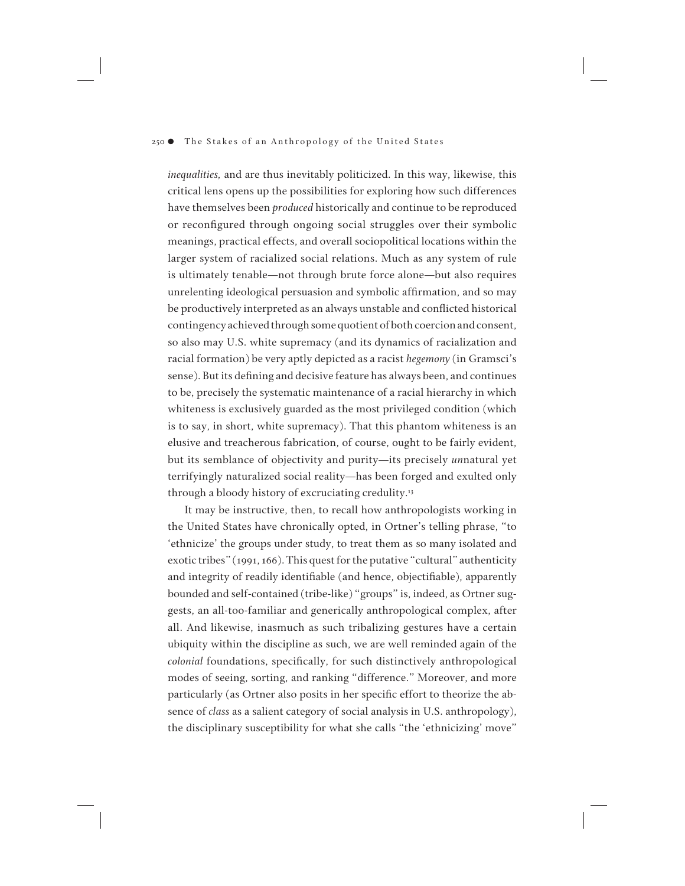*inequalities,* and are thus inevitably politicized. In this way, likewise, this critical lens opens up the possibilities for exploring how such differences have themselves been *produced* historically and continue to be reproduced or reconfigured through ongoing social struggles over their symbolic meanings, practical effects, and overall sociopolitical locations within the larger system of racialized social relations. Much as any system of rule is ultimately tenable—not through brute force alone—but also requires unrelenting ideological persuasion and symbolic affirmation, and so may be productively interpreted as an always unstable and conflicted historical contingency achieved through some quotient of both coercion and consent, so also may U.S. white supremacy (and its dynamics of racialization and racial formation) be very aptly depicted as a racist *hegemony* (in Gramsci's sense). But its defining and decisive feature has always been, and continues to be, precisely the systematic maintenance of a racial hierarchy in which whiteness is exclusively guarded as the most privileged condition (which is to say, in short, white supremacy). That this phantom whiteness is an elusive and treacherous fabrication, of course, ought to be fairly evident, but its semblance of objectivity and purity—its precisely *un*natural yet terrifyingly naturalized social reality—has been forged and exulted only through a bloody history of excruciating credulity.[13]

It may be instructive, then, to recall how anthropologists working in the United States have chronically opted, in Ortner's telling phrase, "to 'ethnicize' the groups under study, to treat them as so many isolated and exotic tribes" (1991, 166). This quest for the putative "cultural" authenticity and integrity of readily identifiable (and hence, objectifiable), apparently bounded and self-contained (tribe-like) "groups" is, indeed, as Ortner suggests, an all-too-familiar and generically anthropological complex, after all. And likewise, inasmuch as such tribalizing gestures have a certain ubiquity within the discipline as such, we are well reminded again of the *colonial* foundations, specifically, for such distinctively anthropological modes of seeing, sorting, and ranking "difference." Moreover, and more particularly (as Ortner also posits in her specific effort to theorize the absence of *class* as a salient category of social analysis in U.S. anthropology), the disciplinary susceptibility for what she calls "the 'ethnicizing' move"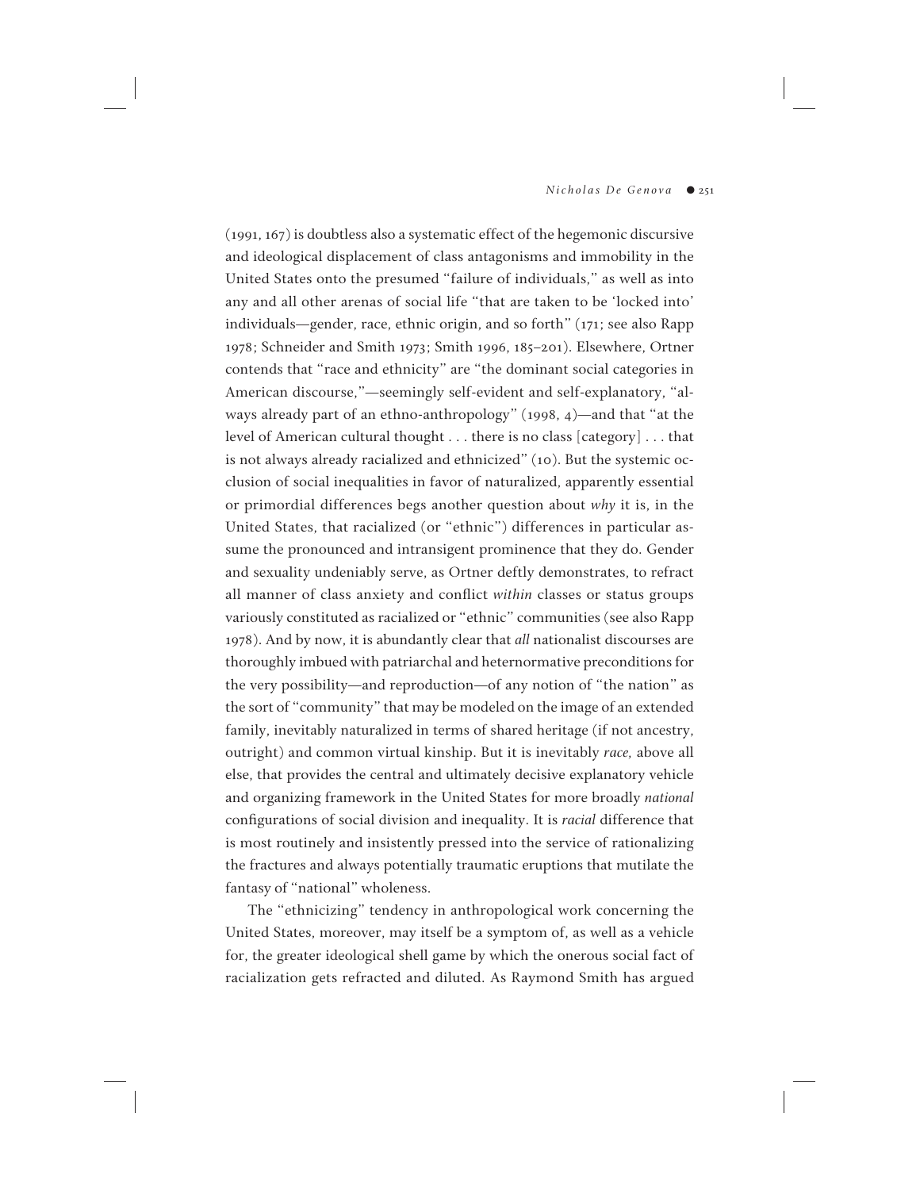(1991, 167) is doubtless also a systematic effect of the hegemonic discursive and ideological displacement of class antagonisms and immobility in the United States onto the presumed "failure of individuals," as well as into any and all other arenas of social life "that are taken to be 'locked into' individuals—gender, race, ethnic origin, and so forth" (171; see also Rapp 1978; Schneider and Smith 1973; Smith 1996, 185–201). Elsewhere, Ortner contends that "race and ethnicity" are "the dominant social categories in American discourse,"—seemingly self-evident and self-explanatory, "always already part of an ethno-anthropology" (1998, 4)—and that "at the level of American cultural thought . . . there is no class [category] . . . that is not always already racialized and ethnicized" (10). But the systemic occlusion of social inequalities in favor of naturalized, apparently essential or primordial differences begs another question about *why* it is, in the United States, that racialized (or "ethnic") differences in particular assume the pronounced and intransigent prominence that they do. Gender and sexuality undeniably serve, as Ortner deftly demonstrates, to refract all manner of class anxiety and conflict *within* classes or status groups variously constituted as racialized or "ethnic" communities (see also Rapp 1978). And by now, it is abundantly clear that *all* nationalist discourses are thoroughly imbued with patriarchal and heternormative preconditions for the very possibility—and reproduction—of any notion of "the nation" as the sort of "community" that may be modeled on the image of an extended family, inevitably naturalized in terms of shared heritage (if not ancestry, outright) and common virtual kinship. But it is inevitably *race*, above all else, that provides the central and ultimately decisive explanatory vehicle and organizing framework in the United States for more broadly *national* configurations of social division and inequality. It is *racial* difference that is most routinely and insistently pressed into the service of rationalizing the fractures and always potentially traumatic eruptions that mutilate the fantasy of "national" wholeness.

The "ethnicizing" tendency in anthropological work concerning the United States, moreover, may itself be a symptom of, as well as a vehicle for, the greater ideological shell game by which the onerous social fact of racialization gets refracted and diluted. As Raymond Smith has argued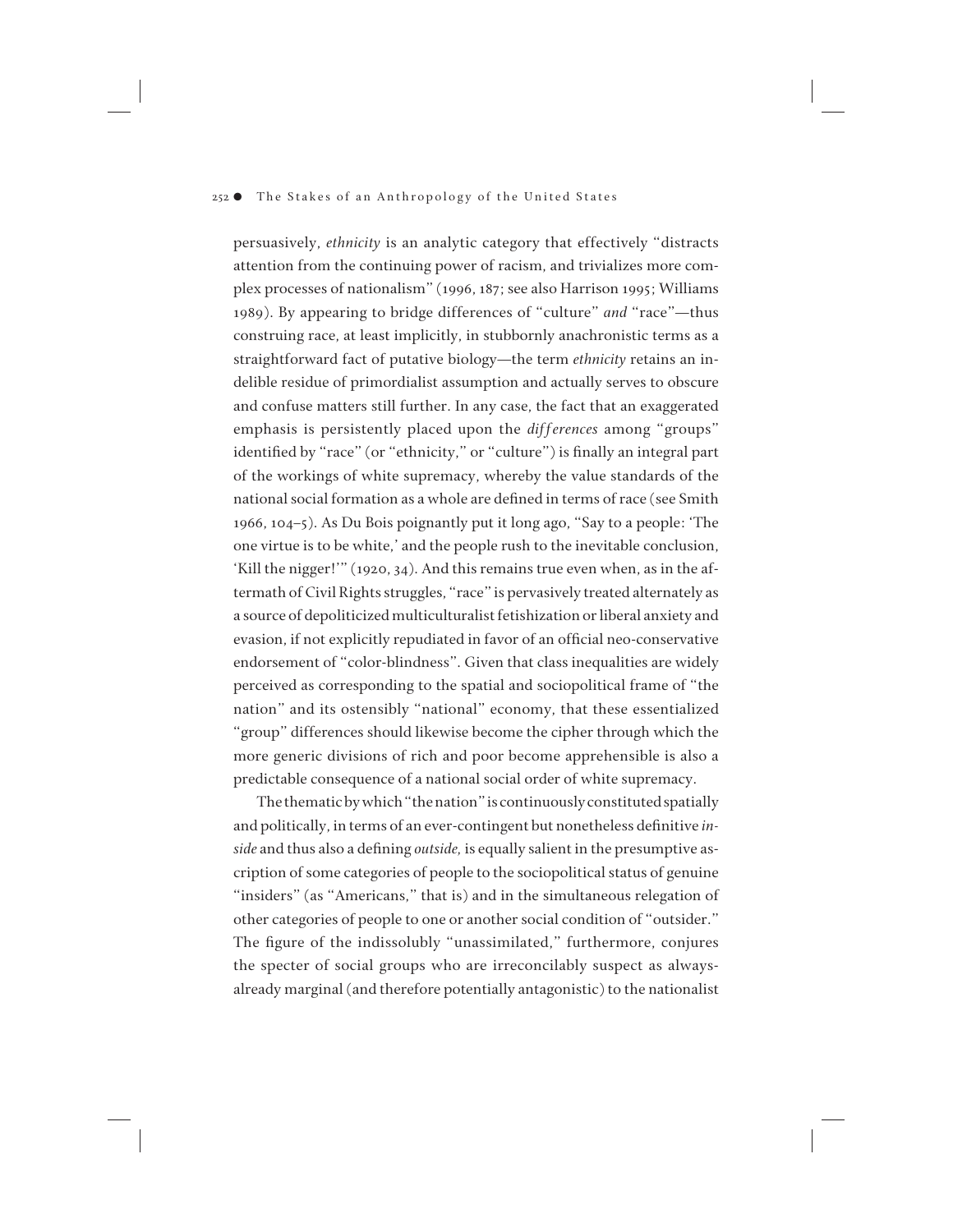persuasively, *ethnicity* is an analytic category that effectively "distracts attention from the continuing power of racism, and trivializes more complex processes of nationalism" (1996, 187; see also Harrison 1995; Williams 1989). By appearing to bridge differences of "culture" *and* "race"—thus construing race, at least implicitly, in stubbornly anachronistic terms as a straightforward fact of putative biology—the term *ethnicity* retains an indelible residue of primordialist assumption and actually serves to obscure and confuse matters still further. In any case, the fact that an exaggerated emphasis is persistently placed upon the *differences* among "groups" identified by "race" (or "ethnicity," or "culture") is finally an integral part of the workings of white supremacy, whereby the value standards of the national social formation as a whole are defined in terms of race (see Smith 1966, 104–5). As Du Bois poignantly put it long ago, "Say to a people: 'The one virtue is to be white,' and the people rush to the inevitable conclusion, 'Kill the nigger!'" (1920, 34). And this remains true even when, as in the aftermath of Civil Rights struggles, "race" is pervasively treated alternately as a source of depoliticized multiculturalist fetishization or liberal anxiety and evasion, if not explicitly repudiated in favor of an official neo-conservative endorsement of "color-blindness". Given that class inequalities are widely perceived as corresponding to the spatial and sociopolitical frame of "the nation" and its ostensibly "national" economy, that these essentialized "group" differences should likewise become the cipher through which the more generic divisions of rich and poor become apprehensible is also a predictable consequence of a national social order of white supremacy.

The thematic by which "the nation" is continuously constituted spatially and politically, in terms of an ever-contingent but nonetheless definitive *inside* and thus also a defining *outside,* is equally salient in the presumptive ascription of some categories of people to the sociopolitical status of genuine "insiders" (as "Americans," that is) and in the simultaneous relegation of other categories of people to one or another social condition of "outsider." The figure of the indissolubly "unassimilated," furthermore, conjures the specter of social groups who are irreconcilably suspect as always-already marginal (and therefore potentially antagonistic) to the nationalist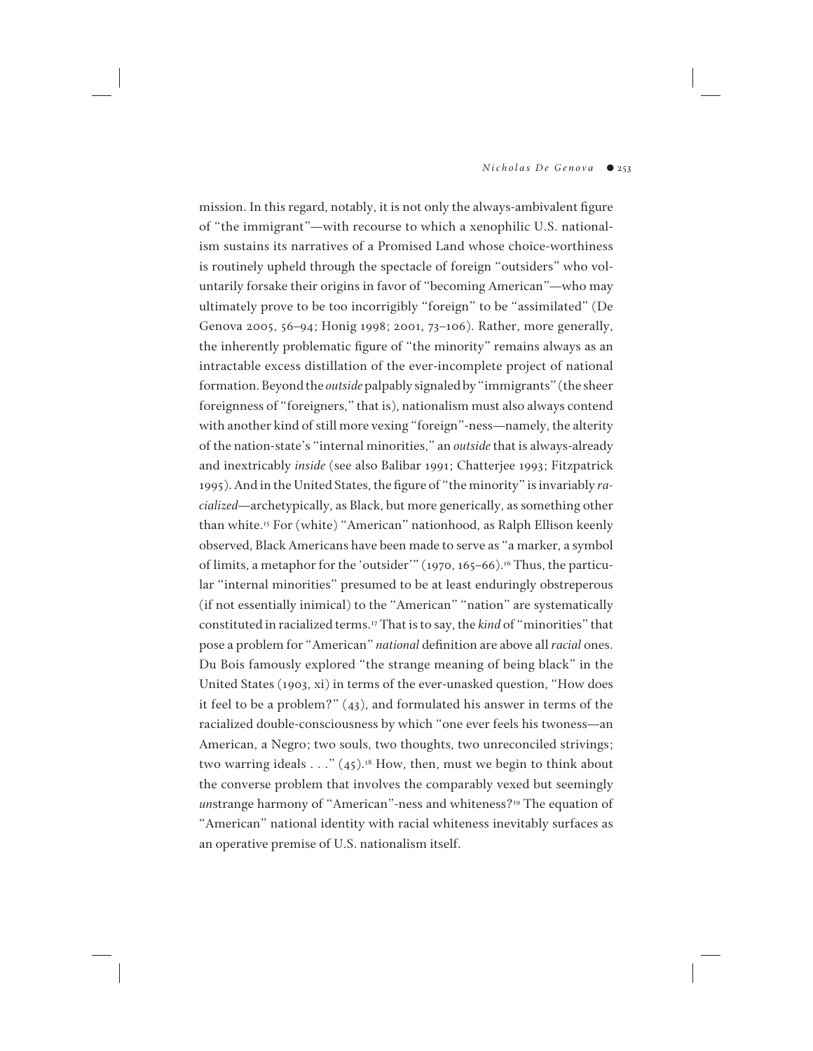mission. In this regard, notably, it is not only the always-ambivalent figure of "the immigrant"—with recourse to which a xenophilic U.S. nationalism sustains its narratives of a Promised Land whose choice-worthiness is routinely upheld through the spectacle of foreign "outsiders" who voluntarily forsake their origins in favor of "becoming American"—who may ultimately prove to be too incorrigibly "foreign" to be "assimilated" (De Genova 2005, 56–94; Honig 1998; 2001, 73–106). Rather, more generally, the inherently problematic figure of "the minority" remains always as an intractable excess distillation of the ever-incomplete project of national formation. Beyond the *outside* palpably signaled by "immigrants" (the sheer foreignness of "foreigners," that is), nationalism must also always contend with another kind of still more vexing "foreign"-ness—namely, the alterity of the nation-state's "internal minorities," an *outside* that is always-already and inextricably *inside* (see also Balibar 1991; Chatterjee 1993; Fitzpatrick 1995). And in the United States, the figure of "the minority" is invariably *racialized*—archetypically, as Black, but more generically, as something other than white.[15] For (white) "American" nationhood, as Ralph Ellison keenly observed, Black Americans have been made to serve as "a marker, a symbol of limits, a metaphor for the 'outsider'" (1970, 165–66).[16] Thus, the particular "internal minorities" presumed to be at least enduringly obstreperous (if not essentially inimical) to the "American" "nation" are systematically constituted in racialized terms.[17] That is to say, the *kind* of "minorities" that pose a problem for "American" *national* definition are above all *racial* ones. Du Bois famously explored "the strange meaning of being black" in the United States (1903, xi) in terms of the ever-unasked question, "How does it feel to be a problem?" (43), and formulated his answer in terms of the racialized double-consciousness by which "one ever feels his twoness—an American, a Negro; two souls, two thoughts, two unreconciled strivings; two warring ideals . . ." (45).[18] How, then, must we begin to think about the converse problem that involves the comparably vexed but seemingly *un*strange harmony of "American"-ness and whiteness?[19] The equation of "American" national identity with racial whiteness inevitably surfaces as an operative premise of U.S. nationalism itself.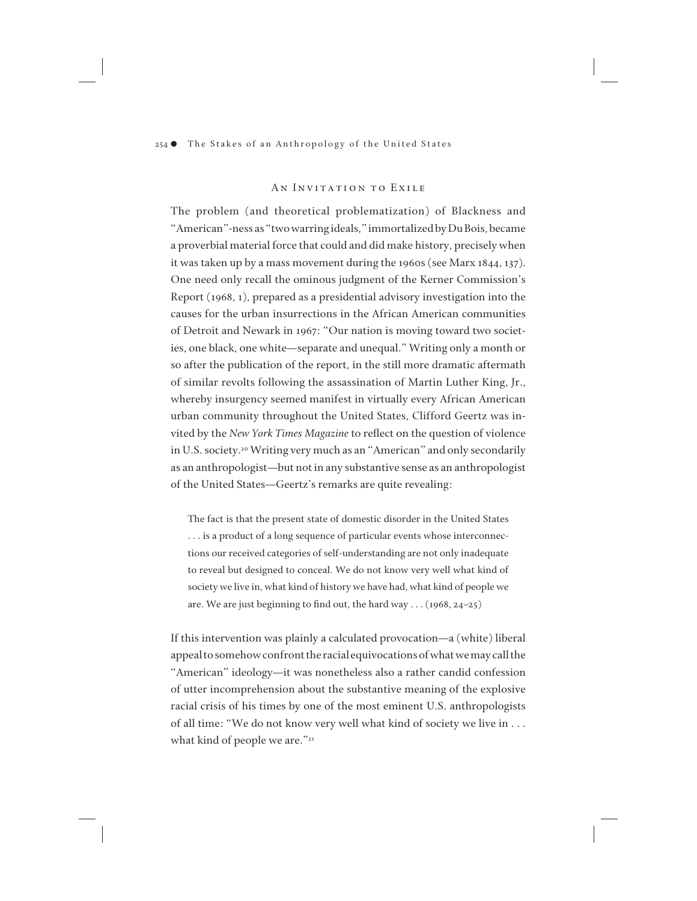## An Invitation to Exile

The problem (and theoretical problematization) of Blackness and "American"-ness as "two warring ideals," immortalized by Du Bois, became a proverbial material force that could and did make history, precisely when it was taken up by a mass movement during the 1960s (see Marx 1844, 137). One need only recall the ominous judgment of the Kerner Commission's Report (1968, 1), prepared as a presidential advisory investigation into the causes for the urban insurrections in the African American communities of Detroit and Newark in 1967: "Our nation is moving toward two societies, one black, one white—separate and unequal." Writing only a month or so after the publication of the report, in the still more dramatic aftermath of similar revolts following the assassination of Martin Luther King, Jr., whereby insurgency seemed manifest in virtually every African American urban community throughout the United States, Clifford Geertz was invited by the *New York Times Magazine* to reflect on the question of violence in U.S. society.[20] Writing very much as an "American" and only secondarily as an anthropologist—but not in any substantive sense as an anthropologist of the United States—Geertz's remarks are quite revealing:

> The fact is that the present state of domestic disorder in the United States . . . is a product of a long sequence of particular events whose interconnections our received categories of self-understanding are not only inadequate to reveal but designed to conceal. We do not know very well what kind of society we live in, what kind of history we have had, what kind of people we are. We are just beginning to find out, the hard way . . . (1968, 24–25)

If this intervention was plainly a calculated provocation—a (white) liberal appeal to somehow confront the racial equivocations of what we may call the "American" ideology—it was nonetheless also a rather candid confession of utter incomprehension about the substantive meaning of the explosive racial crisis of his times by one of the most eminent U.S. anthropologists of all time: "We do not know very well what kind of society we live in . . . what kind of people we are."[21]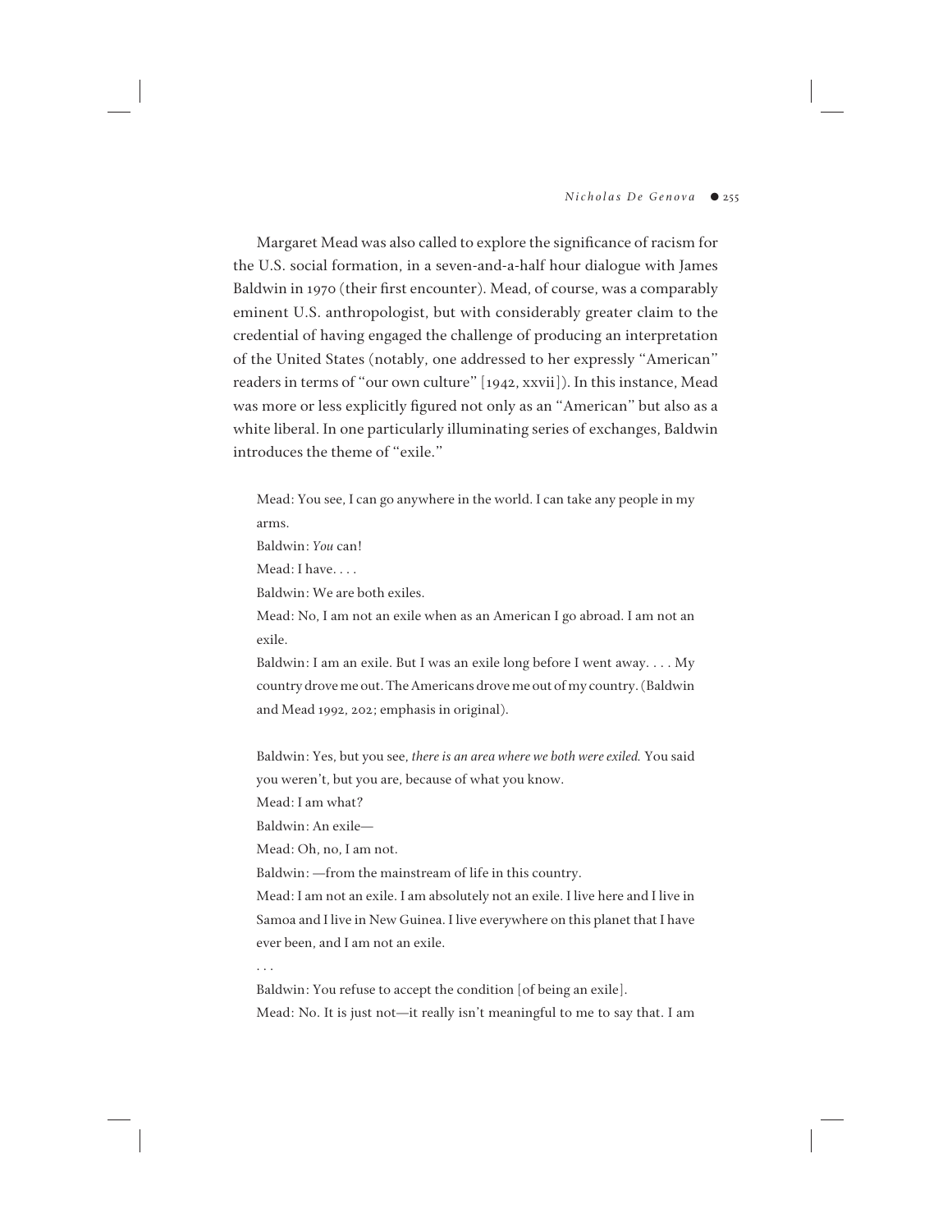Margaret Mead was also called to explore the significance of racism for the U.S. social formation, in a seven-and-a-half hour dialogue with James Baldwin in 1970 (their first encounter). Mead, of course, was a comparably eminent U.S. anthropologist, but with considerably greater claim to the credential of having engaged the challenge of producing an interpretation of the United States (notably, one addressed to her expressly "American" readers in terms of "our own culture" [1942, xxvii]). In this instance, Mead was more or less explicitly figured not only as an "American" but also as a white liberal. In one particularly illuminating series of exchanges, Baldwin introduces the theme of "exile."

> Mead: You see, I can go anywhere in the world. I can take any people in my arms.
>
> Baldwin: *You* can!
>
> Mead: I have. . . .
>
> Baldwin: We are both exiles.
>
> Mead: No, I am not an exile when as an American I go abroad. I am not an exile.
>
> Baldwin: I am an exile. But I was an exile long before I went away. . . . My country drove me out. The Americans drove me out of my country. (Baldwin and Mead 1992, 202; emphasis in original).

> Baldwin: Yes, but you see, *there is an area where we both were exiled.* You said you weren't, but you are, because of what you know.
>
> Mead: I am what?
>
> Baldwin: An exile—
>
> Mead: Oh, no, I am not.
>
> Baldwin: —from the mainstream of life in this country.
>
> Mead: I am not an exile. I am absolutely not an exile. I live here and I live in Samoa and I live in New Guinea. I live everywhere on this planet that I have ever been, and I am not an exile.
>
> . . .
>
> Baldwin: You refuse to accept the condition [of being an exile].
>
> Mead: No. It is just not—it really isn't meaningful to me to say that. I am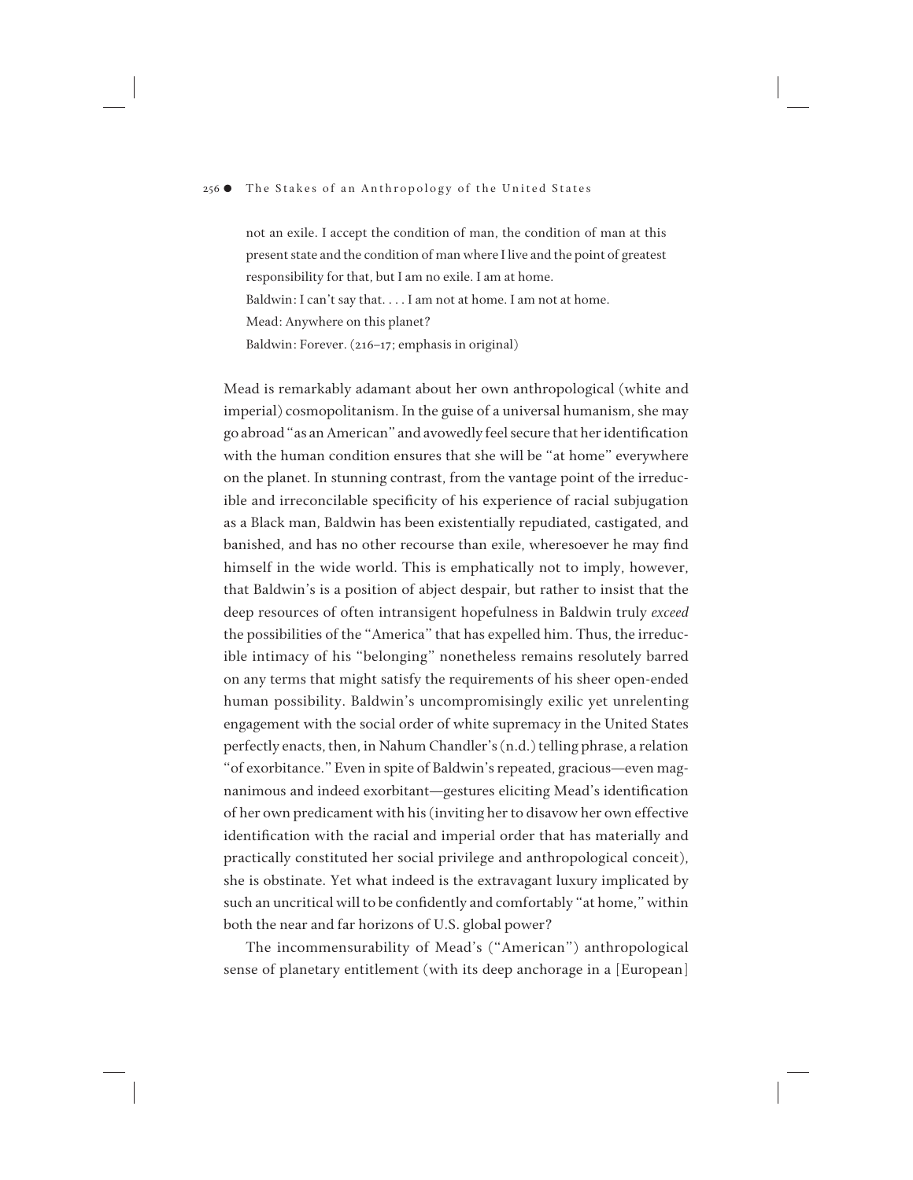> not an exile. I accept the condition of man, the condition of man at this present state and the condition of man where I live and the point of greatest responsibility for that, but I am no exile. I am at home.
>
> Baldwin: I can't say that. . . . I am not at home. I am not at home.
>
> Mead: Anywhere on this planet?
>
> Baldwin: Forever. (216–17; emphasis in original)

Mead is remarkably adamant about her own anthropological (white and imperial) cosmopolitanism. In the guise of a universal humanism, she may go abroad "as an American" and avowedly feel secure that her identification with the human condition ensures that she will be "at home" everywhere on the planet. In stunning contrast, from the vantage point of the irreducible and irreconcilable specificity of his experience of racial subjugation as a Black man, Baldwin has been existentially repudiated, castigated, and banished, and has no other recourse than exile, wheresoever he may find himself in the wide world. This is emphatically not to imply, however, that Baldwin's is a position of abject despair, but rather to insist that the deep resources of often intransigent hopefulness in Baldwin truly *exceed* the possibilities of the "America" that has expelled him. Thus, the irreducible intimacy of his "belonging" nonetheless remains resolutely barred on any terms that might satisfy the requirements of his sheer open-ended human possibility. Baldwin's uncompromisingly exilic yet unrelenting engagement with the social order of white supremacy in the United States perfectly enacts, then, in Nahum Chandler's (n.d.) telling phrase, a relation "of exorbitance." Even in spite of Baldwin's repeated, gracious—even magnanimous and indeed exorbitant—gestures eliciting Mead's identification of her own predicament with his (inviting her to disavow her own effective identification with the racial and imperial order that has materially and practically constituted her social privilege and anthropological conceit), she is obstinate. Yet what indeed is the extravagant luxury implicated by such an uncritical will to be confidently and comfortably "at home," within both the near and far horizons of U.S. global power?

The incommensurability of Mead's ("American") anthropological sense of planetary entitlement (with its deep anchorage in a [European]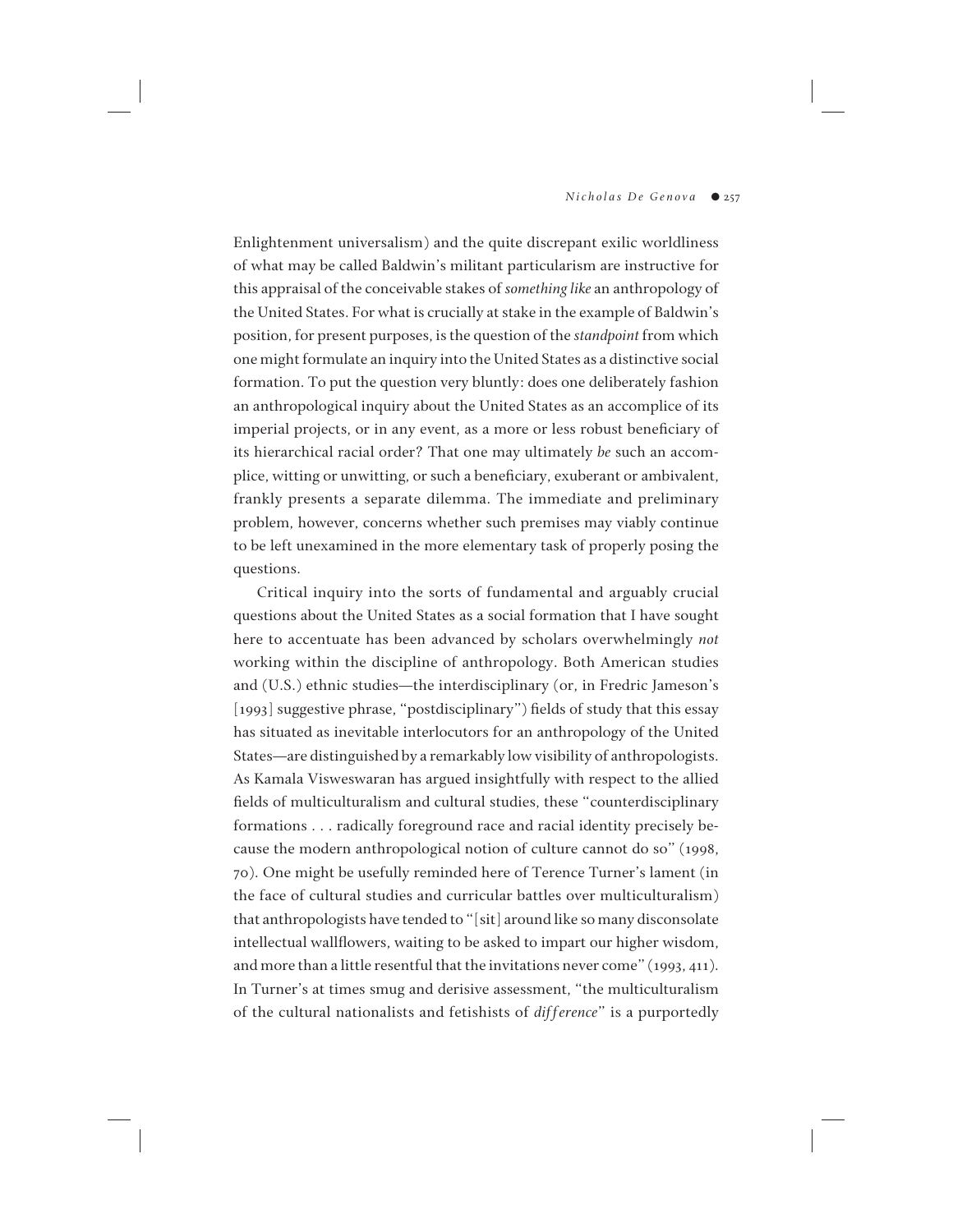Enlightenment universalism) and the quite discrepant exilic worldliness of what may be called Baldwin's militant particularism are instructive for this appraisal of the conceivable stakes of *something like* an anthropology of the United States. For what is crucially at stake in the example of Baldwin's position, for present purposes, is the question of the *standpoint* from which one might formulate an inquiry into the United States as a distinctive social formation. To put the question very bluntly: does one deliberately fashion an anthropological inquiry about the United States as an accomplice of its imperial projects, or in any event, as a more or less robust beneficiary of its hierarchical racial order? That one may ultimately *be* such an accomplice, witting or unwitting, or such a beneficiary, exuberant or ambivalent, frankly presents a separate dilemma. The immediate and preliminary problem, however, concerns whether such premises may viably continue to be left unexamined in the more elementary task of properly posing the questions.

Critical inquiry into the sorts of fundamental and arguably crucial questions about the United States as a social formation that I have sought here to accentuate has been advanced by scholars overwhelmingly *not* working within the discipline of anthropology. Both American studies and (U.S.) ethnic studies—the interdisciplinary (or, in Fredric Jameson's [1993] suggestive phrase, "postdisciplinary") fields of study that this essay has situated as inevitable interlocutors for an anthropology of the United States—are distinguished by a remarkably low visibility of anthropologists. As Kamala Visweswaran has argued insightfully with respect to the allied fields of multiculturalism and cultural studies, these "counterdisciplinary formations . . . radically foreground race and racial identity precisely because the modern anthropological notion of culture cannot do so" (1998, 70). One might be usefully reminded here of Terence Turner's lament (in the face of cultural studies and curricular battles over multiculturalism) that anthropologists have tended to "[sit] around like so many disconsolate intellectual wallflowers, waiting to be asked to impart our higher wisdom, and more than a little resentful that the invitations never come" (1993, 411). In Turner's at times smug and derisive assessment, "the multiculturalism of the cultural nationalists and fetishists of *difference*" is a purportedly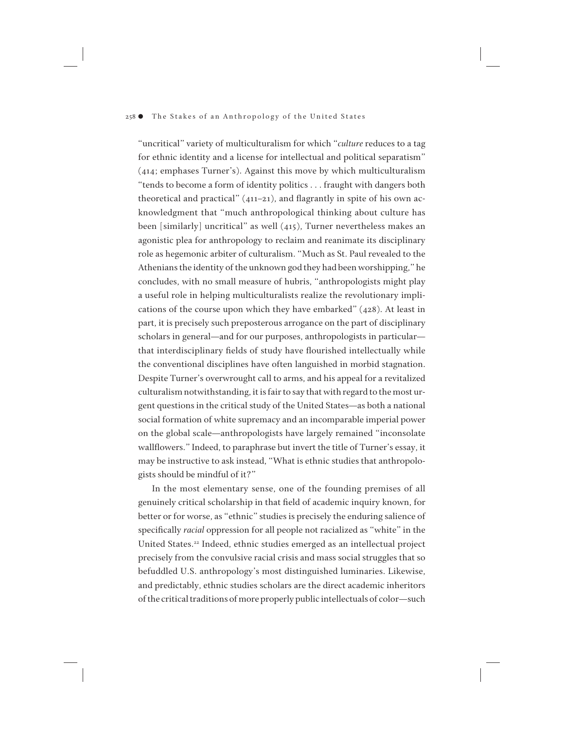"uncritical" variety of multiculturalism for which "*culture* reduces to a tag for ethnic identity and a license for intellectual and political separatism" (414; emphases Turner's). Against this move by which multiculturalism "tends to become a form of identity politics . . . fraught with dangers both theoretical and practical" (411–21), and flagrantly in spite of his own acknowledgment that "much anthropological thinking about culture has been [similarly] uncritical" as well (415), Turner nevertheless makes an agonistic plea for anthropology to reclaim and reanimate its disciplinary role as hegemonic arbiter of culturalism. "Much as St. Paul revealed to the Athenians the identity of the unknown god they had been worshipping," he concludes, with no small measure of hubris, "anthropologists might play a useful role in helping multiculturalists realize the revolutionary implications of the course upon which they have embarked" (428). At least in part, it is precisely such preposterous arrogance on the part of disciplinary scholars in general—and for our purposes, anthropologists in particular—that interdisciplinary fields of study have flourished intellectually while the conventional disciplines have often languished in morbid stagnation. Despite Turner's overwrought call to arms, and his appeal for a revitalized culturalism notwithstanding, it is fair to say that with regard to the most urgent questions in the critical study of the United States—as both a national social formation of white supremacy and an incomparable imperial power on the global scale—anthropologists have largely remained "inconsolate wallflowers." Indeed, to paraphrase but invert the title of Turner's essay, it may be instructive to ask instead, "What is ethnic studies that anthropologists should be mindful of it?"

In the most elementary sense, one of the founding premises of all genuinely critical scholarship in that field of academic inquiry known, for better or for worse, as "ethnic" studies is precisely the enduring salience of specifically *racial* oppression for all people not racialized as "white" in the United States.[22] Indeed, ethnic studies emerged as an intellectual project precisely from the convulsive racial crisis and mass social struggles that so befuddled U.S. anthropology's most distinguished luminaries. Likewise, and predictably, ethnic studies scholars are the direct academic inheritors of the critical traditions of more properly public intellectuals of color—such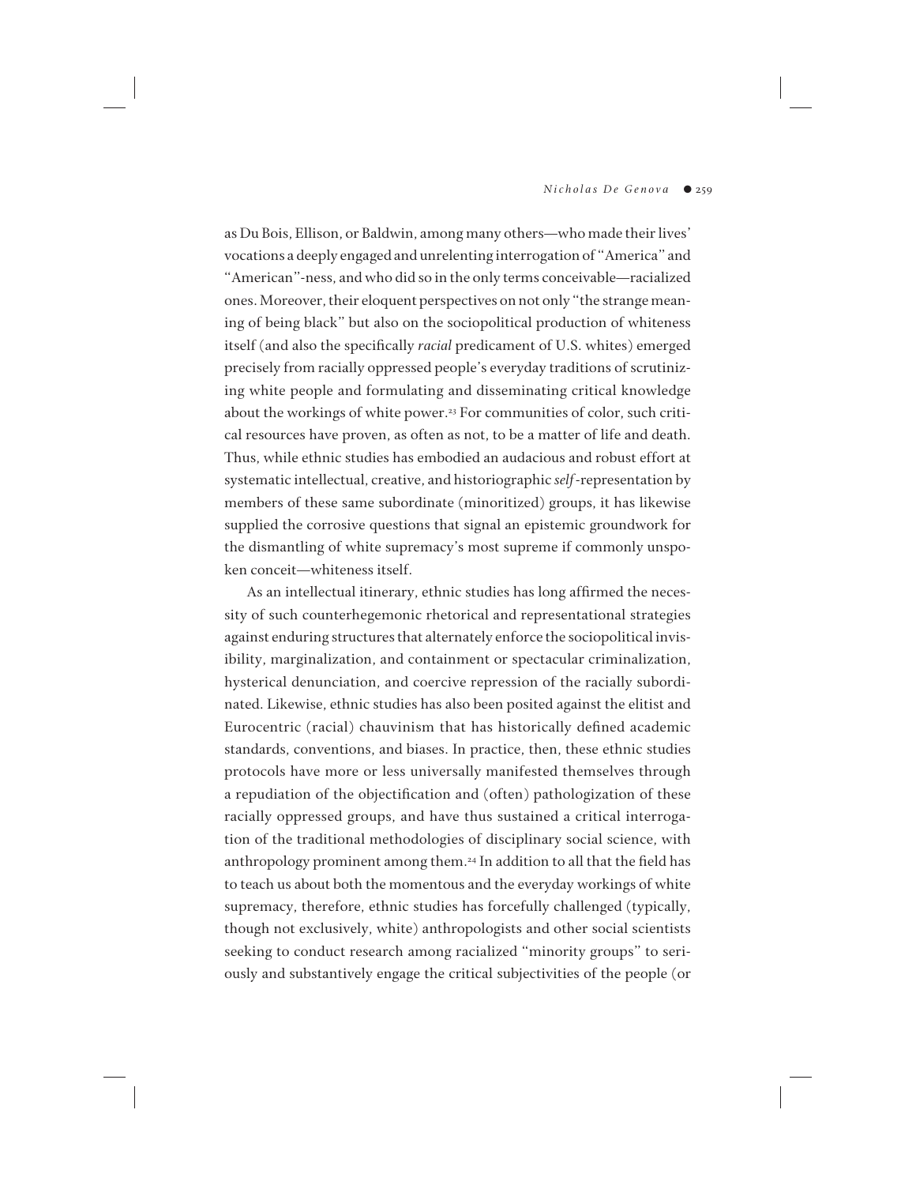as Du Bois, Ellison, or Baldwin, among many others—who made their lives' vocations a deeply engaged and unrelenting interrogation of "America" and "American"-ness, and who did so in the only terms conceivable—racialized ones. Moreover, their eloquent perspectives on not only "the strange meaning of being black" but also on the sociopolitical production of whiteness itself (and also the specifically *racial* predicament of U.S. whites) emerged precisely from racially oppressed people's everyday traditions of scrutinizing white people and formulating and disseminating critical knowledge about the workings of white power.[23] For communities of color, such critical resources have proven, as often as not, to be a matter of life and death. Thus, while ethnic studies has embodied an audacious and robust effort at systematic intellectual, creative, and historiographic *self*-representation by members of these same subordinate (minoritized) groups, it has likewise supplied the corrosive questions that signal an epistemic groundwork for the dismantling of white supremacy's most supreme if commonly unspoken conceit—whiteness itself.

As an intellectual itinerary, ethnic studies has long affirmed the necessity of such counterhegemonic rhetorical and representational strategies against enduring structures that alternately enforce the sociopolitical invisibility, marginalization, and containment or spectacular criminalization, hysterical denunciation, and coercive repression of the racially subordinated. Likewise, ethnic studies has also been posited against the elitist and Eurocentric (racial) chauvinism that has historically defined academic standards, conventions, and biases. In practice, then, these ethnic studies protocols have more or less universally manifested themselves through a repudiation of the objectification and (often) pathologization of these racially oppressed groups, and have thus sustained a critical interrogation of the traditional methodologies of disciplinary social science, with anthropology prominent among them.[24] In addition to all that the field has to teach us about both the momentous and the everyday workings of white supremacy, therefore, ethnic studies has forcefully challenged (typically, though not exclusively, white) anthropologists and other social scientists seeking to conduct research among racialized "minority groups" to seriously and substantively engage the critical subjectivities of the people (or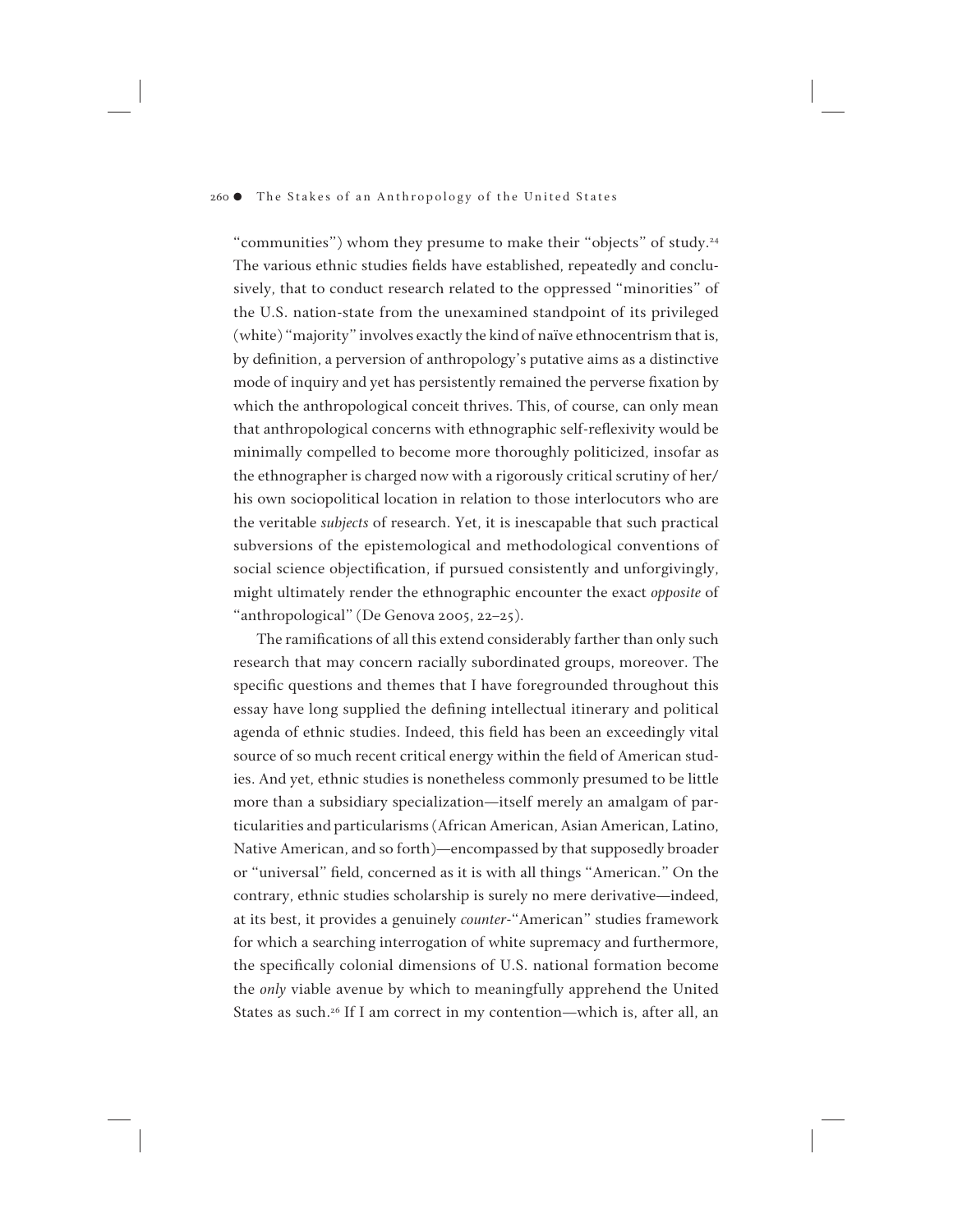"communities") whom they presume to make their "objects" of study.[24] The various ethnic studies fields have established, repeatedly and conclusively, that to conduct research related to the oppressed "minorities" of the U.S. nation-state from the unexamined standpoint of its privileged (white) "majority" involves exactly the kind of naïve ethnocentrism that is, by definition, a perversion of anthropology's putative aims as a distinctive mode of inquiry and yet has persistently remained the perverse fixation by which the anthropological conceit thrives. This, of course, can only mean that anthropological concerns with ethnographic self-reflexivity would be minimally compelled to become more thoroughly politicized, insofar as the ethnographer is charged now with a rigorously critical scrutiny of her/his own sociopolitical location in relation to those interlocutors who are the veritable *subjects* of research. Yet, it is inescapable that such practical subversions of the epistemological and methodological conventions of social science objectification, if pursued consistently and unforgivingly, might ultimately render the ethnographic encounter the exact *opposite* of "anthropological" (De Genova 2005, 22–25).

The ramifications of all this extend considerably farther than only such research that may concern racially subordinated groups, moreover. The specific questions and themes that I have foregrounded throughout this essay have long supplied the defining intellectual itinerary and political agenda of ethnic studies. Indeed, this field has been an exceedingly vital source of so much recent critical energy within the field of American studies. And yet, ethnic studies is nonetheless commonly presumed to be little more than a subsidiary specialization—itself merely an amalgam of particularities and particularisms (African American, Asian American, Latino, Native American, and so forth)—encompassed by that supposedly broader or "universal" field, concerned as it is with all things "American." On the contrary, ethnic studies scholarship is surely no mere derivative—indeed, at its best, it provides a genuinely *counter*-"American" studies framework for which a searching interrogation of white supremacy and furthermore, the specifically colonial dimensions of U.S. national formation become the *only* viable avenue by which to meaningfully apprehend the United States as such.[26] If I am correct in my contention—which is, after all, an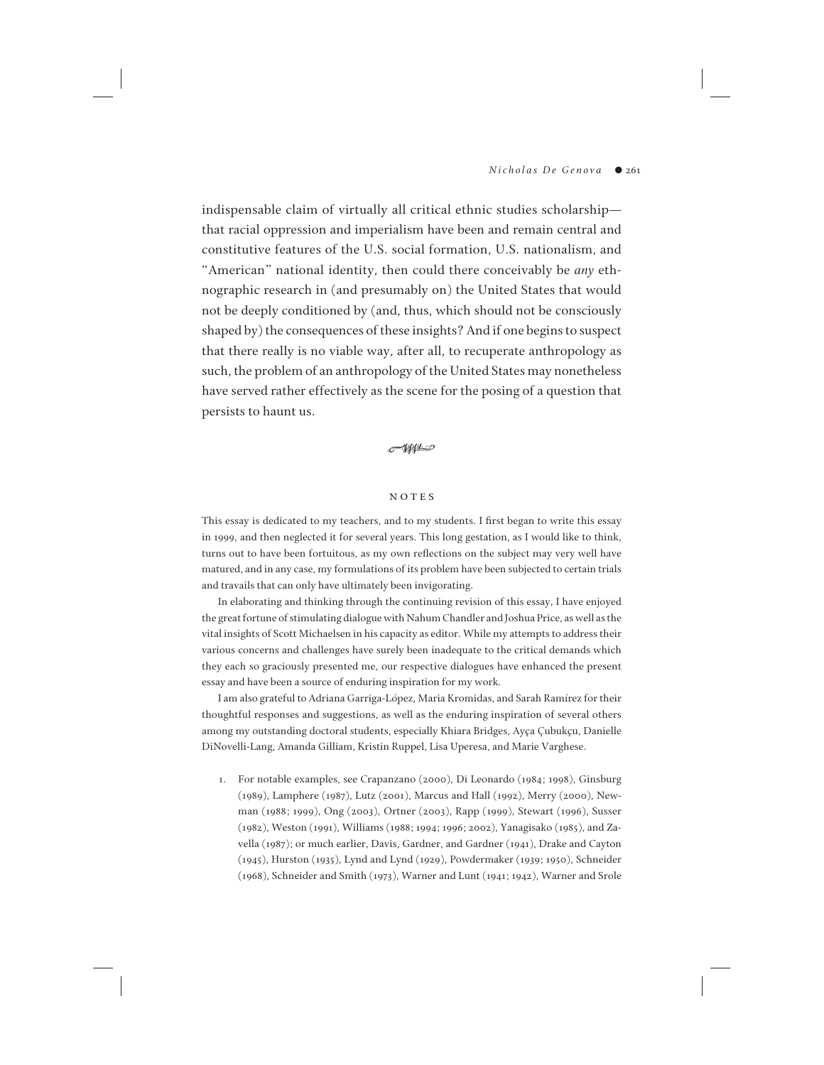indispensable claim of virtually all critical ethnic studies scholarship—that racial oppression and imperialism have been and remain central and constitutive features of the U.S. social formation, U.S. nationalism, and "American" national identity, then could there conceivably be *any* ethnographic research in (and presumably on) the United States that would not be deeply conditioned by (and, thus, which should not be consciously shaped by) the consequences of these insights? And if one begins to suspect that there really is no viable way, after all, to recuperate anthropology as such, the problem of an anthropology of the United States may nonetheless have served rather effectively as the scene for the posing of a question that persists to haunt us.

## NOTES

This essay is dedicated to my teachers, and to my students. I first began to write this essay in 1999, and then neglected it for several years. This long gestation, as I would like to think, turns out to have been fortuitous, as my own reflections on the subject may very well have matured, and in any case, my formulations of its problem have been subjected to certain trials and travails that can only have ultimately been invigorating.

In elaborating and thinking through the continuing revision of this essay, I have enjoyed the great fortune of stimulating dialogue with Nahum Chandler and Joshua Price, as well as the vital insights of Scott Michaelsen in his capacity as editor. While my attempts to address their various concerns and challenges have surely been inadequate to the critical demands which they each so graciously presented me, our respective dialogues have enhanced the present essay and have been a source of enduring inspiration for my work.

I am also grateful to Adriana Garriga-López, Maria Kromidas, and Sarah Ramírez for their thoughtful responses and suggestions, as well as the enduring inspiration of several others among my outstanding doctoral students, especially Khiara Bridges, Ayça Çubukçu, Danielle DiNovelli-Lang, Amanda Gilliam, Kristin Ruppel, Lisa Uperesa, and Marie Varghese.

1. For notable examples, see Crapanzano (2000), Di Leonardo (1984; 1998), Ginsburg (1989), Lamphere (1987), Lutz (2001), Marcus and Hall (1992), Merry (2000), Newman (1988; 1999), Ong (2003), Ortner (2003), Rapp (1999), Stewart (1996), Susser (1982), Weston (1991), Williams (1988; 1994; 1996; 2002), Yanagisako (1985), and Zavella (1987); or much earlier, Davis, Gardner, and Gardner (1941), Drake and Cayton (1945), Hurston (1935), Lynd and Lynd (1929), Powdermaker (1939; 1950), Schneider (1968), Schneider and Smith (1973), Warner and Lunt (1941; 1942), Warner and Srole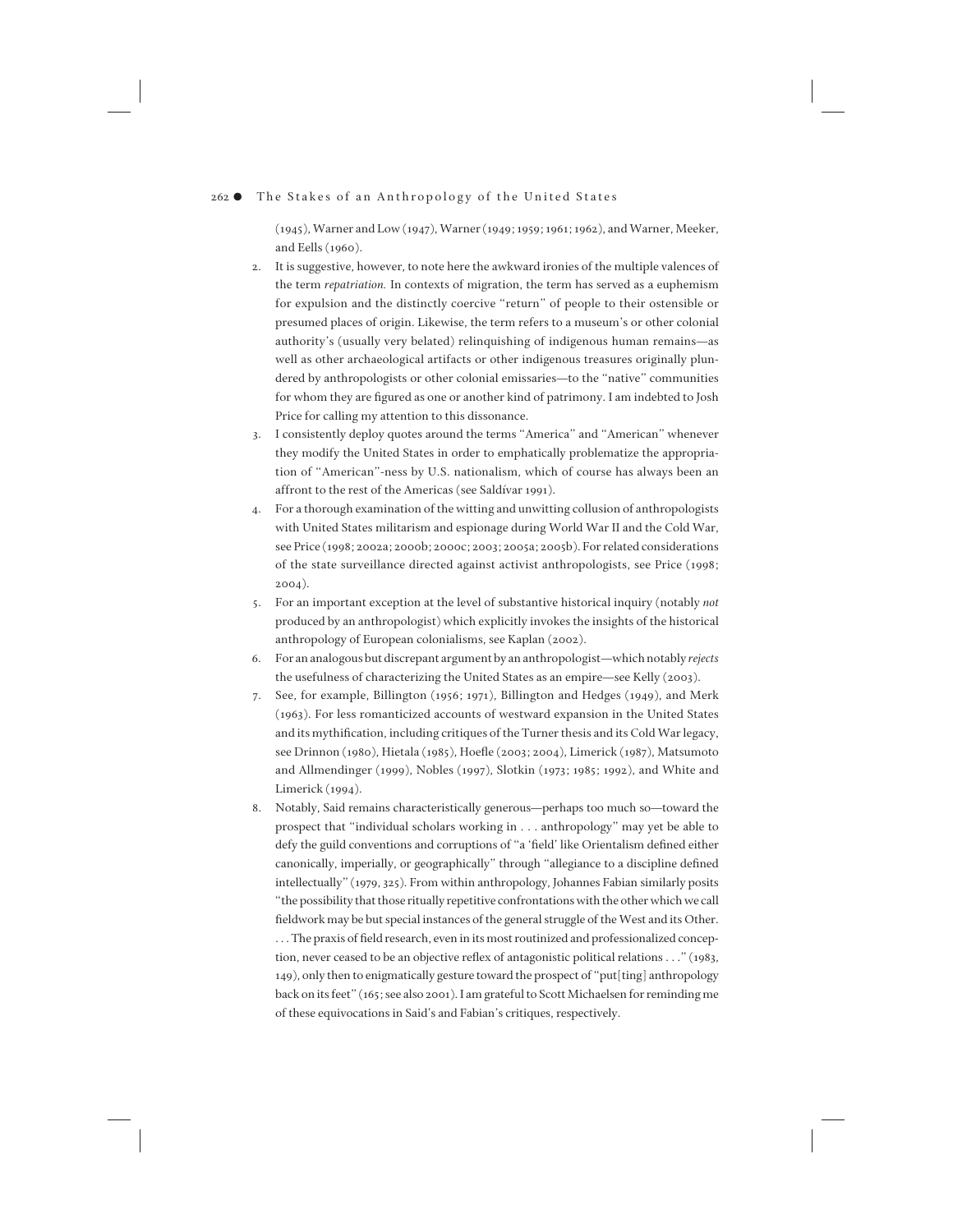(1945), Warner and Low (1947), Warner (1949; 1959; 1961; 1962), and Warner, Meeker, and Eells (1960).

2. It is suggestive, however, to note here the awkward ironies of the multiple valences of the term *repatriation.* In contexts of migration, the term has served as a euphemism for expulsion and the distinctly coercive "return" of people to their ostensible or presumed places of origin. Likewise, the term refers to a museum's or other colonial authority's (usually very belated) relinquishing of indigenous human remains—as well as other archaeological artifacts or other indigenous treasures originally plundered by anthropologists or other colonial emissaries—to the "native" communities for whom they are figured as one or another kind of patrimony. I am indebted to Josh Price for calling my attention to this dissonance.

3. I consistently deploy quotes around the terms "America" and "American" whenever they modify the United States in order to emphatically problematize the appropriation of "American"-ness by U.S. nationalism, which of course has always been an affront to the rest of the Americas (see Saldívar 1991).

4. For a thorough examination of the witting and unwitting collusion of anthropologists with United States militarism and espionage during World War II and the Cold War, see Price (1998; 2002a; 2000b; 2000c; 2003; 2005a; 2005b). For related considerations of the state surveillance directed against activist anthropologists, see Price (1998; 2004).

5. For an important exception at the level of substantive historical inquiry (notably *not* produced by an anthropologist) which explicitly invokes the insights of the historical anthropology of European colonialisms, see Kaplan (2002).

6. For an analogous but discrepant argument by an anthropologist—which notably *rejects* the usefulness of characterizing the United States as an empire—see Kelly (2003).

7. See, for example, Billington (1956; 1971), Billington and Hedges (1949), and Merk (1963). For less romanticized accounts of westward expansion in the United States and its mythification, including critiques of the Turner thesis and its Cold War legacy, see Drinnon (1980), Hietala (1985), Hoefle (2003; 2004), Limerick (1987), Matsumoto and Allmendinger (1999), Nobles (1997), Slotkin (1973; 1985; 1992), and White and Limerick (1994).

8. Notably, Said remains characteristically generous—perhaps too much so—toward the prospect that "individual scholars working in . . . anthropology" may yet be able to defy the guild conventions and corruptions of "a 'field' like Orientalism defined either canonically, imperially, or geographically" through "allegiance to a discipline defined intellectually" (1979, 325). From within anthropology, Johannes Fabian similarly posits "the possibility that those ritually repetitive confrontations with the other which we call fieldwork may be but special instances of the general struggle of the West and its Other. . . . The praxis of field research, even in its most routinized and professionalized conception, never ceased to be an objective reflex of antagonistic political relations . . ." (1983, 149), only then to enigmatically gesture toward the prospect of "put[ting] anthropology back on its feet" (165; see also 2001). I am grateful to Scott Michaelsen for reminding me of these equivocations in Said's and Fabian's critiques, respectively.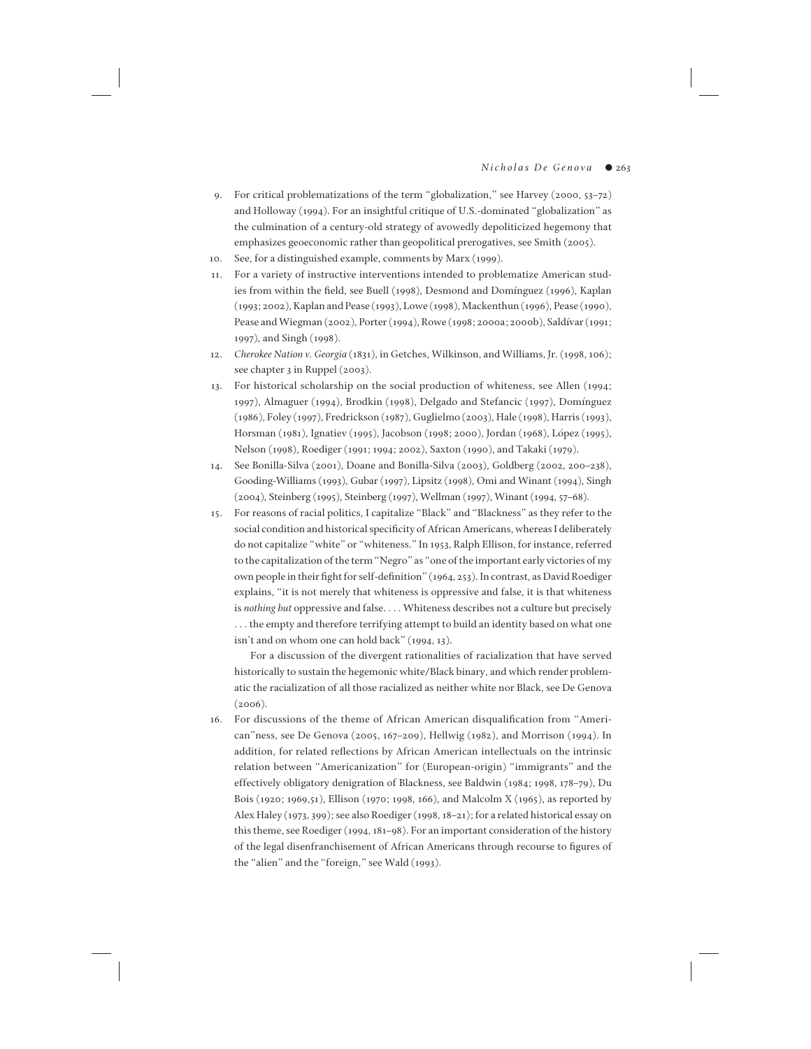9. For critical problematizations of the term "globalization," see Harvey (2000, 53–72) and Holloway (1994). For an insightful critique of U.S.-dominated "globalization" as the culmination of a century-old strategy of avowedly depoliticized hegemony that emphasizes geoeconomic rather than geopolitical prerogatives, see Smith (2005).
10. See, for a distinguished example, comments by Marx (1999).
11. For a variety of instructive interventions intended to problematize American studies from within the field, see Buell (1998), Desmond and Domínguez (1996), Kaplan (1993; 2002), Kaplan and Pease (1993), Lowe (1998), Mackenthun (1996), Pease (1990), Pease and Wiegman (2002), Porter (1994), Rowe (1998; 2000a; 2000b), Saldívar (1991; 1997), and Singh (1998).
12. *Cherokee Nation v. Georgia* (1831), in Getches, Wilkinson, and Williams, Jr. (1998, 106); see chapter 3 in Ruppel (2003).
13. For historical scholarship on the social production of whiteness, see Allen (1994; 1997), Almaguer (1994), Brodkin (1998), Delgado and Stefancic (1997), Domínguez (1986), Foley (1997), Fredrickson (1987), Guglielmo (2003), Hale (1998), Harris (1993), Horsman (1981), Ignatiev (1995), Jacobson (1998; 2000), Jordan (1968), López (1995), Nelson (1998), Roediger (1991; 1994; 2002), Saxton (1990), and Takaki (1979).
14. See Bonilla-Silva (2001), Doane and Bonilla-Silva (2003), Goldberg (2002, 200–238), Gooding-Williams (1993), Gubar (1997), Lipsitz (1998), Omi and Winant (1994), Singh (2004), Steinberg (1995), Steinberg (1997), Wellman (1997), Winant (1994, 57–68).
15. For reasons of racial politics, I capitalize "Black" and "Blackness" as they refer to the social condition and historical specificity of African Americans, whereas I deliberately do not capitalize "white" or "whiteness." In 1953, Ralph Ellison, for instance, referred to the capitalization of the term "Negro" as "one of the important early victories of my own people in their fight for self-definition" (1964, 253). In contrast, as David Roediger explains, "it is not merely that whiteness is oppressive and false, it is that whiteness is *nothing but* oppressive and false. . . . Whiteness describes not a culture but precisely . . . the empty and therefore terrifying attempt to build an identity based on what one isn't and on whom one can hold back" (1994, 13).

    For a discussion of the divergent rationalities of racialization that have served historically to sustain the hegemonic white/Black binary, and which render problematic the racialization of all those racialized as neither white nor Black, see De Genova (2006).
16. For discussions of the theme of African American disqualification from "American"ness, see De Genova (2005, 167–209), Hellwig (1982), and Morrison (1994). In addition, for related reflections by African American intellectuals on the intrinsic relation between "Americanization" for (European-origin) "immigrants" and the effectively obligatory denigration of Blackness, see Baldwin (1984; 1998, 178–79), Du Bois (1920; 1969,51), Ellison (1970; 1998, 166), and Malcolm X (1965), as reported by Alex Haley (1973, 399); see also Roediger (1998, 18–21); for a related historical essay on this theme, see Roediger (1994, 181–98). For an important consideration of the history of the legal disenfranchisement of African Americans through recourse to figures of the "alien" and the "foreign," see Wald (1993).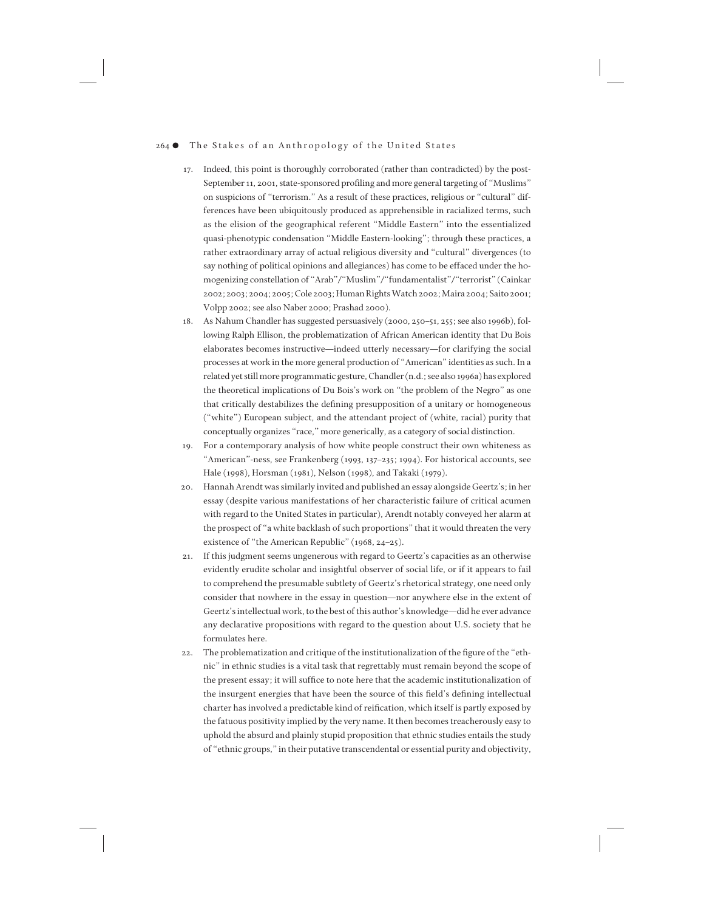17. Indeed, this point is thoroughly corroborated (rather than contradicted) by the post-September 11, 2001, state-sponsored profiling and more general targeting of "Muslims" on suspicions of "terrorism." As a result of these practices, religious or "cultural" differences have been ubiquitously produced as apprehensible in racialized terms, such as the elision of the geographical referent "Middle Eastern" into the essentialized quasi-phenotypic condensation "Middle Eastern-looking"; through these practices, a rather extraordinary array of actual religious diversity and "cultural" divergences (to say nothing of political opinions and allegiances) has come to be effaced under the homogenizing constellation of "Arab"/"Muslim"/"fundamentalist"/"terrorist" (Cainkar 2002; 2003; 2004; 2005; Cole 2003; Human Rights Watch 2002; Maira 2004; Saito 2001; Volpp 2002; see also Naber 2000; Prashad 2000).
18. As Nahum Chandler has suggested persuasively (2000, 250–51, 255; see also 1996b), following Ralph Ellison, the problematization of African American identity that Du Bois elaborates becomes instructive—indeed utterly necessary—for clarifying the social processes at work in the more general production of "American" identities as such. In a related yet still more programmatic gesture, Chandler (n.d.; see also 1996a) has explored the theoretical implications of Du Bois's work on "the problem of the Negro" as one that critically destabilizes the defining presupposition of a unitary or homogeneous ("white") European subject, and the attendant project of (white, racial) purity that conceptually organizes "race," more generically, as a category of social distinction.
19. For a contemporary analysis of how white people construct their own whiteness as "American"-ness, see Frankenberg (1993, 137–235; 1994). For historical accounts, see Hale (1998), Horsman (1981), Nelson (1998), and Takaki (1979).
20. Hannah Arendt was similarly invited and published an essay alongside Geertz's; in her essay (despite various manifestations of her characteristic failure of critical acumen with regard to the United States in particular), Arendt notably conveyed her alarm at the prospect of "a white backlash of such proportions" that it would threaten the very existence of "the American Republic" (1968, 24–25).
21. If this judgment seems ungenerous with regard to Geertz's capacities as an otherwise evidently erudite scholar and insightful observer of social life, or if it appears to fail to comprehend the presumable subtlety of Geertz's rhetorical strategy, one need only consider that nowhere in the essay in question—nor anywhere else in the extent of Geertz's intellectual work, to the best of this author's knowledge—did he ever advance any declarative propositions with regard to the question about U.S. society that he formulates here.
22. The problematization and critique of the institutionalization of the figure of the "ethnic" in ethnic studies is a vital task that regrettably must remain beyond the scope of the present essay; it will suffice to note here that the academic institutionalization of the insurgent energies that have been the source of this field's defining intellectual charter has involved a predictable kind of reification, which itself is partly exposed by the fatuous positivity implied by the very name. It then becomes treacherously easy to uphold the absurd and plainly stupid proposition that ethnic studies entails the study of "ethnic groups," in their putative transcendental or essential purity and objectivity,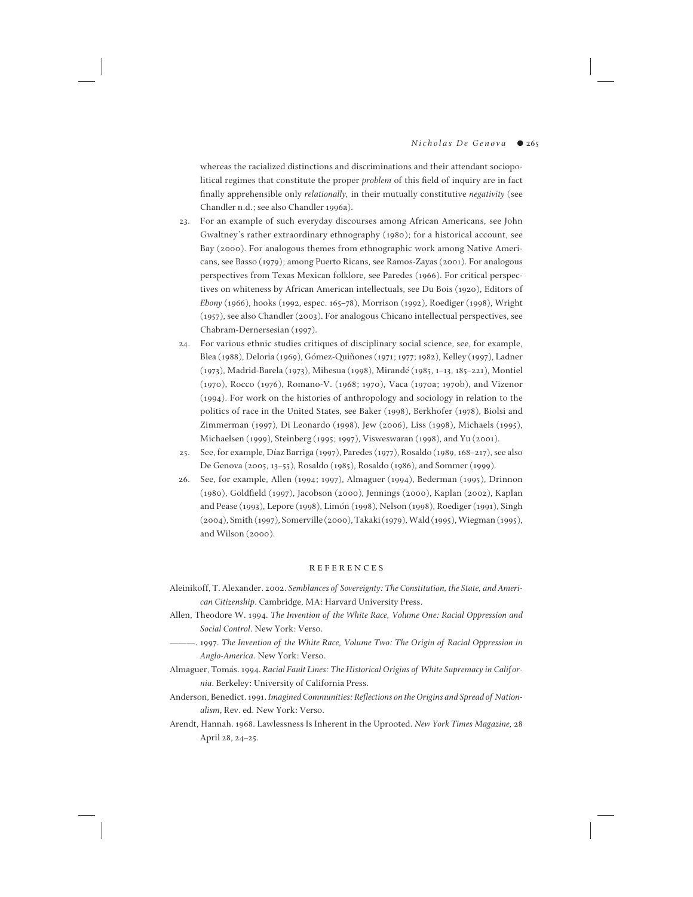whereas the racialized distinctions and discriminations and their attendant sociopolitical regimes that constitute the proper *problem* of this field of inquiry are in fact finally apprehensible only *relationally*, in their mutually constitutive *negativity* (see Chandler n.d.; see also Chandler 1996a).

23. For an example of such everyday discourses among African Americans, see John Gwaltney's rather extraordinary ethnography (1980); for a historical account, see Bay (2000). For analogous themes from ethnographic work among Native Americans, see Basso (1979); among Puerto Ricans, see Ramos-Zayas (2001). For analogous perspectives from Texas Mexican folklore, see Paredes (1966). For critical perspectives on whiteness by African American intellectuals, see Du Bois (1920), Editors of *Ebony* (1966), hooks (1992, espec. 165–78), Morrison (1992), Roediger (1998), Wright (1957), see also Chandler (2003). For analogous Chicano intellectual perspectives, see Chabram-Dernersesian (1997).
24. For various ethnic studies critiques of disciplinary social science, see, for example, Blea (1988), Deloria (1969), Gómez-Quiñones (1971; 1977; 1982), Kelley (1997), Ladner (1973), Madrid-Barela (1973), Mihesua (1998), Mirandé (1985, 1–13, 185–221), Montiel (1970), Rocco (1976), Romano-V. (1968; 1970), Vaca (1970a; 1970b), and Vizenor (1994). For work on the histories of anthropology and sociology in relation to the politics of race in the United States, see Baker (1998), Berkhofer (1978), Biolsi and Zimmerman (1997), Di Leonardo (1998), Jew (2006), Liss (1998), Michaels (1995), Michaelsen (1999), Steinberg (1995; 1997), Visweswaran (1998), and Yu (2001).
25. See, for example, Díaz Barriga (1997), Paredes (1977), Rosaldo (1989, 168–217), see also De Genova (2005, 13–55), Rosaldo (1985), Rosaldo (1986), and Sommer (1999).
26. See, for example, Allen (1994; 1997), Almaguer (1994), Bederman (1995), Drinnon (1980), Goldfield (1997), Jacobson (2000), Jennings (2000), Kaplan (2002), Kaplan and Pease (1993), Lepore (1998), Limón (1998), Nelson (1998), Roediger (1991), Singh (2004), Smith (1997), Somerville (2000), Takaki (1979), Wald (1995), Wiegman (1995), and Wilson (2000).

## REFERENCES

Aleinikoff, T. Alexander. 2002. *Semblances of Sovereignty: The Constitution, the State, and American Citizenship*. Cambridge, MA: Harvard University Press.

Allen, Theodore W. 1994. *The Invention of the White Race, Volume One: Racial Oppression and Social Control*. New York: Verso.

———. 1997. *The Invention of the White Race, Volume Two: The Origin of Racial Oppression in Anglo-America*. New York: Verso.

Almaguer, Tomás. 1994. *Racial Fault Lines: The Historical Origins of White Supremacy in California*. Berkeley: University of California Press.

Anderson, Benedict. 1991. *Imagined Communities: Reflections on the Origins and Spread of Nationalism*, Rev. ed. New York: Verso.

Arendt, Hannah. 1968. Lawlessness Is Inherent in the Uprooted. *New York Times Magazine*, 28 April 28, 24–25.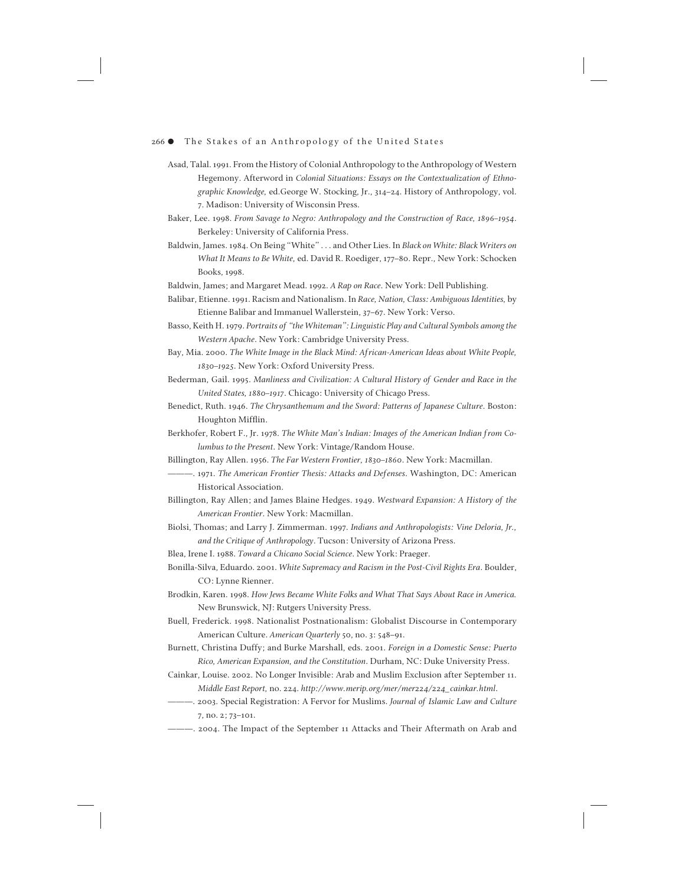Asad, Talal. 1991. From the History of Colonial Anthropology to the Anthropology of Western Hegemony. Afterword in *Colonial Situations: Essays on the Contextualization of Ethnographic Knowledge,* ed.George W. Stocking, Jr., 314–24. History of Anthropology, vol. 7. Madison: University of Wisconsin Press.

Baker, Lee. 1998. *From Savage to Negro: Anthropology and the Construction of Race, 1896–1954*. Berkeley: University of California Press.

Baldwin, James. 1984. On Being "White" . . . and Other Lies. In *Black on White: Black Writers on What It Means to Be White,* ed. David R. Roediger, 177–80. Repr., New York: Schocken Books, 1998.

Baldwin, James; and Margaret Mead. 1992. *A Rap on Race*. New York: Dell Publishing.

Balibar, Etienne. 1991. Racism and Nationalism. In *Race, Nation, Class: Ambiguous Identities,* by Etienne Balibar and Immanuel Wallerstein, 37–67. New York: Verso.

Basso, Keith H. 1979. *Portraits of "the Whiteman": Linguistic Play and Cultural Symbols among the Western Apache*. New York: Cambridge University Press.

Bay, Mia. 2000. *The White Image in the Black Mind: African-American Ideas about White People, 1830–1925*. New York: Oxford University Press.

Bederman, Gail. 1995. *Manliness and Civilization: A Cultural History of Gender and Race in the United States, 1880–1917*. Chicago: University of Chicago Press.

Benedict, Ruth. 1946. *The Chrysanthemum and the Sword: Patterns of Japanese Culture*. Boston: Houghton Mifflin.

Berkhofer, Robert F., Jr. 1978. *The White Man's Indian: Images of the American Indian from Columbus to the Present*. New York: Vintage/Random House.

Billington, Ray Allen. 1956. *The Far Western Frontier, 1830–1860*. New York: Macmillan.

———. 1971. *The American Frontier Thesis: Attacks and Defenses*. Washington, DC: American Historical Association.

Billington, Ray Allen; and James Blaine Hedges. 1949. *Westward Expansion: A History of the American Frontier*. New York: Macmillan.

Biolsi, Thomas; and Larry J. Zimmerman. 1997. *Indians and Anthropologists: Vine Deloria, Jr., and the Critique of Anthropology*. Tucson: University of Arizona Press.

Blea, Irene I. 1988. *Toward a Chicano Social Science*. New York: Praeger.

Bonilla-Silva, Eduardo. 2001. *White Supremacy and Racism in the Post-Civil Rights Era*. Boulder, CO: Lynne Rienner.

Brodkin, Karen. 1998. *How Jews Became White Folks and What That Says About Race in America.* New Brunswick, NJ: Rutgers University Press.

Buell, Frederick. 1998. Nationalist Postnationalism: Globalist Discourse in Contemporary American Culture. *American Quarterly* 50, no. 3: 548–91.

Burnett, Christina Duffy; and Burke Marshall, eds. 2001. *Foreign in a Domestic Sense: Puerto Rico, American Expansion, and the Constitution*. Durham, NC: Duke University Press.

Cainkar, Louise. 2002. No Longer Invisible: Arab and Muslim Exclusion after September 11. *Middle East Report,* no. 224. *http://www.merip.org/mer/mer224/224_cainkar.html*.

———. 2003. Special Registration: A Fervor for Muslims. *Journal of Islamic Law and Culture* 7, no. 2; 73–101.

———. 2004. The Impact of the September 11 Attacks and Their Aftermath on Arab and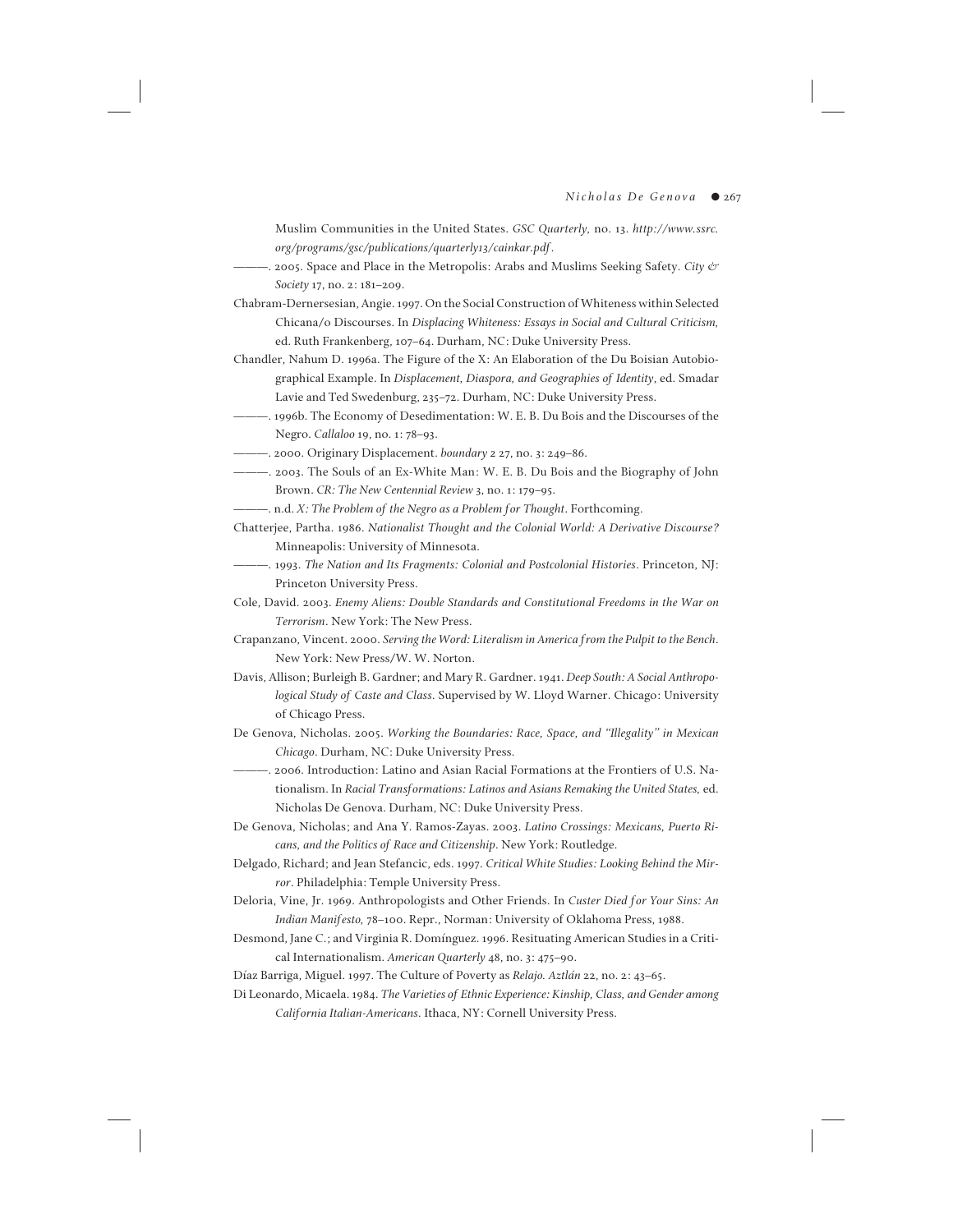Muslim Communities in the United States. *GSC Quarterly*, no. 13. *http://www.ssrc.org/programs/gsc/publications/quarterly13/cainkar.pdf*.

———. 2005. Space and Place in the Metropolis: Arabs and Muslims Seeking Safety. *City & Society* 17, no. 2: 181–209.

Chabram-Dernersesian, Angie. 1997. On the Social Construction of Whiteness within Selected Chicana/o Discourses. In *Displacing Whiteness: Essays in Social and Cultural Criticism*, ed. Ruth Frankenberg, 107–64. Durham, NC: Duke University Press.

Chandler, Nahum D. 1996a. The Figure of the X: An Elaboration of the Du Boisian Autobiographical Example. In *Displacement, Diaspora, and Geographies of Identity*, ed. Smadar Lavie and Ted Swedenburg, 235–72. Durham, NC: Duke University Press.

———. 1996b. The Economy of Desedimentation: W. E. B. Du Bois and the Discourses of the Negro. *Callaloo* 19, no. 1: 78–93.

———. 2000. Originary Displacement. *boundary 2* 27, no. 3: 249–86.

———. 2003. The Souls of an Ex-White Man: W. E. B. Du Bois and the Biography of John Brown. *CR: The New Centennial Review* 3, no. 1: 179–95.

———. n.d. *X: The Problem of the Negro as a Problem for Thought*. Forthcoming.

Chatterjee, Partha. 1986. *Nationalist Thought and the Colonial World: A Derivative Discourse?* Minneapolis: University of Minnesota.

———. 1993. *The Nation and Its Fragments: Colonial and Postcolonial Histories*. Princeton, NJ: Princeton University Press.

Cole, David. 2003. *Enemy Aliens: Double Standards and Constitutional Freedoms in the War on Terrorism*. New York: The New Press.

Crapanzano, Vincent. 2000. *Serving the Word: Literalism in America from the Pulpit to the Bench*. New York: New Press/W. W. Norton.

Davis, Allison; Burleigh B. Gardner; and Mary R. Gardner. 1941. *Deep South: A Social Anthropological Study of Caste and Class*. Supervised by W. Lloyd Warner. Chicago: University of Chicago Press.

De Genova, Nicholas. 2005. *Working the Boundaries: Race, Space, and "Illegality" in Mexican Chicago*. Durham, NC: Duke University Press.

———. 2006. Introduction: Latino and Asian Racial Formations at the Frontiers of U.S. Nationalism. In *Racial Transformations: Latinos and Asians Remaking the United States*, ed. Nicholas De Genova. Durham, NC: Duke University Press.

De Genova, Nicholas; and Ana Y. Ramos-Zayas. 2003. *Latino Crossings: Mexicans, Puerto Ricans, and the Politics of Race and Citizenship*. New York: Routledge.

Delgado, Richard; and Jean Stefancic, eds. 1997. *Critical White Studies: Looking Behind the Mirror*. Philadelphia: Temple University Press.

Deloria, Vine, Jr. 1969. Anthropologists and Other Friends. In *Custer Died for Your Sins: An Indian Manifesto*, 78–100. Repr., Norman: University of Oklahoma Press, 1988.

Desmond, Jane C.; and Virginia R. Domínguez. 1996. Resituating American Studies in a Critical Internationalism. *American Quarterly* 48, no. 3: 475–90.

Díaz Barriga, Miguel. 1997. The Culture of Poverty as *Relajo*. *Aztlán* 22, no. 2: 43–65.

Di Leonardo, Micaela. 1984. *The Varieties of Ethnic Experience: Kinship, Class, and Gender among California Italian-Americans*. Ithaca, NY: Cornell University Press.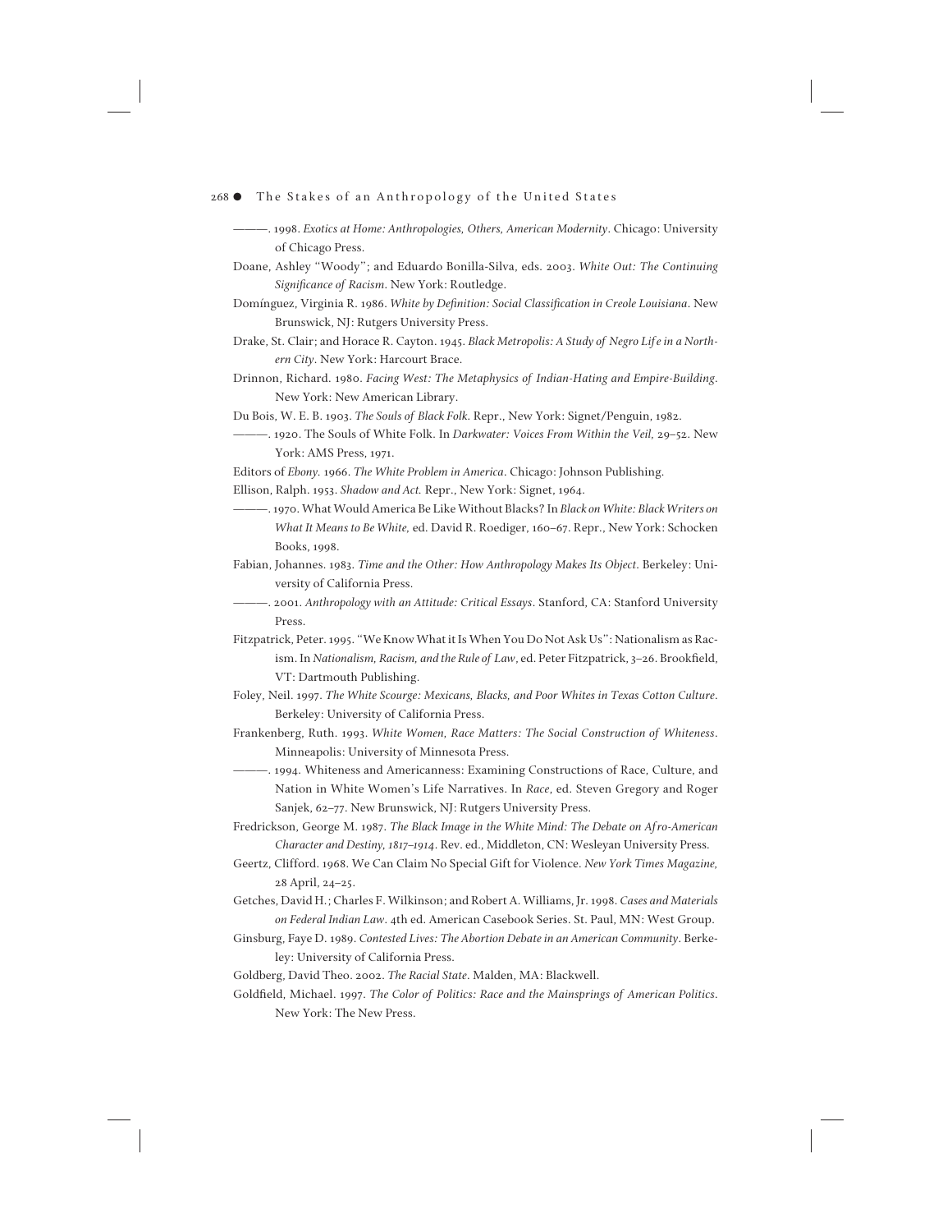———. 1998. *Exotics at Home: Anthropologies, Others, American Modernity*. Chicago: University of Chicago Press.

Doane, Ashley "Woody"; and Eduardo Bonilla-Silva, eds. 2003. *White Out: The Continuing Significance of Racism*. New York: Routledge.

Domínguez, Virginia R. 1986. *White by Definition: Social Classification in Creole Louisiana*. New Brunswick, NJ: Rutgers University Press.

Drake, St. Clair; and Horace R. Cayton. 1945. *Black Metropolis: A Study of Negro Life in a Northern City*. New York: Harcourt Brace.

Drinnon, Richard. 1980. *Facing West: The Metaphysics of Indian-Hating and Empire-Building*. New York: New American Library.

Du Bois, W. E. B. 1903. *The Souls of Black Folk*. Repr., New York: Signet/Penguin, 1982.

———. 1920. The Souls of White Folk. In *Darkwater: Voices From Within the Veil*, 29–52. New York: AMS Press, 1971.

Editors of *Ebony*. 1966. *The White Problem in America*. Chicago: Johnson Publishing.

Ellison, Ralph. 1953. *Shadow and Act*. Repr., New York: Signet, 1964.

———. 1970. What Would America Be Like Without Blacks? In *Black on White: Black Writers on What It Means to Be White*, ed. David R. Roediger, 160–67. Repr., New York: Schocken Books, 1998.

Fabian, Johannes. 1983. *Time and the Other: How Anthropology Makes Its Object*. Berkeley: University of California Press.

———. 2001. *Anthropology with an Attitude: Critical Essays*. Stanford, CA: Stanford University Press.

Fitzpatrick, Peter. 1995. "We Know What it Is When You Do Not Ask Us": Nationalism as Racism. In *Nationalism, Racism, and the Rule of Law*, ed. Peter Fitzpatrick, 3–26. Brookfield, VT: Dartmouth Publishing.

Foley, Neil. 1997. *The White Scourge: Mexicans, Blacks, and Poor Whites in Texas Cotton Culture*. Berkeley: University of California Press.

Frankenberg, Ruth. 1993. *White Women, Race Matters: The Social Construction of Whiteness*. Minneapolis: University of Minnesota Press.

———. 1994. Whiteness and Americanness: Examining Constructions of Race, Culture, and Nation in White Women's Life Narratives. In *Race*, ed. Steven Gregory and Roger Sanjek, 62–77. New Brunswick, NJ: Rutgers University Press.

Fredrickson, George M. 1987. *The Black Image in the White Mind: The Debate on Afro-American Character and Destiny, 1817–1914*. Rev. ed., Middleton, CN: Wesleyan University Press.

Geertz, Clifford. 1968. We Can Claim No Special Gift for Violence. *New York Times Magazine*, 28 April, 24–25.

Getches, David H.; Charles F. Wilkinson; and Robert A. Williams, Jr. 1998. *Cases and Materials on Federal Indian Law*. 4th ed. American Casebook Series. St. Paul, MN: West Group.

Ginsburg, Faye D. 1989. *Contested Lives: The Abortion Debate in an American Community*. Berkeley: University of California Press.

Goldberg, David Theo. 2002. *The Racial State*. Malden, MA: Blackwell.

Goldfield, Michael. 1997. *The Color of Politics: Race and the Mainsprings of American Politics*. New York: The New Press.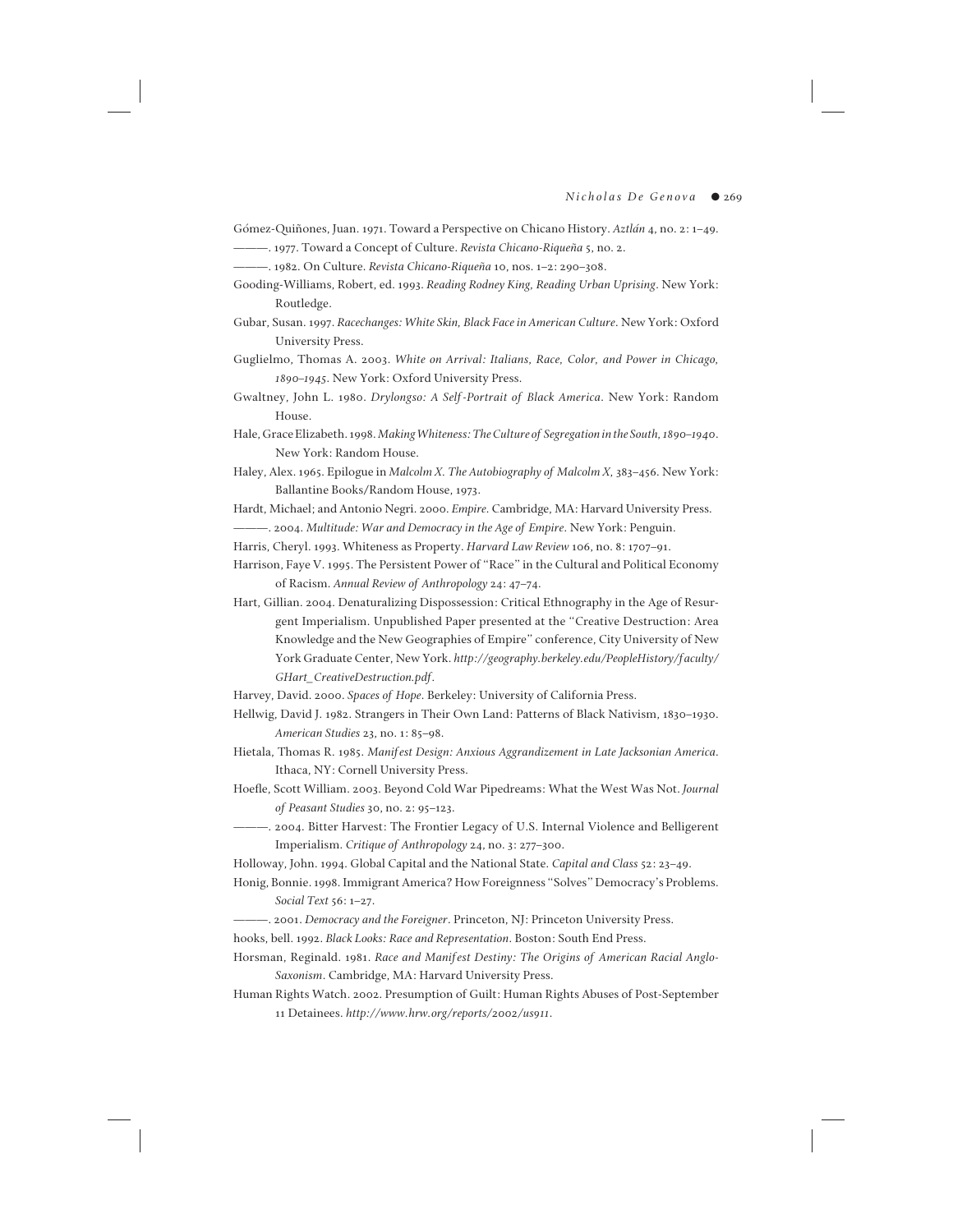Gómez-Quiñones, Juan. 1971. Toward a Perspective on Chicano History. *Aztlán* 4, no. 2: 1–49.

———. 1977. Toward a Concept of Culture. *Revista Chicano-Riqueña* 5, no. 2.

———. 1982. On Culture. *Revista Chicano-Riqueña* 10, nos. 1–2: 290–308.

Gooding-Williams, Robert, ed. 1993. *Reading Rodney King, Reading Urban Uprising*. New York: Routledge.

Gubar, Susan. 1997. *Racechanges: White Skin, Black Face in American Culture*. New York: Oxford University Press.

Guglielmo, Thomas A. 2003. *White on Arrival: Italians, Race, Color, and Power in Chicago, 1890–1945*. New York: Oxford University Press.

Gwaltney, John L. 1980. *Drylongso: A Self-Portrait of Black America*. New York: Random House.

Hale, Grace Elizabeth. 1998. *Making Whiteness: The Culture of Segregation in the South, 1890–1940*. New York: Random House.

Haley, Alex. 1965. Epilogue in *Malcolm X. The Autobiography of Malcolm X*, 383–456. New York: Ballantine Books/Random House, 1973.

Hardt, Michael; and Antonio Negri. 2000. *Empire*. Cambridge, MA: Harvard University Press.

———. 2004. *Multitude: War and Democracy in the Age of Empire*. New York: Penguin.

Harris, Cheryl. 1993. Whiteness as Property. *Harvard Law Review* 106, no. 8: 1707–91.

Harrison, Faye V. 1995. The Persistent Power of "Race" in the Cultural and Political Economy of Racism. *Annual Review of Anthropology* 24: 47–74.

Hart, Gillian. 2004. Denaturalizing Dispossession: Critical Ethnography in the Age of Resurgent Imperialism. Unpublished Paper presented at the "Creative Destruction: Area Knowledge and the New Geographies of Empire" conference, City University of New York Graduate Center, New York. *http://geography.berkeley.edu/PeopleHistory/faculty/GHart_CreativeDestruction.pdf*.

Harvey, David. 2000. *Spaces of Hope*. Berkeley: University of California Press.

Hellwig, David J. 1982. Strangers in Their Own Land: Patterns of Black Nativism, 1830–1930. *American Studies* 23, no. 1: 85–98.

Hietala, Thomas R. 1985. *Manifest Design: Anxious Aggrandizement in Late Jacksonian America*. Ithaca, NY: Cornell University Press.

Hoefle, Scott William. 2003. Beyond Cold War Pipedreams: What the West Was Not. *Journal of Peasant Studies* 30, no. 2: 95–123.

———. 2004. Bitter Harvest: The Frontier Legacy of U.S. Internal Violence and Belligerent Imperialism. *Critique of Anthropology* 24, no. 3: 277–300.

Holloway, John. 1994. Global Capital and the National State. *Capital and Class* 52: 23–49.

Honig, Bonnie. 1998. Immigrant America? How Foreignness "Solves" Democracy's Problems. *Social Text* 56: 1–27.

———. 2001. *Democracy and the Foreigner*. Princeton, NJ: Princeton University Press.

hooks, bell. 1992. *Black Looks: Race and Representation*. Boston: South End Press.

Horsman, Reginald. 1981. *Race and Manifest Destiny: The Origins of American Racial Anglo-Saxonism*. Cambridge, MA: Harvard University Press.

Human Rights Watch. 2002. Presumption of Guilt: Human Rights Abuses of Post-September 11 Detainees. *http://www.hrw.org/reports/2002/us911*.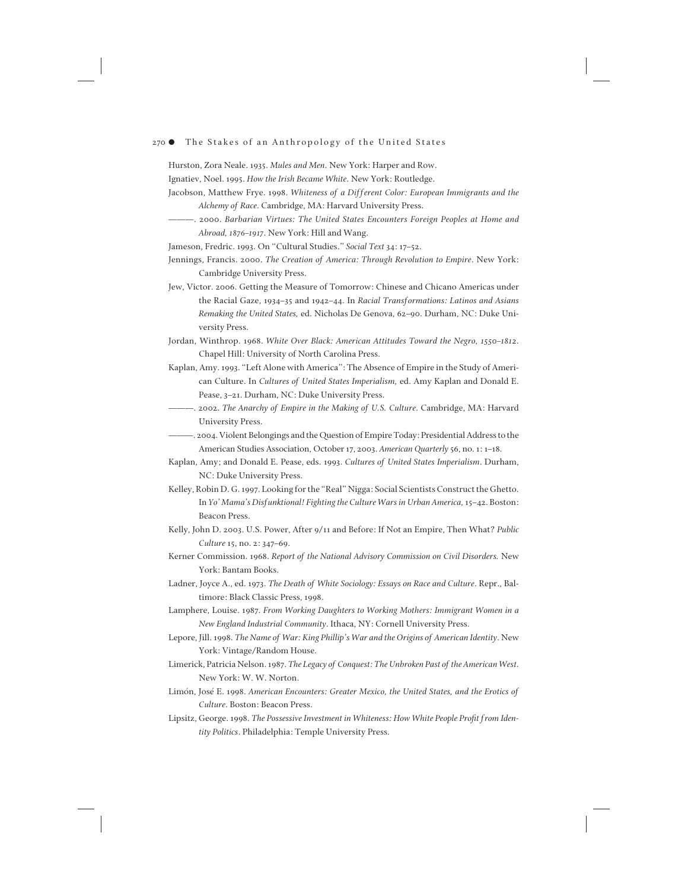Hurston, Zora Neale. 1935. *Mules and Men*. New York: Harper and Row.

Ignatiev, Noel. 1995. *How the Irish Became White*. New York: Routledge.

Jacobson, Matthew Frye. 1998. *Whiteness of a Different Color: European Immigrants and the Alchemy of Race*. Cambridge, MA: Harvard University Press.

———. 2000. *Barbarian Virtues: The United States Encounters Foreign Peoples at Home and Abroad, 1876–1917*. New York: Hill and Wang.

Jameson, Fredric. 1993. On "Cultural Studies." *Social Text* 34: 17–52.

Jennings, Francis. 2000. *The Creation of America: Through Revolution to Empire*. New York: Cambridge University Press.

Jew, Victor. 2006. Getting the Measure of Tomorrow: Chinese and Chicano Americas under the Racial Gaze, 1934–35 and 1942–44. In *Racial Transformations: Latinos and Asians Remaking the United States*, ed. Nicholas De Genova, 62–90. Durham, NC: Duke University Press.

Jordan, Winthrop. 1968. *White Over Black: American Attitudes Toward the Negro, 1550–1812*. Chapel Hill: University of North Carolina Press.

Kaplan, Amy. 1993. "Left Alone with America": The Absence of Empire in the Study of American Culture. In *Cultures of United States Imperialism*, ed. Amy Kaplan and Donald E. Pease, 3–21. Durham, NC: Duke University Press.

———. 2002. *The Anarchy of Empire in the Making of U.S. Culture*. Cambridge, MA: Harvard University Press.

———. 2004. Violent Belongings and the Question of Empire Today: Presidential Address to the American Studies Association, October 17, 2003. *American Quarterly* 56, no. 1: 1–18.

Kaplan, Amy; and Donald E. Pease, eds. 1993. *Cultures of United States Imperialism*. Durham, NC: Duke University Press.

Kelley, Robin D. G. 1997. Looking for the "Real" Nigga: Social Scientists Construct the Ghetto. In *Yo' Mama's Disfunktional! Fighting the Culture Wars in Urban America*, 15–42. Boston: Beacon Press.

Kelly, John D. 2003. U.S. Power, After 9/11 and Before: If Not an Empire, Then What? *Public Culture* 15, no. 2: 347–69.

Kerner Commission. 1968. *Report of the National Advisory Commission on Civil Disorders.* New York: Bantam Books.

Ladner, Joyce A., ed. 1973. *The Death of White Sociology: Essays on Race and Culture*. Repr., Baltimore: Black Classic Press, 1998.

Lamphere, Louise. 1987. *From Working Daughters to Working Mothers: Immigrant Women in a New England Industrial Community*. Ithaca, NY: Cornell University Press.

Lepore, Jill. 1998. *The Name of War: King Phillip's War and the Origins of American Identity*. New York: Vintage/Random House.

Limerick, Patricia Nelson. 1987. *The Legacy of Conquest: The Unbroken Past of the American West*. New York: W. W. Norton.

Limón, José E. 1998. *American Encounters: Greater Mexico, the United States, and the Erotics of Culture*. Boston: Beacon Press.

Lipsitz, George. 1998. *The Possessive Investment in Whiteness: How White People Profit from Identity Politics*. Philadelphia: Temple University Press.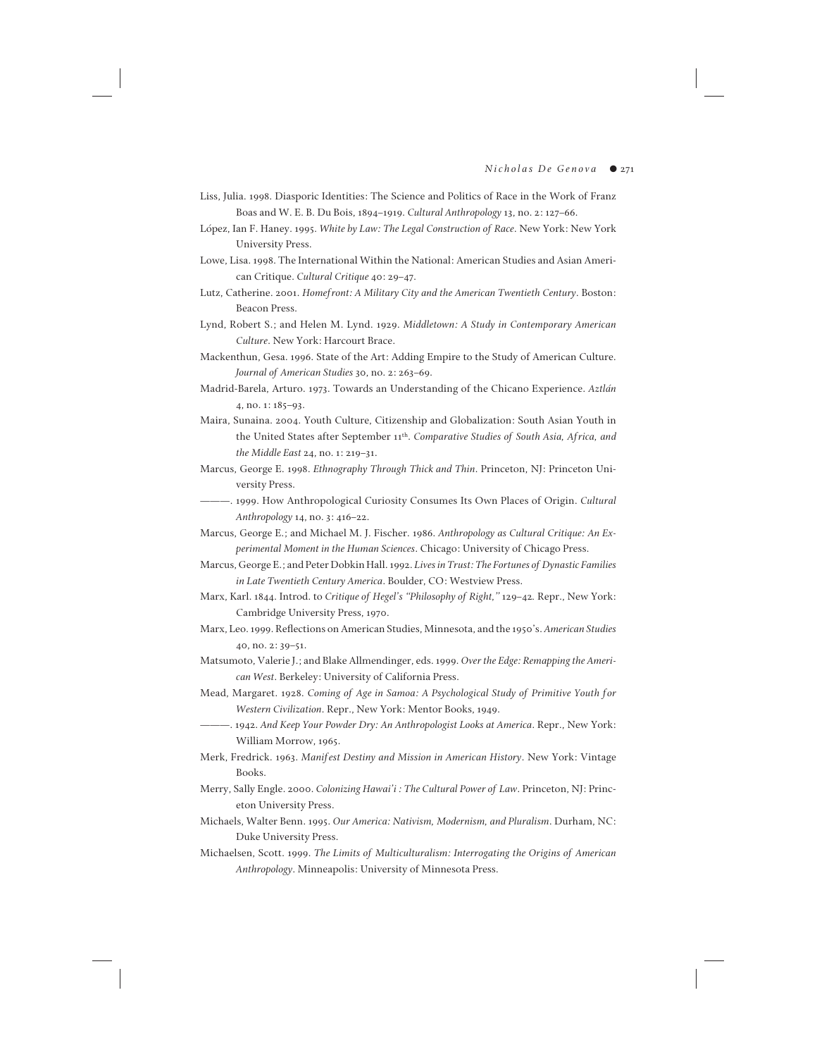Liss, Julia. 1998. Diasporic Identities: The Science and Politics of Race in the Work of Franz Boas and W. E. B. Du Bois, 1894–1919. *Cultural Anthropology* 13, no. 2: 127–66.

López, Ian F. Haney. 1995. *White by Law: The Legal Construction of Race*. New York: New York University Press.

Lowe, Lisa. 1998. The International Within the National: American Studies and Asian American Critique. *Cultural Critique* 40: 29–47.

Lutz, Catherine. 2001. *Homefront: A Military City and the American Twentieth Century*. Boston: Beacon Press.

Lynd, Robert S.; and Helen M. Lynd. 1929. *Middletown: A Study in Contemporary American Culture*. New York: Harcourt Brace.

Mackenthun, Gesa. 1996. State of the Art: Adding Empire to the Study of American Culture. *Journal of American Studies* 30, no. 2: 263–69.

Madrid-Barela, Arturo. 1973. Towards an Understanding of the Chicano Experience. *Aztlán* 4, no. 1: 185–93.

Maira, Sunaina. 2004. Youth Culture, Citizenship and Globalization: South Asian Youth in the United States after September 11th. *Comparative Studies of South Asia, Africa, and the Middle East* 24, no. 1: 219–31.

Marcus, George E. 1998. *Ethnography Through Thick and Thin*. Princeton, NJ: Princeton University Press.

———. 1999. How Anthropological Curiosity Consumes Its Own Places of Origin. *Cultural Anthropology* 14, no. 3: 416–22.

Marcus, George E.; and Michael M. J. Fischer. 1986. *Anthropology as Cultural Critique: An Experimental Moment in the Human Sciences*. Chicago: University of Chicago Press.

Marcus, George E.; and Peter Dobkin Hall. 1992. *Lives in Trust: The Fortunes of Dynastic Families in Late Twentieth Century America*. Boulder, CO: Westview Press.

Marx, Karl. 1844. Introd. to *Critique of Hegel's "Philosophy of Right,"* 129–42. Repr., New York: Cambridge University Press, 1970.

Marx, Leo. 1999. Reflections on American Studies, Minnesota, and the 1950's. *American Studies* 40, no. 2: 39–51.

Matsumoto, Valerie J.; and Blake Allmendinger, eds. 1999. *Over the Edge: Remapping the American West*. Berkeley: University of California Press.

Mead, Margaret. 1928. *Coming of Age in Samoa: A Psychological Study of Primitive Youth for Western Civilization*. Repr., New York: Mentor Books, 1949.

———. 1942. *And Keep Your Powder Dry: An Anthropologist Looks at America*. Repr., New York: William Morrow, 1965.

Merk, Fredrick. 1963. *Manifest Destiny and Mission in American History*. New York: Vintage Books.

Merry, Sally Engle. 2000. *Colonizing Hawai'i : The Cultural Power of Law*. Princeton, NJ: Princeton University Press.

Michaels, Walter Benn. 1995. *Our America: Nativism, Modernism, and Pluralism*. Durham, NC: Duke University Press.

Michaelsen, Scott. 1999. *The Limits of Multiculturalism: Interrogating the Origins of American Anthropology*. Minneapolis: University of Minnesota Press.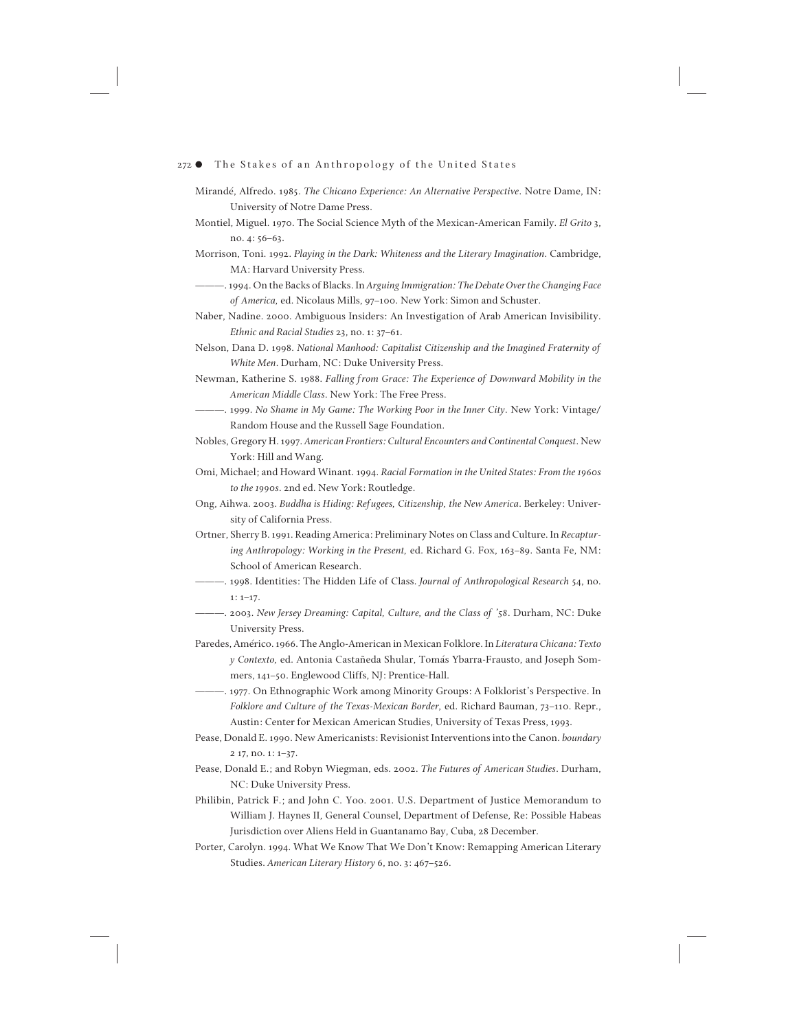Mirandé, Alfredo. 1985. *The Chicano Experience: An Alternative Perspective*. Notre Dame, IN: University of Notre Dame Press.

Montiel, Miguel. 1970. The Social Science Myth of the Mexican-American Family. *El Grito* 3, no. 4: 56–63.

Morrison, Toni. 1992. *Playing in the Dark: Whiteness and the Literary Imagination*. Cambridge, MA: Harvard University Press.

———. 1994. On the Backs of Blacks. In *Arguing Immigration: The Debate Over the Changing Face of America*, ed. Nicolaus Mills, 97–100. New York: Simon and Schuster.

Naber, Nadine. 2000. Ambiguous Insiders: An Investigation of Arab American Invisibility. *Ethnic and Racial Studies* 23, no. 1: 37–61.

Nelson, Dana D. 1998. *National Manhood: Capitalist Citizenship and the Imagined Fraternity of White Men*. Durham, NC: Duke University Press.

Newman, Katherine S. 1988. *Falling from Grace: The Experience of Downward Mobility in the American Middle Class*. New York: The Free Press.

———. 1999. *No Shame in My Game: The Working Poor in the Inner City*. New York: Vintage/Random House and the Russell Sage Foundation.

Nobles, Gregory H. 1997. *American Frontiers: Cultural Encounters and Continental Conquest*. New York: Hill and Wang.

Omi, Michael; and Howard Winant. 1994. *Racial Formation in the United States: From the 1960s to the 1990s*. 2nd ed. New York: Routledge.

Ong, Aihwa. 2003. *Buddha is Hiding: Refugees, Citizenship, the New America*. Berkeley: University of California Press.

Ortner, Sherry B. 1991. Reading America: Preliminary Notes on Class and Culture. In *Recapturing Anthropology: Working in the Present*, ed. Richard G. Fox, 163–89. Santa Fe, NM: School of American Research.

———. 1998. Identities: The Hidden Life of Class. *Journal of Anthropological Research* 54, no. 1: 1–17.

———. 2003. *New Jersey Dreaming: Capital, Culture, and the Class of '58*. Durham, NC: Duke University Press.

Paredes, Américo. 1966. The Anglo-American in Mexican Folklore. In *Literatura Chicana: Texto y Contexto*, ed. Antonia Castañeda Shular, Tomás Ybarra-Frausto, and Joseph Sommers, 141–50. Englewood Cliffs, NJ: Prentice-Hall.

———. 1977. On Ethnographic Work among Minority Groups: A Folklorist's Perspective. In *Folklore and Culture of the Texas-Mexican Border*, ed. Richard Bauman, 73–110. Repr., Austin: Center for Mexican American Studies, University of Texas Press, 1993.

Pease, Donald E. 1990. New Americanists: Revisionist Interventions into the Canon. *boundary 2* 17, no. 1: 1–37.

Pease, Donald E.; and Robyn Wiegman, eds. 2002. *The Futures of American Studies*. Durham, NC: Duke University Press.

Philibin, Patrick F.; and John C. Yoo. 2001. U.S. Department of Justice Memorandum to William J. Haynes II, General Counsel, Department of Defense, Re: Possible Habeas Jurisdiction over Aliens Held in Guantanamo Bay, Cuba, 28 December.

Porter, Carolyn. 1994. What We Know That We Don't Know: Remapping American Literary Studies. *American Literary History* 6, no. 3: 467–526.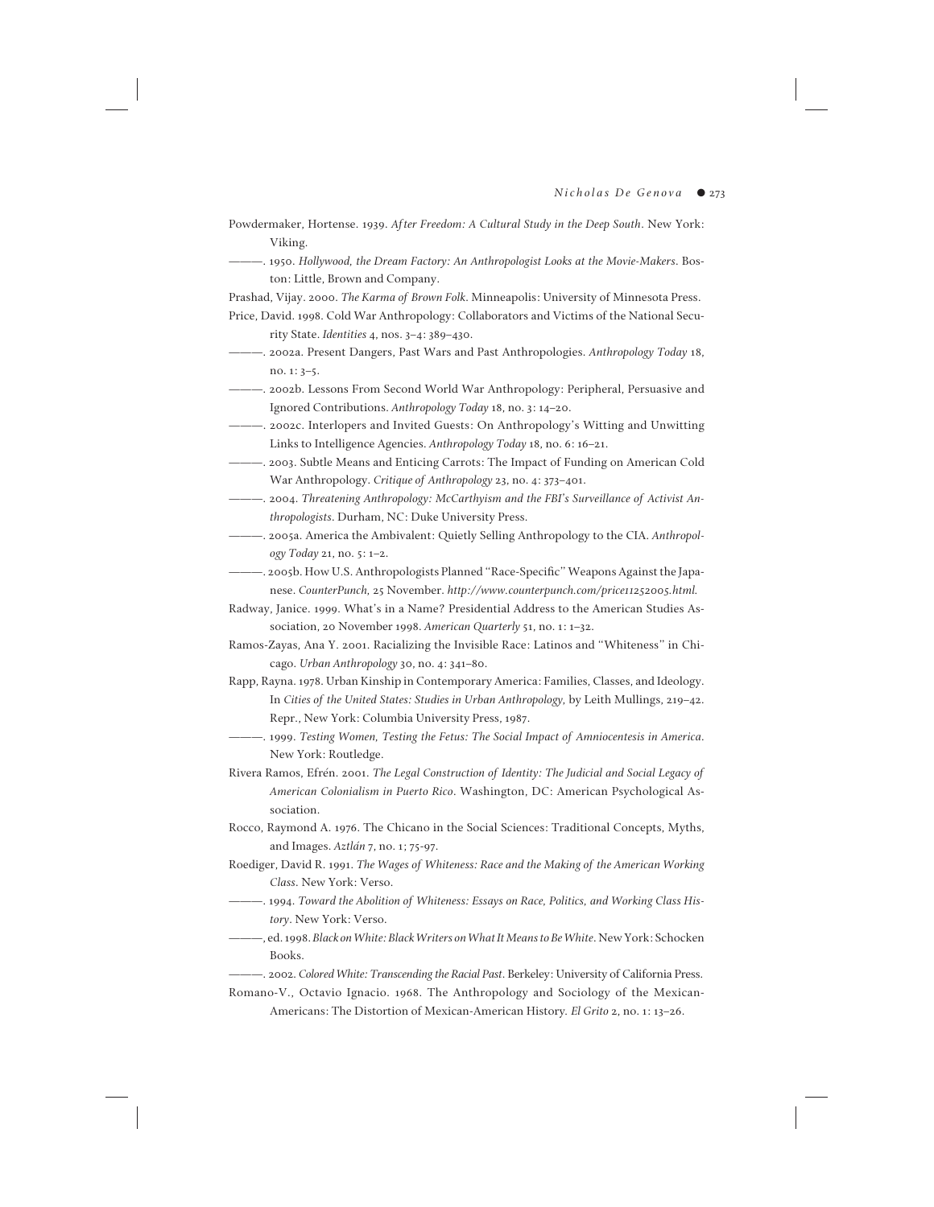Powdermaker, Hortense. 1939. *After Freedom: A Cultural Study in the Deep South*. New York: Viking.

———. 1950. *Hollywood, the Dream Factory: An Anthropologist Looks at the Movie-Makers*. Boston: Little, Brown and Company.

Prashad, Vijay. 2000. *The Karma of Brown Folk*. Minneapolis: University of Minnesota Press.

Price, David. 1998. Cold War Anthropology: Collaborators and Victims of the National Security State. *Identities* 4, nos. 3–4: 389–430.

———. 2002a. Present Dangers, Past Wars and Past Anthropologies. *Anthropology Today* 18, no. 1: 3–5.

———. 2002b. Lessons From Second World War Anthropology: Peripheral, Persuasive and Ignored Contributions. *Anthropology Today* 18, no. 3: 14–20.

———. 2002c. Interlopers and Invited Guests: On Anthropology's Witting and Unwitting Links to Intelligence Agencies. *Anthropology Today* 18, no. 6: 16–21.

———. 2003. Subtle Means and Enticing Carrots: The Impact of Funding on American Cold War Anthropology. *Critique of Anthropology* 23, no. 4: 373–401.

———. 2004. *Threatening Anthropology: McCarthyism and the FBI's Surveillance of Activist Anthropologists*. Durham, NC: Duke University Press.

———. 2005a. America the Ambivalent: Quietly Selling Anthropology to the CIA. *Anthropology Today* 21, no. 5: 1–2.

———. 2005b. How U.S. Anthropologists Planned "Race-Specific" Weapons Against the Japanese. *CounterPunch*, 25 November. *http://www.counterpunch.com/price11252005.html.*

Radway, Janice. 1999. What's in a Name? Presidential Address to the American Studies Association, 20 November 1998. *American Quarterly* 51, no. 1: 1–32.

Ramos-Zayas, Ana Y. 2001. Racializing the Invisible Race: Latinos and "Whiteness" in Chicago. *Urban Anthropology* 30, no. 4: 341–80.

Rapp, Rayna. 1978. Urban Kinship in Contemporary America: Families, Classes, and Ideology. In *Cities of the United States: Studies in Urban Anthropology,* by Leith Mullings, 219–42. Repr., New York: Columbia University Press, 1987.

———. 1999. *Testing Women, Testing the Fetus: The Social Impact of Amniocentesis in America*. New York: Routledge.

Rivera Ramos, Efrén. 2001. *The Legal Construction of Identity: The Judicial and Social Legacy of American Colonialism in Puerto Rico*. Washington, DC: American Psychological Association.

Rocco, Raymond A. 1976. The Chicano in the Social Sciences: Traditional Concepts, Myths, and Images. *Aztlán* 7, no. 1; 75-97.

Roediger, David R. 1991. *The Wages of Whiteness: Race and the Making of the American Working Class*. New York: Verso.

———. 1994. *Toward the Abolition of Whiteness: Essays on Race, Politics, and Working Class History*. New York: Verso.

———, ed. 1998. *Black on White: Black Writers on What It Means to Be White*. New York: Schocken Books.

———. 2002. *Colored White: Transcending the Racial Past*. Berkeley: University of California Press.

Romano-V., Octavio Ignacio. 1968. The Anthropology and Sociology of the Mexican-Americans: The Distortion of Mexican-American History. *El Grito* 2, no. 1: 13–26.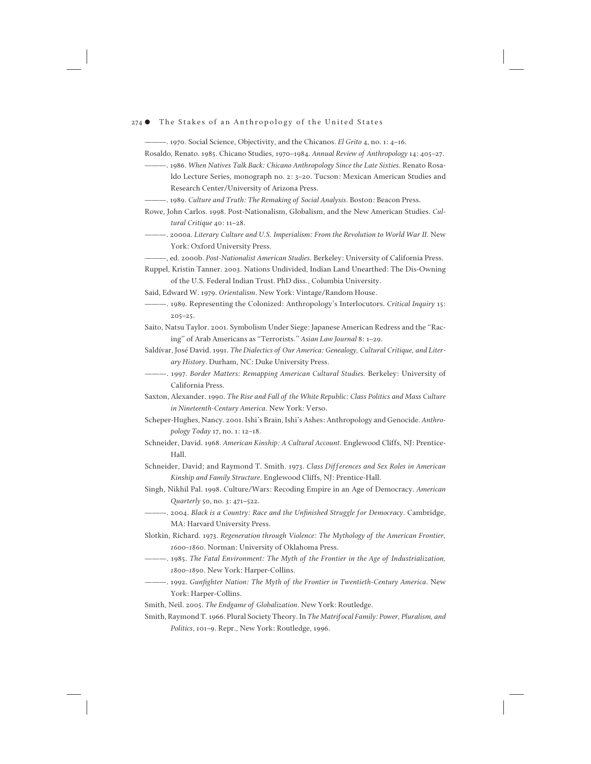———. 1970. Social Science, Objectivity, and the Chicanos. *El Grito* 4, no. 1: 4–16.

Rosaldo, Renato. 1985. Chicano Studies, 1970–1984. *Annual Review of Anthropology* 14: 405–27.

———. 1986. *When Natives Talk Back: Chicano Anthropology Since the Late Sixties*. Renato Rosaldo Lecture Series, monograph no. 2: 3–20. Tucson: Mexican American Studies and Research Center/University of Arizona Press.

———. 1989. *Culture and Truth: The Remaking of Social Analysis*. Boston: Beacon Press.

Rowe, John Carlos. 1998. Post-Nationalism, Globalism, and the New American Studies. *Cultural Critique* 40: 11–28.

———. 2000a. *Literary Culture and U.S. Imperialism: From the Revolution to World War II*. New York: Oxford University Press.

———, ed. 2000b. *Post-Nationalist American Studies*. Berkeley: University of California Press.

Ruppel, Kristin Tanner. 2003. Nations Undivided, Indian Land Unearthed: The Dis-Owning of the U.S. Federal Indian Trust. PhD diss., Columbia University.

Said, Edward W. 1979. *Orientalism*. New York: Vintage/Random House.

———. 1989. Representing the Colonized: Anthropology's Interlocutors. *Critical Inquiry* 15: 205–25.

Saito, Natsu Taylor. 2001. Symbolism Under Siege: Japanese American Redress and the "Racing" of Arab Americans as "Terrorists." *Asian Law Journal* 8: 1–29.

Saldívar, José David. 1991. *The Dialectics of Our America: Genealogy, Cultural Critique, and Literary History*. Durham, NC: Duke University Press.

———. 1997. *Border Matters: Remapping American Cultural Studies*. Berkeley: University of California Press.

Saxton, Alexander. 1990. *The Rise and Fall of the White Republic: Class Politics and Mass Culture in Nineteenth-Century America*. New York: Verso.

Scheper-Hughes, Nancy. 2001. Ishi's Brain, Ishi's Ashes: Anthropology and Genocide. *Anthropology Today* 17, no. 1: 12–18.

Schneider, David. 1968. *American Kinship: A Cultural Account*. Englewood Cliffs, NJ: Prentice-Hall.

Schneider, David; and Raymond T. Smith. 1973. *Class Differences and Sex Roles in American Kinship and Family Structure*. Englewood Cliffs, NJ: Prentice-Hall.

Singh, Nikhil Pal. 1998. Culture/Wars: Recoding Empire in an Age of Democracy. *American Quarterly* 50, no. 3: 471–522.

———. 2004. *Black is a Country: Race and the Unfinished Struggle for Democracy*. Cambridge, MA: Harvard University Press.

Slotkin, Richard. 1973. *Regeneration through Violence: The Mythology of the American Frontier, 1600–1860*. Norman: University of Oklahoma Press.

———. 1985. *The Fatal Environment: The Myth of the Frontier in the Age of Industrialization, 1800–1890*. New York: Harper-Collins.

———. 1992. *Gunfighter Nation: The Myth of the Frontier in Twentieth-Century America*. New York: Harper-Collins.

Smith, Neil. 2005. *The Endgame of Globalization*. New York: Routledge.

Smith, Raymond T. 1966. Plural Society Theory. In *The Matrifocal Family: Power, Pluralism, and Politics*, 101–9. Repr., New York: Routledge, 1996.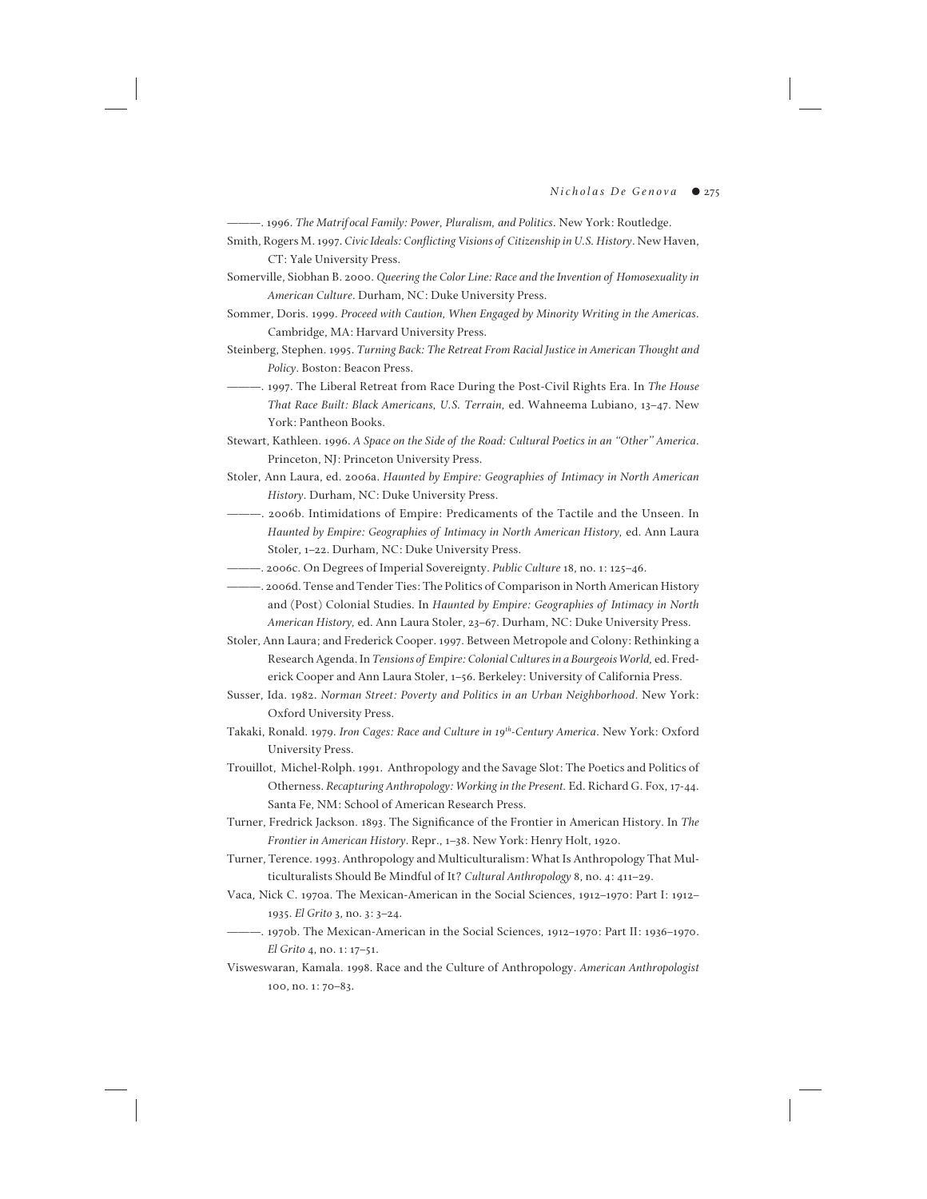———. 1996. *The Matrifocal Family: Power, Pluralism, and Politics*. New York: Routledge.

Smith, Rogers M. 1997. *Civic Ideals: Conflicting Visions of Citizenship in U.S. History*. New Haven, CT: Yale University Press.

Somerville, Siobhan B. 2000. *Queering the Color Line: Race and the Invention of Homosexuality in American Culture*. Durham, NC: Duke University Press.

Sommer, Doris. 1999. *Proceed with Caution, When Engaged by Minority Writing in the Americas*. Cambridge, MA: Harvard University Press.

Steinberg, Stephen. 1995. *Turning Back: The Retreat From Racial Justice in American Thought and Policy*. Boston: Beacon Press.

———. 1997. The Liberal Retreat from Race During the Post-Civil Rights Era. In *The House That Race Built: Black Americans, U.S. Terrain,* ed. Wahneema Lubiano, 13–47. New York: Pantheon Books.

Stewart, Kathleen. 1996. *A Space on the Side of the Road: Cultural Poetics in an "Other" America*. Princeton, NJ: Princeton University Press.

Stoler, Ann Laura, ed. 2006a. *Haunted by Empire: Geographies of Intimacy in North American History*. Durham, NC: Duke University Press.

———. 2006b. Intimidations of Empire: Predicaments of the Tactile and the Unseen. In *Haunted by Empire: Geographies of Intimacy in North American History,* ed. Ann Laura Stoler, 1–22. Durham, NC: Duke University Press.

———. 2006c. On Degrees of Imperial Sovereignty. *Public Culture* 18, no. 1: 125–46.

———. 2006d. Tense and Tender Ties: The Politics of Comparison in North American History and (Post) Colonial Studies. In *Haunted by Empire: Geographies of Intimacy in North American History,* ed. Ann Laura Stoler, 23–67. Durham, NC: Duke University Press.

Stoler, Ann Laura; and Frederick Cooper. 1997. Between Metropole and Colony: Rethinking a Research Agenda. In *Tensions of Empire: Colonial Cultures in a Bourgeois World,* ed. Frederick Cooper and Ann Laura Stoler, 1–56. Berkeley: University of California Press.

Susser, Ida. 1982. *Norman Street: Poverty and Politics in an Urban Neighborhood*. New York: Oxford University Press.

Takaki, Ronald. 1979. *Iron Cages: Race and Culture in 19th-Century America*. New York: Oxford University Press.

Trouillot, Michel-Rolph. 1991. Anthropology and the Savage Slot: The Poetics and Politics of Otherness. *Recapturing Anthropology: Working in the Present.* Ed. Richard G. Fox, 17-44. Santa Fe, NM: School of American Research Press.

Turner, Fredrick Jackson. 1893. The Significance of the Frontier in American History. In *The Frontier in American History*. Repr., 1–38. New York: Henry Holt, 1920.

Turner, Terence. 1993. Anthropology and Multiculturalism: What Is Anthropology That Multiculturalists Should Be Mindful of It? *Cultural Anthropology* 8, no. 4: 411–29.

Vaca, Nick C. 1970a. The Mexican-American in the Social Sciences, 1912–1970: Part I: 1912–1935. *El Grito* 3, no. 3: 3–24.

———. 1970b. The Mexican-American in the Social Sciences, 1912–1970: Part II: 1936–1970. *El Grito* 4, no. 1: 17–51.

Visweswaran, Kamala. 1998. Race and the Culture of Anthropology. *American Anthropologist* 100, no. 1: 70–83.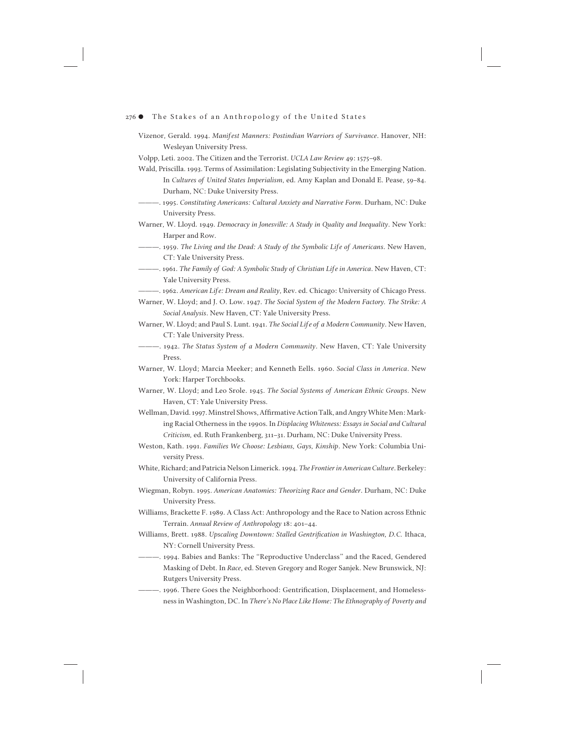Vizenor, Gerald. 1994. *Manifest Manners: Postindian Warriors of Survivance*. Hanover, NH: Wesleyan University Press.

Volpp, Leti. 2002. The Citizen and the Terrorist. *UCLA Law Review* 49: 1575–98.

Wald, Priscilla. 1993. Terms of Assimilation: Legislating Subjectivity in the Emerging Nation. In *Cultures of United States Imperialism*, ed. Amy Kaplan and Donald E. Pease, 59–84. Durham, NC: Duke University Press.

———. 1995. *Constituting Americans: Cultural Anxiety and Narrative Form*. Durham, NC: Duke University Press.

Warner, W. Lloyd. 1949. *Democracy in Jonesville: A Study in Quality and Inequality*. New York: Harper and Row.

———. 1959. *The Living and the Dead: A Study of the Symbolic Life of Americans*. New Haven, CT: Yale University Press.

———. 1961. *The Family of God: A Symbolic Study of Christian Life in America*. New Haven, CT: Yale University Press.

———. 1962. *American Life: Dream and Reality*, Rev. ed. Chicago: University of Chicago Press.

Warner, W. Lloyd; and J. O. Low. 1947. *The Social System of the Modern Factory. The Strike: A Social Analysis*. New Haven, CT: Yale University Press.

Warner, W. Lloyd; and Paul S. Lunt. 1941. *The Social Life of a Modern Community*. New Haven, CT: Yale University Press.

———. 1942. *The Status System of a Modern Community*. New Haven, CT: Yale University Press.

Warner, W. Lloyd; Marcia Meeker; and Kenneth Eells. 1960. *Social Class in America*. New York: Harper Torchbooks.

Warner, W. Lloyd; and Leo Srole. 1945. *The Social Systems of American Ethnic Groups*. New Haven, CT: Yale University Press.

Wellman, David. 1997. Minstrel Shows, Affirmative Action Talk, and Angry White Men: Marking Racial Otherness in the 1990s. In *Displacing Whiteness: Essays in Social and Cultural Criticism*, ed. Ruth Frankenberg, 311–31. Durham, NC: Duke University Press.

Weston, Kath. 1991. *Families We Choose: Lesbians, Gays, Kinship*. New York: Columbia University Press.

White, Richard; and Patricia Nelson Limerick. 1994. *The Frontier in American Culture*. Berkeley: University of California Press.

Wiegman, Robyn. 1995. *American Anatomies: Theorizing Race and Gender*. Durham, NC: Duke University Press.

Williams, Brackette F. 1989. A Class Act: Anthropology and the Race to Nation across Ethnic Terrain. *Annual Review of Anthropology* 18: 401–44.

Williams, Brett. 1988. *Upscaling Downtown: Stalled Gentrification in Washington, D.C.* Ithaca, NY: Cornell University Press.

———. 1994. Babies and Banks: The "Reproductive Underclass" and the Raced, Gendered Masking of Debt. In *Race*, ed. Steven Gregory and Roger Sanjek. New Brunswick, NJ: Rutgers University Press.

———. 1996. There Goes the Neighborhood: Gentrification, Displacement, and Homelessness in Washington, DC. In *There's No Place Like Home: The Ethnography of Poverty and*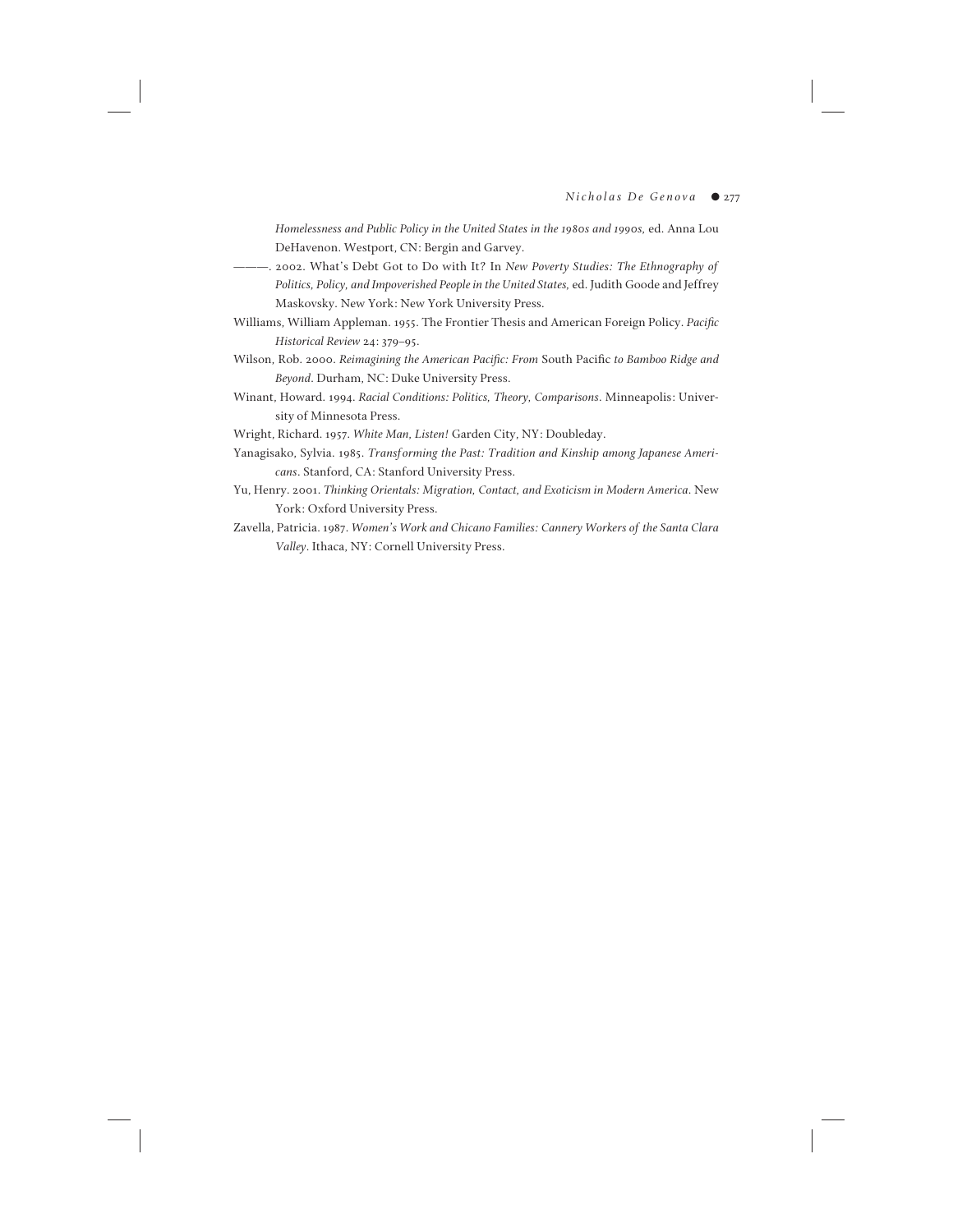*Homelessness and Public Policy in the United States in the 1980s and 1990s,* ed. Anna Lou DeHavenon. Westport, CN: Bergin and Garvey.

———. 2002. What's Debt Got to Do with It? In *New Poverty Studies: The Ethnography of Politics, Policy, and Impoverished People in the United States,* ed. Judith Goode and Jeffrey Maskovsky. New York: New York University Press.

Williams, William Appleman. 1955. The Frontier Thesis and American Foreign Policy. *Pacific Historical Review* 24: 379–95.

Wilson, Rob. 2000. *Reimagining the American Pacific: From* South Pacific *to Bamboo Ridge and Beyond*. Durham, NC: Duke University Press.

Winant, Howard. 1994. *Racial Conditions: Politics, Theory, Comparisons*. Minneapolis: University of Minnesota Press.

Wright, Richard. 1957. *White Man, Listen!* Garden City, NY: Doubleday.

Yanagisako, Sylvia. 1985. *Transforming the Past: Tradition and Kinship among Japanese Americans*. Stanford, CA: Stanford University Press.

Yu, Henry. 2001. *Thinking Orientals: Migration, Contact, and Exoticism in Modern America*. New York: Oxford University Press.

Zavella, Patricia. 1987. *Women's Work and Chicano Families: Cannery Workers of the Santa Clara Valley*. Ithaca, NY: Cornell University Press.